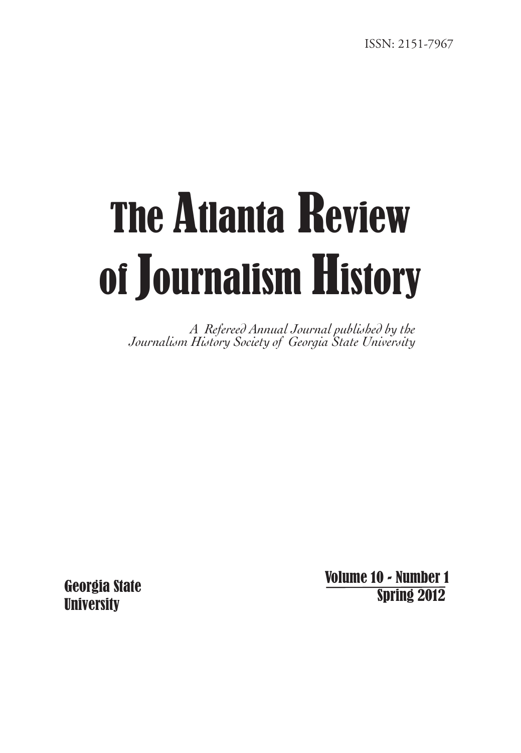ISSN: 2151-7967

# The Atlanta Review of Journalism History

*A Refereed Annual Journal published by the Journalism History Society of Georgia State University*

Georgia State University

Volume 10 - Number 1
Spring 2012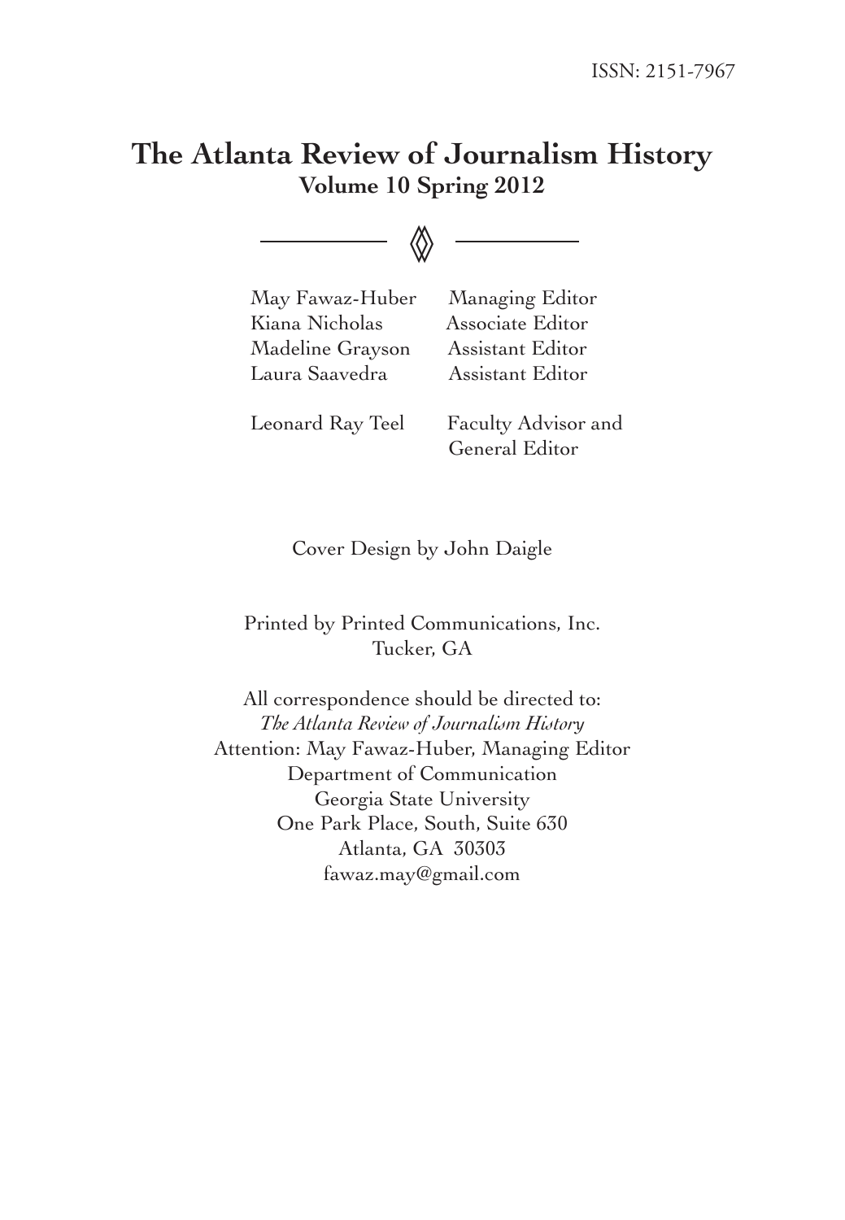ISSN: 2151-7967

# The Atlanta Review of Journalism History

## Volume 10 Spring 2012

| | |
|---|---|
| May Fawaz-Huber | Managing Editor |
| Kiana Nicholas | Associate Editor |
| Madeline Grayson | Assistant Editor |
| Laura Saavedra | Assistant Editor |
| Leonard Ray Teel | Faculty Advisor and General Editor |

Cover Design by John Daigle

Printed by Printed Communications, Inc.
Tucker, GA

All correspondence should be directed to:
*The Atlanta Review of Journalism History*
Attention: May Fawaz-Huber, Managing Editor
Department of Communication
Georgia State University
One Park Place, South, Suite 630
Atlanta, GA 30303
fawaz.may@gmail.com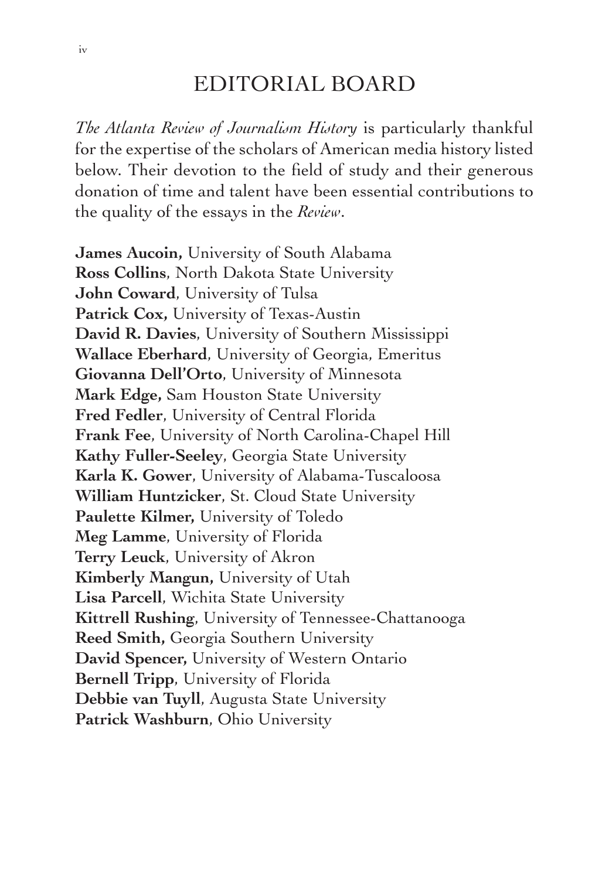# EDITORIAL BOARD

*The Atlanta Review of Journalism History* is particularly thankful for the expertise of the scholars of American media history listed below. Their devotion to the field of study and their generous donation of time and talent have been essential contributions to the quality of the essays in the *Review*.

**James Aucoin,** University of South Alabama  
**Ross Collins**, North Dakota State University  
**John Coward**, University of Tulsa  
**Patrick Cox,** University of Texas-Austin  
**David R. Davies**, University of Southern Mississippi  
**Wallace Eberhard**, University of Georgia, Emeritus  
**Giovanna Dell'Orto**, University of Minnesota  
**Mark Edge,** Sam Houston State University  
**Fred Fedler**, University of Central Florida  
**Frank Fee**, University of North Carolina-Chapel Hill  
**Kathy Fuller-Seeley**, Georgia State University  
**Karla K. Gower**, University of Alabama-Tuscaloosa  
**William Huntzicker**, St. Cloud State University  
**Paulette Kilmer,** University of Toledo  
**Meg Lamme**, University of Florida  
**Terry Leuck**, University of Akron  
**Kimberly Mangun,** University of Utah  
**Lisa Parcell**, Wichita State University  
**Kittrell Rushing**, University of Tennessee-Chattanooga  
**Reed Smith,** Georgia Southern University  
**David Spencer,** University of Western Ontario  
**Bernell Tripp**, University of Florida  
**Debbie van Tuyll**, Augusta State University  
**Patrick Washburn**, Ohio University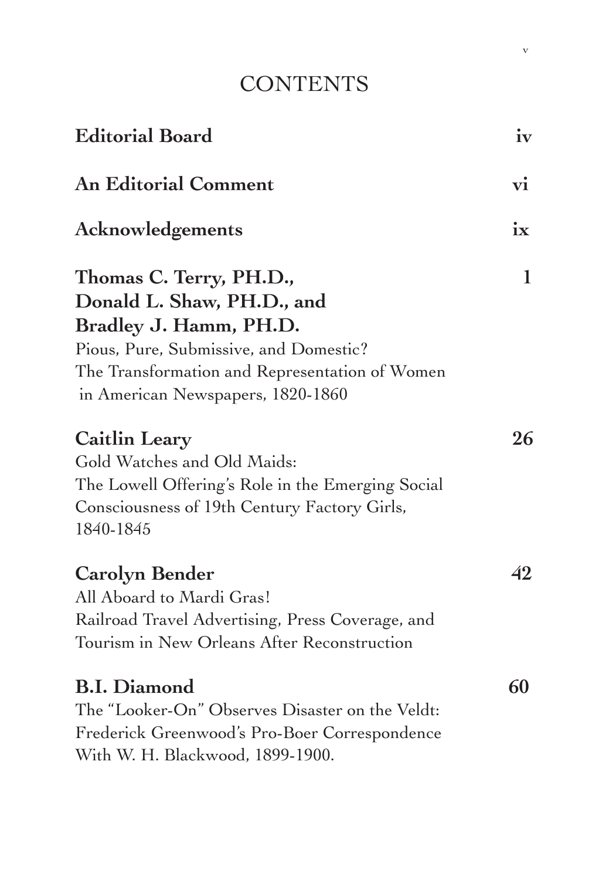# CONTENTS

**Editorial Board** iv

**An Editorial Comment** vi

**Acknowledgements** ix

**Thomas C. Terry, PH.D., Donald L. Shaw, PH.D., and Bradley J. Hamm, PH.D.** 1
Pious, Pure, Submissive, and Domestic?
The Transformation and Representation of Women in American Newspapers, 1820-1860

**Caitlin Leary** 26
Gold Watches and Old Maids:
The Lowell Offering's Role in the Emerging Social Consciousness of 19th Century Factory Girls, 1840-1845

**Carolyn Bender** 42
All Aboard to Mardi Gras!
Railroad Travel Advertising, Press Coverage, and Tourism in New Orleans After Reconstruction

**B.I. Diamond** 60
The "Looker-On" Observes Disaster on the Veldt:
Frederick Greenwood's Pro-Boer Correspondence With W. H. Blackwood, 1899-1900.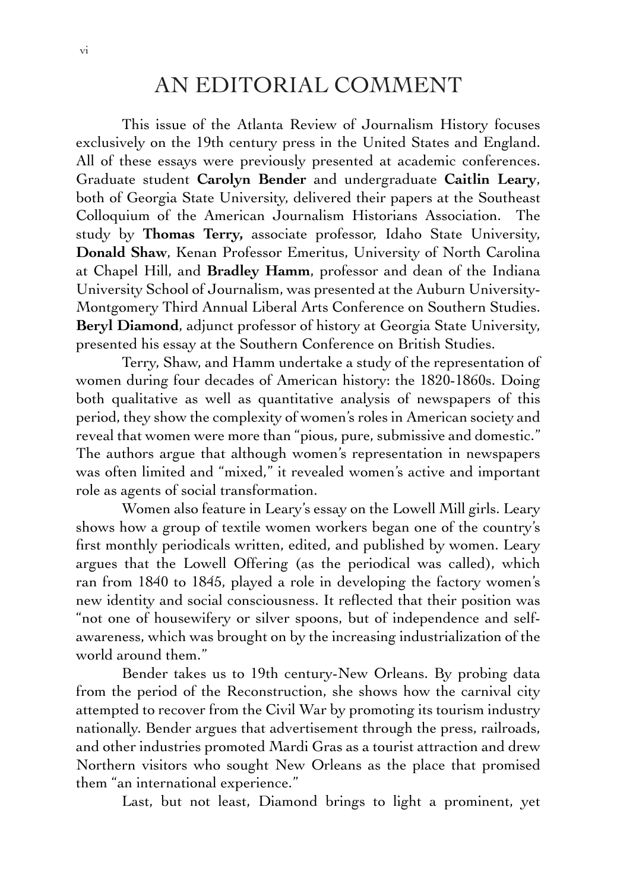# AN EDITORIAL COMMENT

This issue of the Atlanta Review of Journalism History focuses exclusively on the 19th century press in the United States and England. All of these essays were previously presented at academic conferences. Graduate student **Carolyn Bender** and undergraduate **Caitlin Leary**, both of Georgia State University, delivered their papers at the Southeast Colloquium of the American Journalism Historians Association. The study by **Thomas Terry,** associate professor, Idaho State University, **Donald Shaw**, Kenan Professor Emeritus, University of North Carolina at Chapel Hill, and **Bradley Hamm**, professor and dean of the Indiana University School of Journalism, was presented at the Auburn University-Montgomery Third Annual Liberal Arts Conference on Southern Studies. **Beryl Diamond**, adjunct professor of history at Georgia State University, presented his essay at the Southern Conference on British Studies.

Terry, Shaw, and Hamm undertake a study of the representation of women during four decades of American history: the 1820-1860s. Doing both qualitative as well as quantitative analysis of newspapers of this period, they show the complexity of women's roles in American society and reveal that women were more than "pious, pure, submissive and domestic." The authors argue that although women's representation in newspapers was often limited and "mixed," it revealed women's active and important role as agents of social transformation.

Women also feature in Leary's essay on the Lowell Mill girls. Leary shows how a group of textile women workers began one of the country's first monthly periodicals written, edited, and published by women. Leary argues that the Lowell Offering (as the periodical was called), which ran from 1840 to 1845, played a role in developing the factory women's new identity and social consciousness. It reflected that their position was "not one of housewifery or silver spoons, but of independence and self-awareness, which was brought on by the increasing industrialization of the world around them."

Bender takes us to 19th century-New Orleans. By probing data from the period of the Reconstruction, she shows how the carnival city attempted to recover from the Civil War by promoting its tourism industry nationally. Bender argues that advertisement through the press, railroads, and other industries promoted Mardi Gras as a tourist attraction and drew Northern visitors who sought New Orleans as the place that promised them "an international experience."

Last, but not least, Diamond brings to light a prominent, yet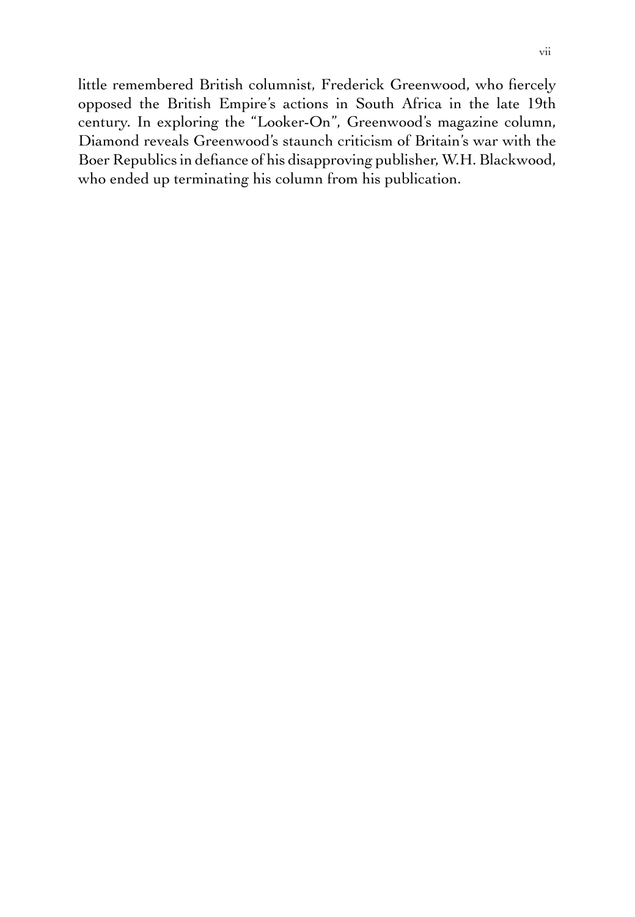little remembered British columnist, Frederick Greenwood, who fiercely opposed the British Empire's actions in South Africa in the late 19th century. In exploring the "Looker-On", Greenwood's magazine column, Diamond reveals Greenwood's staunch criticism of Britain's war with the Boer Republics in defiance of his disapproving publisher, W.H. Blackwood, who ended up terminating his column from his publication.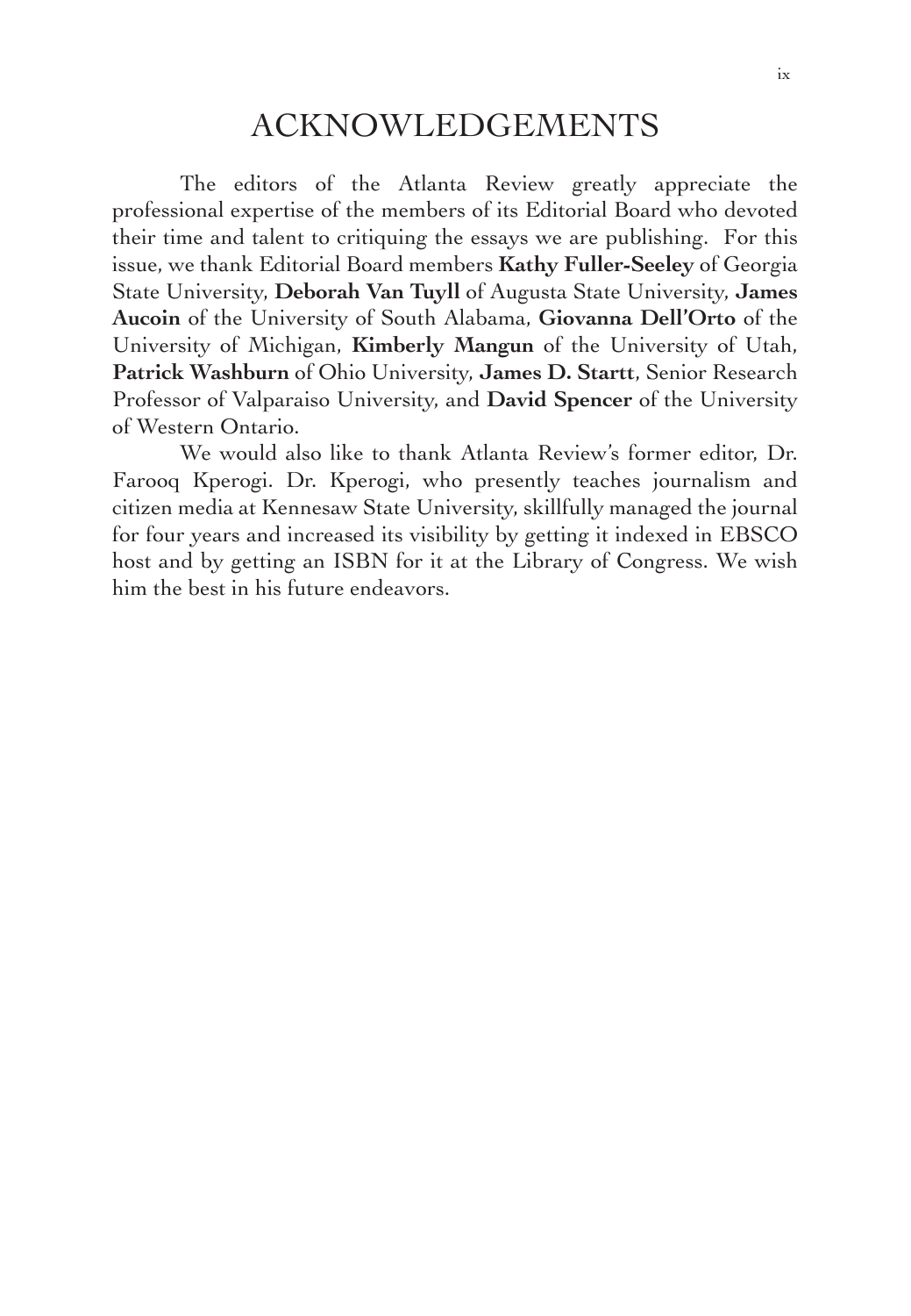# ACKNOWLEDGEMENTS

The editors of the Atlanta Review greatly appreciate the professional expertise of the members of its Editorial Board who devoted their time and talent to critiquing the essays we are publishing. For this issue, we thank Editorial Board members **Kathy Fuller-Seeley** of Georgia State University, **Deborah Van Tuyll** of Augusta State University, **James Aucoin** of the University of South Alabama, **Giovanna Dell'Orto** of the University of Michigan, **Kimberly Mangun** of the University of Utah, **Patrick Washburn** of Ohio University, **James D. Startt**, Senior Research Professor of Valparaiso University, and **David Spencer** of the University of Western Ontario.

We would also like to thank Atlanta Review's former editor, Dr. Farooq Kperogi. Dr. Kperogi, who presently teaches journalism and citizen media at Kennesaw State University, skillfully managed the journal for four years and increased its visibility by getting it indexed in EBSCO host and by getting an ISBN for it at the Library of Congress. We wish him the best in his future endeavors.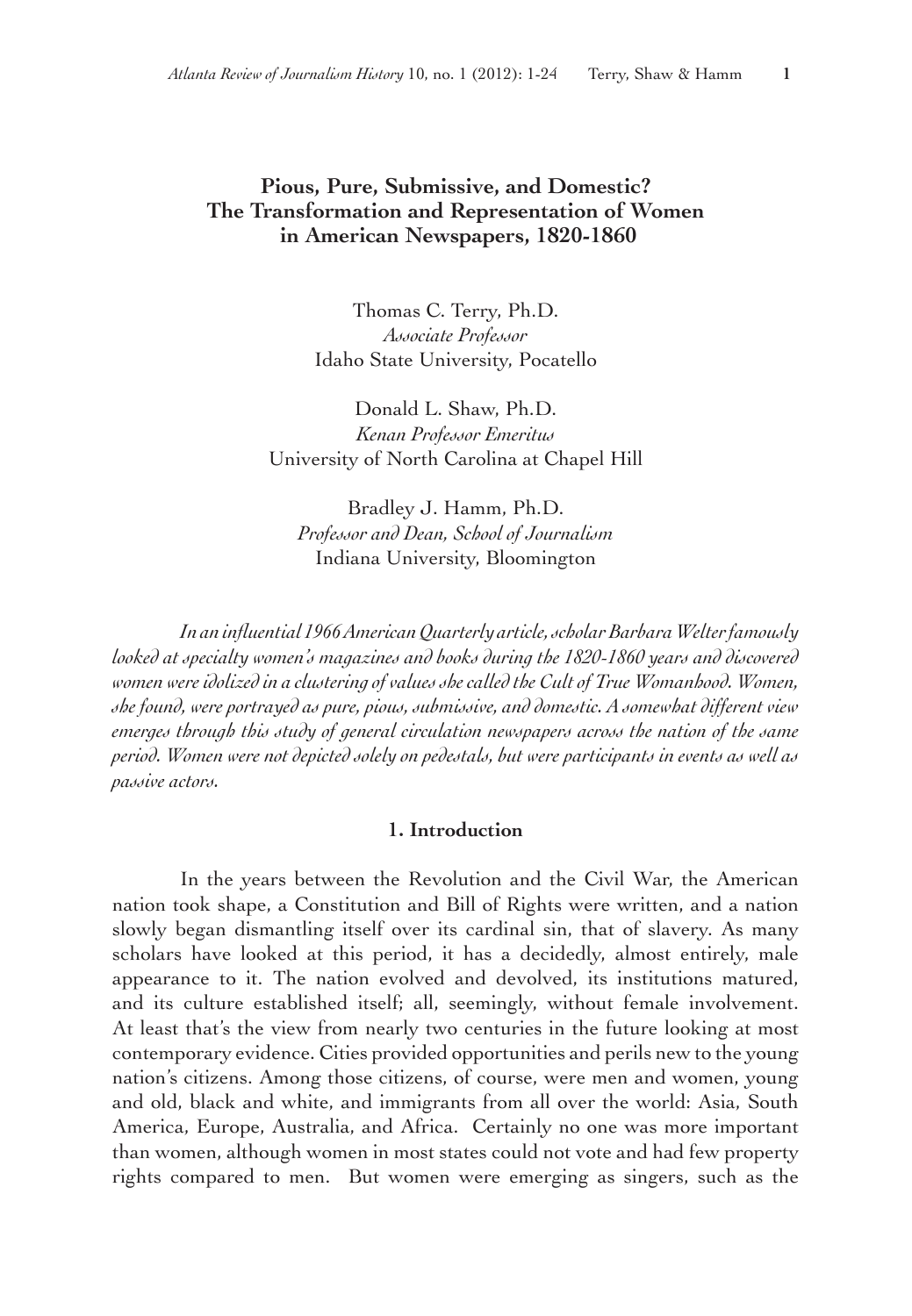## Pious, Pure, Submissive, and Domestic? The Transformation and Representation of Women in American Newspapers, 1820-1860

Thomas C. Terry, Ph.D.
*Associate Professor*
Idaho State University, Pocatello

Donald L. Shaw, Ph.D.
*Kenan Professor Emeritus*
University of North Carolina at Chapel Hill

Bradley J. Hamm, Ph.D.
*Professor and Dean, School of Journalism*
Indiana University, Bloomington

*In an influential 1966 American Quarterly article, scholar Barbara Welter famously looked at specialty women's magazines and books during the 1820-1860 years and discovered women were idolized in a clustering of values she called the Cult of True Womanhood. Women, she found, were portrayed as pure, pious, submissive, and domestic. A somewhat different view emerges through this study of general circulation newspapers across the nation of the same period. Women were not depicted solely on pedestals, but were participants in events as well as passive actors.*

### 1. Introduction

In the years between the Revolution and the Civil War, the American nation took shape, a Constitution and Bill of Rights were written, and a nation slowly began dismantling itself over its cardinal sin, that of slavery. As many scholars have looked at this period, it has a decidedly, almost entirely, male appearance to it. The nation evolved and devolved, its institutions matured, and its culture established itself; all, seemingly, without female involvement. At least that's the view from nearly two centuries in the future looking at most contemporary evidence. Cities provided opportunities and perils new to the young nation's citizens. Among those citizens, of course, were men and women, young and old, black and white, and immigrants from all over the world: Asia, South America, Europe, Australia, and Africa. Certainly no one was more important than women, although women in most states could not vote and had few property rights compared to men. But women were emerging as singers, such as the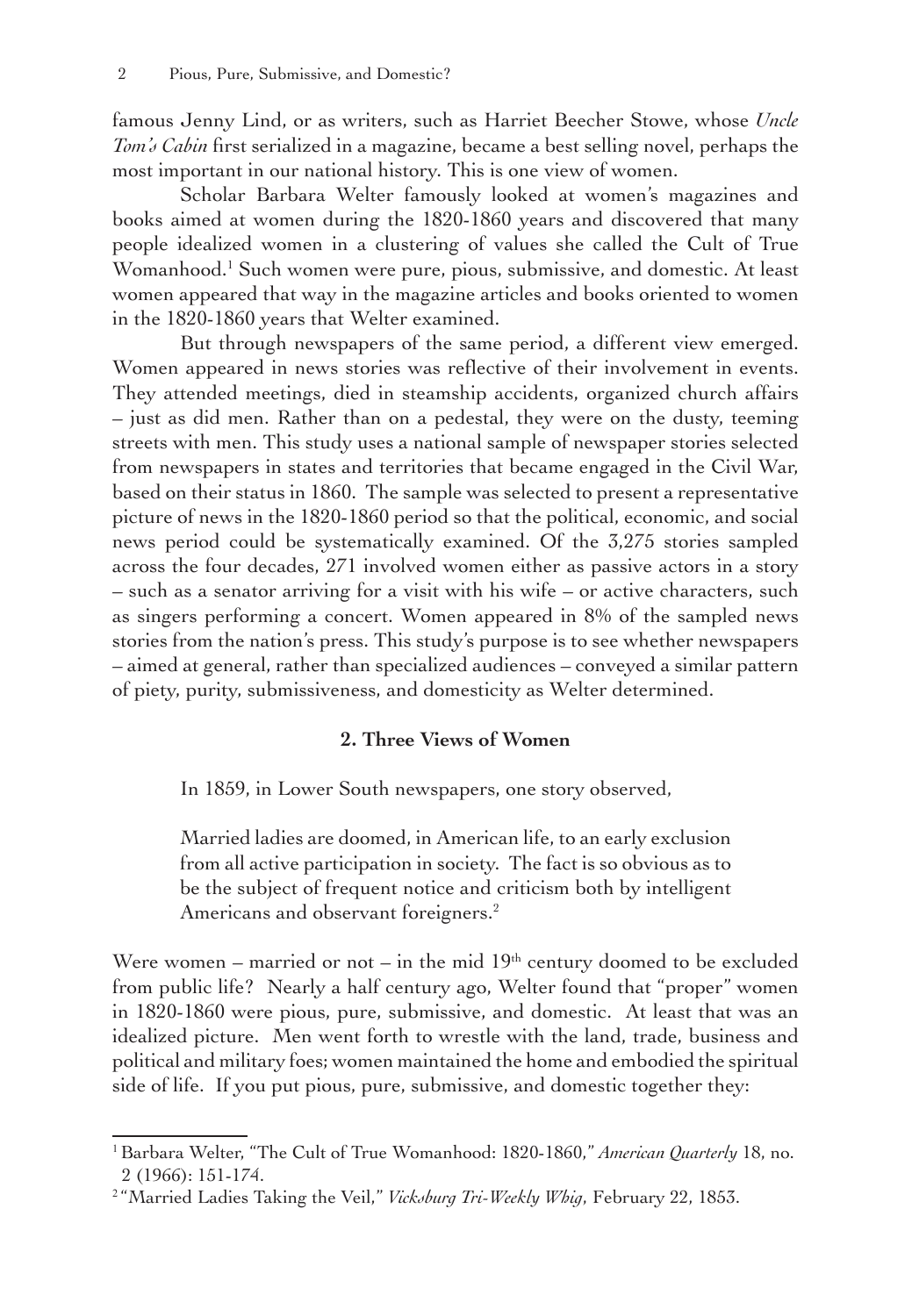famous Jenny Lind, or as writers, such as Harriet Beecher Stowe, whose *Uncle Tom's Cabin* first serialized in a magazine, became a best selling novel, perhaps the most important in our national history. This is one view of women.

Scholar Barbara Welter famously looked at women's magazines and books aimed at women during the 1820-1860 years and discovered that many people idealized women in a clustering of values she called the Cult of True Womanhood.[1] Such women were pure, pious, submissive, and domestic. At least women appeared that way in the magazine articles and books oriented to women in the 1820-1860 years that Welter examined.

But through newspapers of the same period, a different view emerged. Women appeared in news stories was reflective of their involvement in events. They attended meetings, died in steamship accidents, organized church affairs – just as did men. Rather than on a pedestal, they were on the dusty, teeming streets with men. This study uses a national sample of newspaper stories selected from newspapers in states and territories that became engaged in the Civil War, based on their status in 1860. The sample was selected to present a representative picture of news in the 1820-1860 period so that the political, economic, and social news period could be systematically examined. Of the 3,275 stories sampled across the four decades, 271 involved women either as passive actors in a story – such as a senator arriving for a visit with his wife – or active characters, such as singers performing a concert. Women appeared in 8% of the sampled news stories from the nation's press. This study's purpose is to see whether newspapers – aimed at general, rather than specialized audiences – conveyed a similar pattern of piety, purity, submissiveness, and domesticity as Welter determined.

## 2. Three Views of Women

In 1859, in Lower South newspapers, one story observed,

> Married ladies are doomed, in American life, to an early exclusion from all active participation in society. The fact is so obvious as to be the subject of frequent notice and criticism both by intelligent Americans and observant foreigners.[2]

Were women – married or not – in the mid 19th century doomed to be excluded from public life? Nearly a half century ago, Welter found that "proper" women in 1820-1860 were pious, pure, submissive, and domestic. At least that was an idealized picture. Men went forth to wrestle with the land, trade, business and political and military foes; women maintained the home and embodied the spiritual side of life. If you put pious, pure, submissive, and domestic together they:

---

[1] Barbara Welter, "The Cult of True Womanhood: 1820-1860," *American Quarterly* 18, no. 2 (1966): 151-174.

[2] "Married Ladies Taking the Veil," *Vicksburg Tri-Weekly Whig*, February 22, 1853.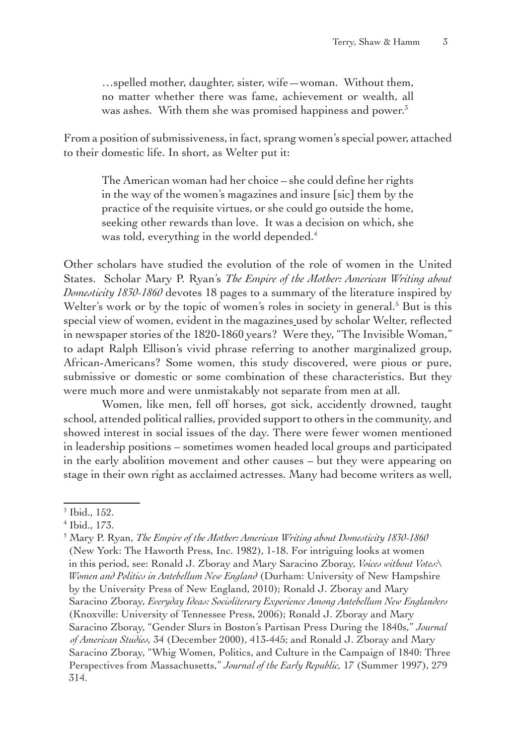> …spelled mother, daughter, sister, wife—woman. Without them, no matter whether there was fame, achievement or wealth, all was ashes. With them she was promised happiness and power.[3]

From a position of submissiveness, in fact, sprang women's special power, attached to their domestic life. In short, as Welter put it:

> The American woman had her choice – she could define her rights in the way of the women's magazines and insure [sic] them by the practice of the requisite virtues, or she could go outside the home, seeking other rewards than love. It was a decision on which, she was told, everything in the world depended.[4]

Other scholars have studied the evolution of the role of women in the United States. Scholar Mary P. Ryan's *The Empire of the Mother: American Writing about Domesticity 1830-1860* devotes 18 pages to a summary of the literature inspired by Welter's work or by the topic of women's roles in society in general.[5] But is this special view of women, evident in the magazines used by scholar Welter, reflected in newspaper stories of the 1820-1860 years? Were they, "The Invisible Woman," to adapt Ralph Ellison's vivid phrase referring to another marginalized group, African-Americans? Some women, this study discovered, were pious or pure, submissive or domestic or some combination of these characteristics. But they were much more and were unmistakably not separate from men at all.

Women, like men, fell off horses, got sick, accidently drowned, taught school, attended political rallies, provided support to others in the community, and showed interest in social issues of the day. There were fewer women mentioned in leadership positions – sometimes women headed local groups and participated in the early abolition movement and other causes – but they were appearing on stage in their own right as acclaimed actresses. Many had become writers as well,

---

[3] Ibid., 152.

[4] Ibid., 173.

[5] Mary P. Ryan, *The Empire of the Mother: American Writing about Domesticity 1830-1860* (New York: The Haworth Press, Inc. 1982), 1-18. For intriguing looks at women in this period, see: Ronald J. Zboray and Mary Saracino Zboray, *Voices without Votes:\ Women and Politics in Antebellum New England* (Durham: University of New Hampshire by the University Press of New England, 2010); Ronald J. Zboray and Mary Saracino Zboray, *Everyday Ideas: Socioliterary Experience Among Antebellum New Englanders* (Knoxville: University of Tennessee Press, 2006); Ronald J. Zboray and Mary Saracino Zboray, "Gender Slurs in Boston's Partisan Press During the 1840s," *Journal of American Studies,* 34 (December 2000), 413-445; and Ronald J. Zboray and Mary Saracino Zboray, "Whig Women, Politics, and Culture in the Campaign of 1840: Three Perspectives from Massachusetts," *Journal of the Early Republic,* 17 (Summer 1997), 279 314.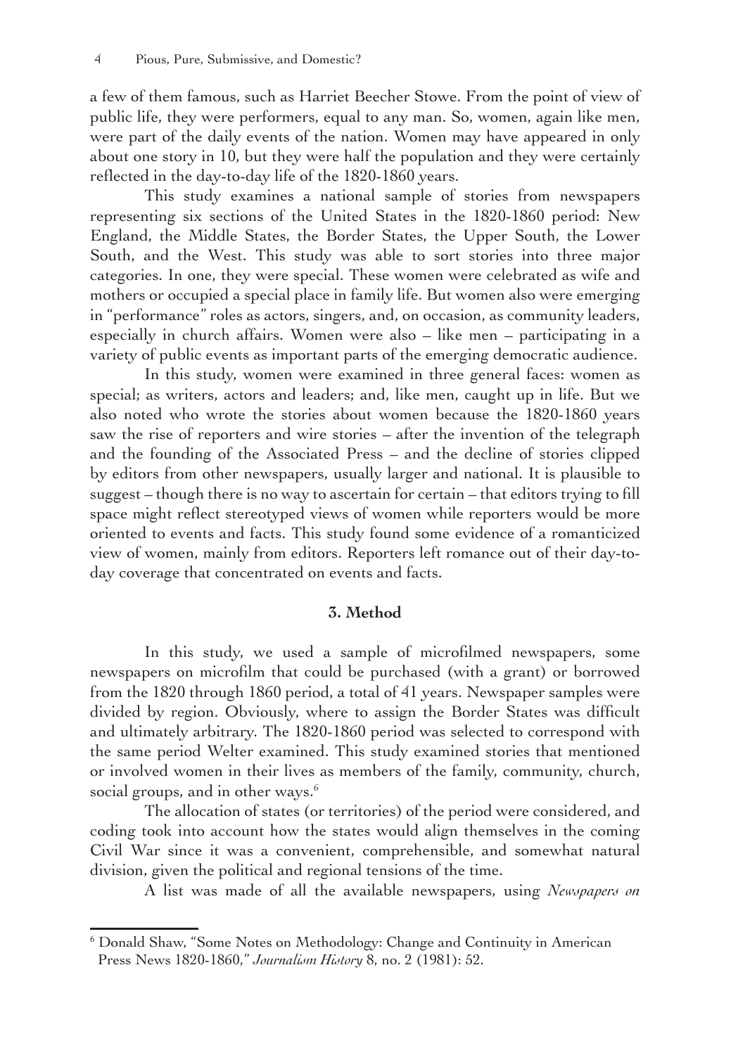a few of them famous, such as Harriet Beecher Stowe. From the point of view of public life, they were performers, equal to any man. So, women, again like men, were part of the daily events of the nation. Women may have appeared in only about one story in 10, but they were half the population and they were certainly reflected in the day-to-day life of the 1820-1860 years.

This study examines a national sample of stories from newspapers representing six sections of the United States in the 1820-1860 period: New England, the Middle States, the Border States, the Upper South, the Lower South, and the West. This study was able to sort stories into three major categories. In one, they were special. These women were celebrated as wife and mothers or occupied a special place in family life. But women also were emerging in "performance" roles as actors, singers, and, on occasion, as community leaders, especially in church affairs. Women were also – like men – participating in a variety of public events as important parts of the emerging democratic audience.

In this study, women were examined in three general faces: women as special; as writers, actors and leaders; and, like men, caught up in life. But we also noted who wrote the stories about women because the 1820-1860 years saw the rise of reporters and wire stories – after the invention of the telegraph and the founding of the Associated Press – and the decline of stories clipped by editors from other newspapers, usually larger and national. It is plausible to suggest – though there is no way to ascertain for certain – that editors trying to fill space might reflect stereotyped views of women while reporters would be more oriented to events and facts. This study found some evidence of a romanticized view of women, mainly from editors. Reporters left romance out of their day-to-day coverage that concentrated on events and facts.

## 3. Method

In this study, we used a sample of microfilmed newspapers, some newspapers on microfilm that could be purchased (with a grant) or borrowed from the 1820 through 1860 period, a total of 41 years. Newspaper samples were divided by region. Obviously, where to assign the Border States was difficult and ultimately arbitrary. The 1820-1860 period was selected to correspond with the same period Welter examined. This study examined stories that mentioned or involved women in their lives as members of the family, community, church, social groups, and in other ways.[6]

The allocation of states (or territories) of the period were considered, and coding took into account how the states would align themselves in the coming Civil War since it was a convenient, comprehensible, and somewhat natural division, given the political and regional tensions of the time.

A list was made of all the available newspapers, using *Newspapers on*

[6] Donald Shaw, "Some Notes on Methodology: Change and Continuity in American Press News 1820-1860," *Journalism History* 8, no. 2 (1981): 52.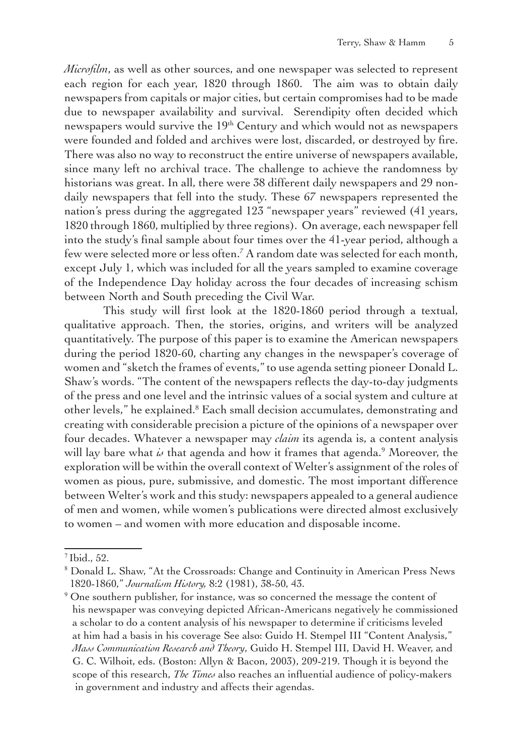*Microfilm*, as well as other sources, and one newspaper was selected to represent each region for each year, 1820 through 1860. The aim was to obtain daily newspapers from capitals or major cities, but certain compromises had to be made due to newspaper availability and survival. Serendipity often decided which newspapers would survive the 19th Century and which would not as newspapers were founded and folded and archives were lost, discarded, or destroyed by fire. There was also no way to reconstruct the entire universe of newspapers available, since many left no archival trace. The challenge to achieve the randomness by historians was great. In all, there were 38 different daily newspapers and 29 non-daily newspapers that fell into the study. These 67 newspapers represented the nation's press during the aggregated 123 "newspaper years" reviewed (41 years, 1820 through 1860, multiplied by three regions). On average, each newspaper fell into the study's final sample about four times over the 41-year period, although a few were selected more or less often.[7] A random date was selected for each month, except July 1, which was included for all the years sampled to examine coverage of the Independence Day holiday across the four decades of increasing schism between North and South preceding the Civil War.

This study will first look at the 1820-1860 period through a textual, qualitative approach. Then, the stories, origins, and writers will be analyzed quantitatively. The purpose of this paper is to examine the American newspapers during the period 1820-60, charting any changes in the newspaper's coverage of women and "sketch the frames of events," to use agenda setting pioneer Donald L. Shaw's words. "The content of the newspapers reflects the day-to-day judgments of the press and one level and the intrinsic values of a social system and culture at other levels," he explained.[8] Each small decision accumulates, demonstrating and creating with considerable precision a picture of the opinions of a newspaper over four decades. Whatever a newspaper may *claim* its agenda is, a content analysis will lay bare what *is* that agenda and how it frames that agenda.[9] Moreover, the exploration will be within the overall context of Welter's assignment of the roles of women as pious, pure, submissive, and domestic. The most important difference between Welter's work and this study: newspapers appealed to a general audience of men and women, while women's publications were directed almost exclusively to women – and women with more education and disposable income.

---

[7] Ibid., 52.

[8] Donald L. Shaw, "At the Crossroads: Change and Continuity in American Press News 1820-1860," *Journalism History,* 8:2 (1981), 38-50, 43.

[9] One southern publisher, for instance, was so concerned the message the content of his newspaper was conveying depicted African-Americans negatively he commissioned a scholar to do a content analysis of his newspaper to determine if criticisms leveled at him had a basis in his coverage See also: Guido H. Stempel III "Content Analysis," *Mass Communication Research and Theory*, Guido H. Stempel III, David H. Weaver, and G. C. Wilhoit, eds. (Boston: Allyn & Bacon, 2003), 209-219. Though it is beyond the scope of this research, *The Times* also reaches an influential audience of policy-makers in government and industry and affects their agendas.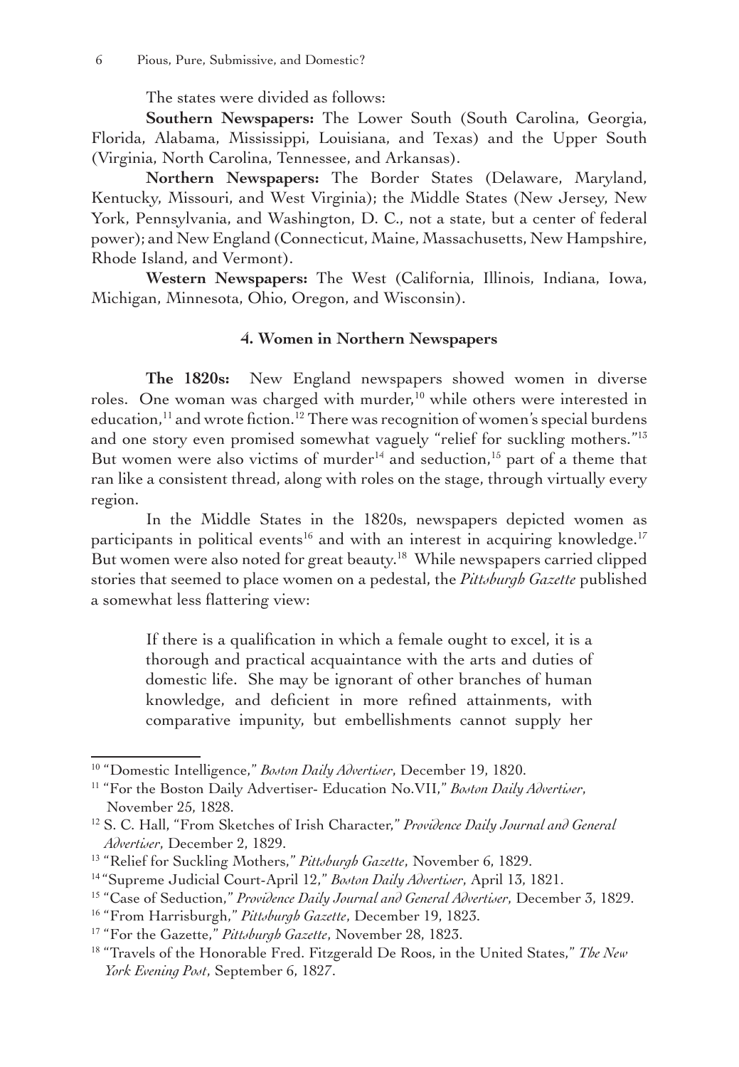The states were divided as follows:

**Southern Newspapers:** The Lower South (South Carolina, Georgia, Florida, Alabama, Mississippi, Louisiana, and Texas) and the Upper South (Virginia, North Carolina, Tennessee, and Arkansas).

**Northern Newspapers:** The Border States (Delaware, Maryland, Kentucky, Missouri, and West Virginia); the Middle States (New Jersey, New York, Pennsylvania, and Washington, D. C., not a state, but a center of federal power); and New England (Connecticut, Maine, Massachusetts, New Hampshire, Rhode Island, and Vermont).

**Western Newspapers:** The West (California, Illinois, Indiana, Iowa, Michigan, Minnesota, Ohio, Oregon, and Wisconsin).

### 4. Women in Northern Newspapers

**The 1820s:** New England newspapers showed women in diverse roles. One woman was charged with murder,[10] while others were interested in education,[11] and wrote fiction.[12] There was recognition of women's special burdens and one story even promised somewhat vaguely "relief for suckling mothers."[13] But women were also victims of murder[14] and seduction,[15] part of a theme that ran like a consistent thread, along with roles on the stage, through virtually every region.

In the Middle States in the 1820s, newspapers depicted women as participants in political events[16] and with an interest in acquiring knowledge.[17] But women were also noted for great beauty.[18] While newspapers carried clipped stories that seemed to place women on a pedestal, the *Pittsburgh Gazette* published a somewhat less flattering view:

> If there is a qualification in which a female ought to excel, it is a thorough and practical acquaintance with the arts and duties of domestic life. She may be ignorant of other branches of human knowledge, and deficient in more refined attainments, with comparative impunity, but embellishments cannot supply her

---

[10] "Domestic Intelligence," *Boston Daily Advertiser*, December 19, 1820.

[11] "For the Boston Daily Advertiser- Education No.VII," *Boston Daily Advertiser*, November 25, 1828.

[12] S. C. Hall, "From Sketches of Irish Character," *Providence Daily Journal and General Advertiser*, December 2, 1829.

[13] "Relief for Suckling Mothers," *Pittsburgh Gazette*, November 6, 1829.

[14] "Supreme Judicial Court-April 12," *Boston Daily Advertiser*, April 13, 1821.

[15] "Case of Seduction," *Providence Daily Journal and General Advertiser*, December 3, 1829.

[16] "From Harrisburgh," *Pittsburgh Gazette*, December 19, 1823.

[17] "For the Gazette," *Pittsburgh Gazette*, November 28, 1823.

[18] "Travels of the Honorable Fred. Fitzgerald De Roos, in the United States," *The New York Evening Post*, September 6, 1827.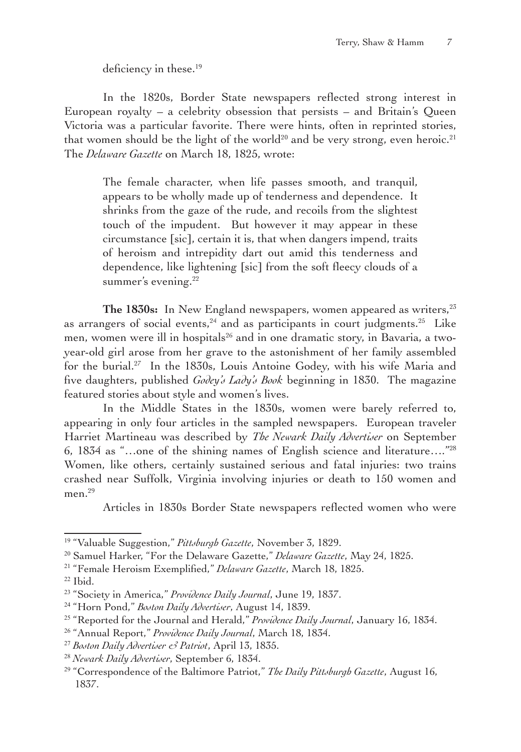deficiency in these.[19]

In the 1820s, Border State newspapers reflected strong interest in European royalty – a celebrity obsession that persists – and Britain's Queen Victoria was a particular favorite. There were hints, often in reprinted stories, that women should be the light of the world[20] and be very strong, even heroic.[21] The *Delaware Gazette* on March 18, 1825, wrote:

> The female character, when life passes smooth, and tranquil, appears to be wholly made up of tenderness and dependence. It shrinks from the gaze of the rude, and recoils from the slightest touch of the impudent. But however it may appear in these circumstance [sic], certain it is, that when dangers impend, traits of heroism and intrepidity dart out amid this tenderness and dependence, like lightening [sic] from the soft fleecy clouds of a summer's evening.[22]

**The 1830s:** In New England newspapers, women appeared as writers,[23] as arrangers of social events,[24] and as participants in court judgments.[25] Like men, women were ill in hospitals[26] and in one dramatic story, in Bavaria, a two-year-old girl arose from her grave to the astonishment of her family assembled for the burial.[27] In the 1830s, Louis Antoine Godey, with his wife Maria and five daughters, published *Godey's Lady's Book* beginning in 1830. The magazine featured stories about style and women's lives.

In the Middle States in the 1830s, women were barely referred to, appearing in only four articles in the sampled newspapers. European traveler Harriet Martineau was described by *The Newark Daily Advertiser* on September 6, 1834 as "…one of the shining names of English science and literature…."[28] Women, like others, certainly sustained serious and fatal injuries: two trains crashed near Suffolk, Virginia involving injuries or death to 150 women and men.[29]

Articles in 1830s Border State newspapers reflected women who were

---

[19] "Valuable Suggestion," *Pittsburgh Gazette*, November 3, 1829.

[20] Samuel Harker, "For the Delaware Gazette," *Delaware Gazette*, May 24, 1825.

[21] "Female Heroism Exemplified," *Delaware Gazette*, March 18, 1825.

[22] Ibid.

[23] "Society in America," *Providence Daily Journal*, June 19, 1837.

[24] "Horn Pond," *Boston Daily Advertiser*, August 14, 1839.

[25] "Reported for the Journal and Herald," *Providence Daily Journal*, January 16, 1834.

[26] "Annual Report," *Providence Daily Journal*, March 18, 1834.

[27] *Boston Daily Advertiser & Patriot*, April 13, 1835.

[28] *Newark Daily Advertiser*, September 6, 1834.

[29] "Correspondence of the Baltimore Patriot," *The Daily Pittsburgh Gazette*, August 16, 1837.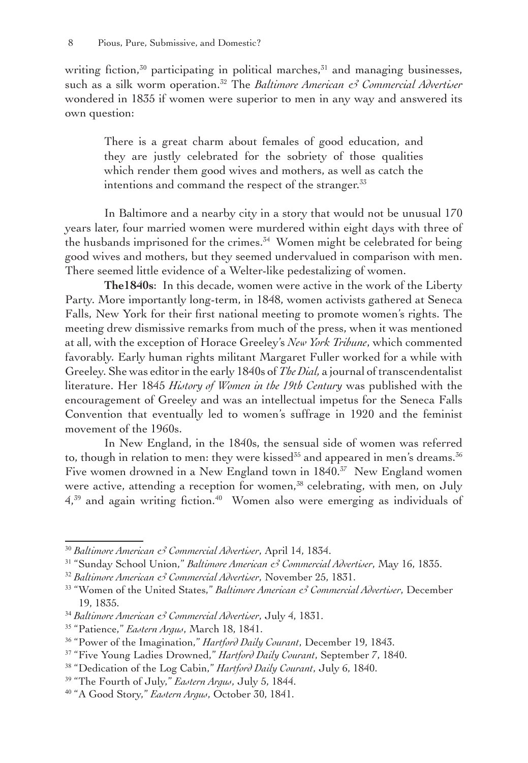writing fiction,[30] participating in political marches,[31] and managing businesses, such as a silk worm operation.[32] The *Baltimore American & Commercial Advertiser* wondered in 1835 if women were superior to men in any way and answered its own question:

> There is a great charm about females of good education, and they are justly celebrated for the sobriety of those qualities which render them good wives and mothers, as well as catch the intentions and command the respect of the stranger.[33]

In Baltimore and a nearby city in a story that would not be unusual 170 years later, four married women were murdered within eight days with three of the husbands imprisoned for the crimes.[34] Women might be celebrated for being good wives and mothers, but they seemed undervalued in comparison with men. There seemed little evidence of a Welter-like pedestalizing of women.

**The1840s**: In this decade, women were active in the work of the Liberty Party. More importantly long-term, in 1848, women activists gathered at Seneca Falls, New York for their first national meeting to promote women's rights. The meeting drew dismissive remarks from much of the press, when it was mentioned at all, with the exception of Horace Greeley's *New York Tribune*, which commented favorably. Early human rights militant Margaret Fuller worked for a while with Greeley. She was editor in the early 1840s of *The Dial,* a journal of transcendentalist literature. Her 1845 *History of Women in the 19th Century* was published with the encouragement of Greeley and was an intellectual impetus for the Seneca Falls Convention that eventually led to women's suffrage in 1920 and the feminist movement of the 1960s.

In New England, in the 1840s, the sensual side of women was referred to, though in relation to men: they were kissed[35] and appeared in men's dreams.[36] Five women drowned in a New England town in 1840.[37] New England women were active, attending a reception for women,[38] celebrating, with men, on July 4,[39] and again writing fiction.[40] Women also were emerging as individuals of

---

[30] *Baltimore American & Commercial Advertiser*, April 14, 1834.

[31] "Sunday School Union," *Baltimore American & Commercial Advertiser*, May 16, 1835.

[32] *Baltimore American & Commercial Advertiser*, November 25, 1831.

[33] "Women of the United States," *Baltimore American & Commercial Advertiser*, December 19, 1835.

[34] *Baltimore American & Commercial Advertiser*, July 4, 1831.

[35] "Patience," *Eastern Argus*, March 18, 1841.

[36] "Power of the Imagination," *Hartford Daily Courant*, December 19, 1843.

[37] "Five Young Ladies Drowned," *Hartford Daily Courant*, September 7, 1840.

[38] "Dedication of the Log Cabin," *Hartford Daily Courant*, July 6, 1840.

[39] "The Fourth of July," *Eastern Argus*, July 5, 1844.

[40] "A Good Story," *Eastern Argus*, October 30, 1841.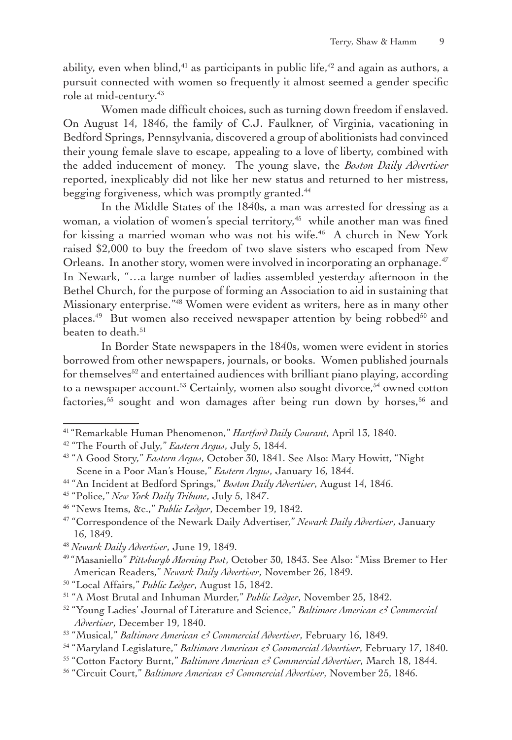ability, even when blind,[41] as participants in public life,[42] and again as authors, a pursuit connected with women so frequently it almost seemed a gender specific role at mid-century.[43]

Women made difficult choices, such as turning down freedom if enslaved. On August 14, 1846, the family of C.J. Faulkner, of Virginia, vacationing in Bedford Springs, Pennsylvania, discovered a group of abolitionists had convinced their young female slave to escape, appealing to a love of liberty, combined with the added inducement of money. The young slave, the *Boston Daily Advertiser* reported, inexplicably did not like her new status and returned to her mistress, begging forgiveness, which was promptly granted.[44]

In the Middle States of the 1840s, a man was arrested for dressing as a woman, a violation of women's special territory,[45] while another man was fined for kissing a married woman who was not his wife.[46] A church in New York raised $2,000 to buy the freedom of two slave sisters who escaped from New Orleans. In another story, women were involved in incorporating an orphanage.[47] In Newark, "…a large number of ladies assembled yesterday afternoon in the Bethel Church, for the purpose of forming an Association to aid in sustaining that Missionary enterprise."[48] Women were evident as writers, here as in many other places.[49] But women also received newspaper attention by being robbed[50] and beaten to death.[51]

In Border State newspapers in the 1840s, women were evident in stories borrowed from other newspapers, journals, or books. Women published journals for themselves[52] and entertained audiences with brilliant piano playing, according to a newspaper account.[53] Certainly, women also sought divorce,[54] owned cotton factories,[55] sought and won damages after being run down by horses,[56] and

---

[41] "Remarkable Human Phenomenon," *Hartford Daily Courant*, April 13, 1840.

[42] "The Fourth of July," *Eastern Argus*, July 5, 1844.

[43] "A Good Story," *Eastern Argus*, October 30, 1841. See Also: Mary Howitt, "Night Scene in a Poor Man's House," *Eastern Argus*, January 16, 1844.

[44] "An Incident at Bedford Springs," *Boston Daily Advertiser*, August 14, 1846.

[45] "Police," *New York Daily Tribune*, July 5, 1847.

[46] "News Items, &c.," *Public Ledger*, December 19, 1842.

[47] "Correspondence of the Newark Daily Advertiser," *Newark Daily Advertiser*, January 16, 1849.

[48] *Newark Daily Advertiser*, June 19, 1849.

[49] "Masaniello" *Pittsburgh Morning Post*, October 30, 1843. See Also: "Miss Bremer to Her American Readers," *Newark Daily Advertiser*, November 26, 1849.

[50] "Local Affairs," *Public Ledger*, August 15, 1842.

[51] "A Most Brutal and Inhuman Murder," *Public Ledger*, November 25, 1842.

[52] "Young Ladies' Journal of Literature and Science," *Baltimore American & Commercial Advertiser*, December 19, 1840.

[53] "Musical," *Baltimore American & Commercial Advertiser*, February 16, 1849.

[54] "Maryland Legislature," *Baltimore American & Commercial Advertiser*, February 17, 1840.

[55] "Cotton Factory Burnt," *Baltimore American & Commercial Advertiser*, March 18, 1844.

[56] "Circuit Court," *Baltimore American & Commercial Advertiser*, November 25, 1846.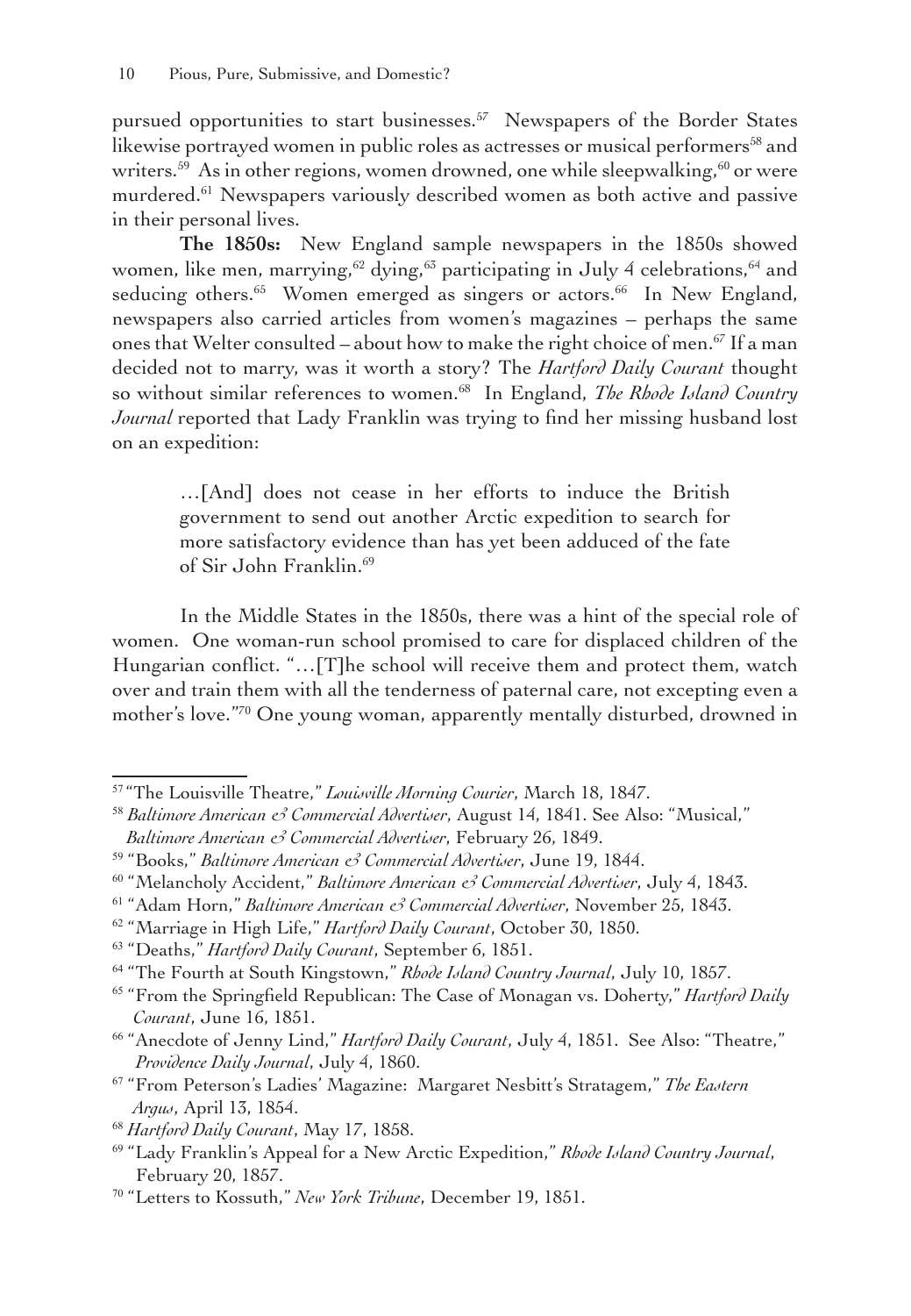pursued opportunities to start businesses.[57] Newspapers of the Border States likewise portrayed women in public roles as actresses or musical performers[58] and writers.[59] As in other regions, women drowned, one while sleepwalking,[60] or were murdered.[61] Newspapers variously described women as both active and passive in their personal lives.

**The 1850s:** New England sample newspapers in the 1850s showed women, like men, marrying,[62] dying,[63] participating in July 4 celebrations,[64] and seducing others.[65] Women emerged as singers or actors.[66] In New England, newspapers also carried articles from women's magazines – perhaps the same ones that Welter consulted – about how to make the right choice of men.[67] If a man decided not to marry, was it worth a story? The *Hartford Daily Courant* thought so without similar references to women.[68] In England, *The Rhode Island Country Journal* reported that Lady Franklin was trying to find her missing husband lost on an expedition:

> …[And] does not cease in her efforts to induce the British government to send out another Arctic expedition to search for more satisfactory evidence than has yet been adduced of the fate of Sir John Franklin.[69]

In the Middle States in the 1850s, there was a hint of the special role of women. One woman-run school promised to care for displaced children of the Hungarian conflict. "…[T]he school will receive them and protect them, watch over and train them with all the tenderness of paternal care, not excepting even a mother's love."[70] One young woman, apparently mentally disturbed, drowned in

---

[57] "The Louisville Theatre," *Louisville Morning Courier*, March 18, 1847.

[58] *Baltimore American & Commercial Advertiser*, August 14, 1841. See Also: "Musical," *Baltimore American & Commercial Advertiser*, February 26, 1849.

[59] "Books," *Baltimore American & Commercial Advertiser*, June 19, 1844.

[60] "Melancholy Accident," *Baltimore American & Commercial Advertiser*, July 4, 1843.

[61] "Adam Horn," *Baltimore American & Commercial Advertiser*, November 25, 1843.

[62] "Marriage in High Life," *Hartford Daily Courant*, October 30, 1850.

[63] "Deaths," *Hartford Daily Courant*, September 6, 1851.

[64] "The Fourth at South Kingstown," *Rhode Island Country Journal*, July 10, 1857.

[65] "From the Springfield Republican: The Case of Monagan vs. Doherty," *Hartford Daily Courant*, June 16, 1851.

[66] "Anecdote of Jenny Lind," *Hartford Daily Courant*, July 4, 1851. See Also: "Theatre," *Providence Daily Journal*, July 4, 1860.

[67] "From Peterson's Ladies' Magazine: Margaret Nesbitt's Stratagem," *The Eastern Argus*, April 13, 1854.

[68] *Hartford Daily Courant*, May 17, 1858.

[69] "Lady Franklin's Appeal for a New Arctic Expedition," *Rhode Island Country Journal*, February 20, 1857.

[70] "Letters to Kossuth," *New York Tribune*, December 19, 1851.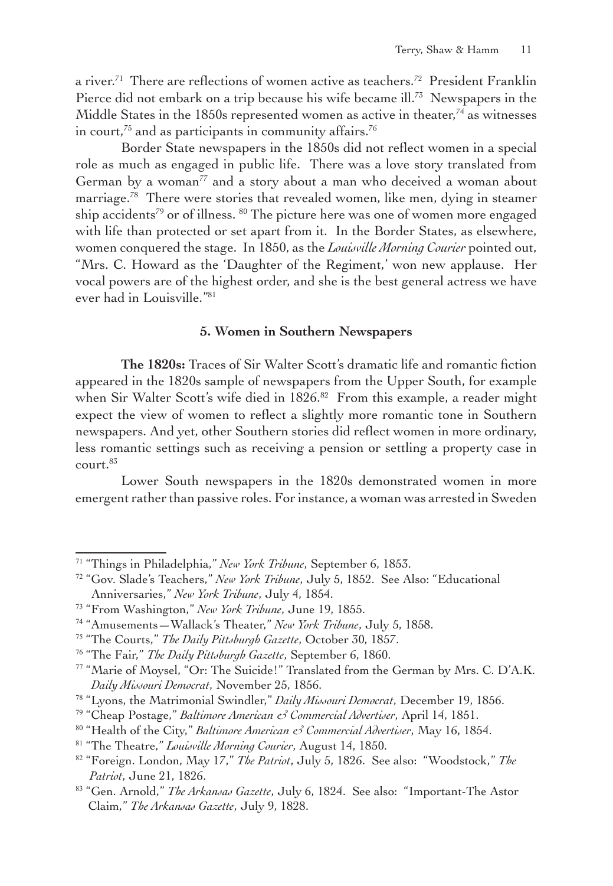a river.[71] There are reflections of women active as teachers.[72] President Franklin Pierce did not embark on a trip because his wife became ill.[73] Newspapers in the Middle States in the 1850s represented women as active in theater,[74] as witnesses in court,[75] and as participants in community affairs.[76]

Border State newspapers in the 1850s did not reflect women in a special role as much as engaged in public life. There was a love story translated from German by a woman[77] and a story about a man who deceived a woman about marriage.[78] There were stories that revealed women, like men, dying in steamer ship accidents[79] or of illness. [80] The picture here was one of women more engaged with life than protected or set apart from it. In the Border States, as elsewhere, women conquered the stage. In 1850, as the *Louisville Morning Courier* pointed out, "Mrs. C. Howard as the 'Daughter of the Regiment,' won new applause. Her vocal powers are of the highest order, and she is the best general actress we have ever had in Louisville."[81]

### 5. Women in Southern Newspapers

**The 1820s:** Traces of Sir Walter Scott's dramatic life and romantic fiction appeared in the 1820s sample of newspapers from the Upper South, for example when Sir Walter Scott's wife died in 1826.[82] From this example, a reader might expect the view of women to reflect a slightly more romantic tone in Southern newspapers. And yet, other Southern stories did reflect women in more ordinary, less romantic settings such as receiving a pension or settling a property case in court.[83]

Lower South newspapers in the 1820s demonstrated women in more emergent rather than passive roles. For instance, a woman was arrested in Sweden

---

[71] "Things in Philadelphia," *New York Tribune*, September 6, 1853.

[72] "Gov. Slade's Teachers," *New York Tribune*, July 5, 1852. See Also: "Educational Anniversaries," *New York Tribune*, July 4, 1854.

[73] "From Washington," *New York Tribune*, June 19, 1855.

[74] "Amusements—Wallack's Theater," *New York Tribune*, July 5, 1858.

[75] "The Courts," *The Daily Pittsburgh Gazette*, October 30, 1857.

[76] "The Fair," *The Daily Pittsburgh Gazette*, September 6, 1860.

[77] "Marie of Moysel, "Or: The Suicide!" Translated from the German by Mrs. C. D'A.K. *Daily Missouri Democrat*, November 25, 1856.

[78] "Lyons, the Matrimonial Swindler," *Daily Missouri Democrat*, December 19, 1856.

[79] "Cheap Postage," *Baltimore American & Commercial Advertiser*, April 14, 1851.

[80] "Health of the City," *Baltimore American & Commercial Advertiser*, May 16, 1854.

[81] "The Theatre," *Louisville Morning Courier*, August 14, 1850.

[82] "Foreign. London, May 17," *The Patriot*, July 5, 1826. See also: "Woodstock," *The Patriot*, June 21, 1826.

[83] "Gen. Arnold," *The Arkansas Gazette*, July 6, 1824. See also: "Important-The Astor Claim," *The Arkansas Gazette*, July 9, 1828.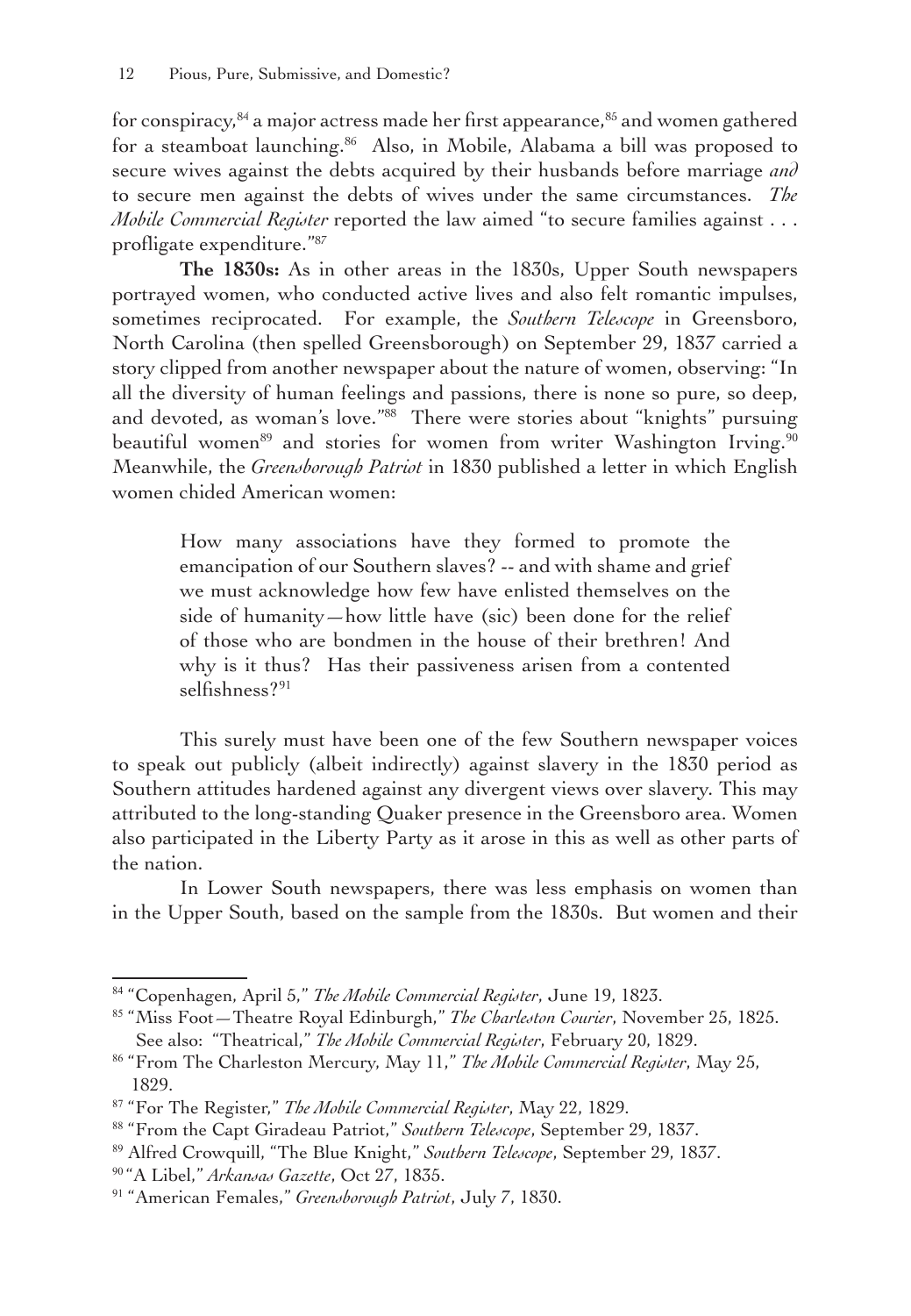for conspiracy,[84] a major actress made her first appearance,[85] and women gathered for a steamboat launching.[86] Also, in Mobile, Alabama a bill was proposed to secure wives against the debts acquired by their husbands before marriage *and* to secure men against the debts of wives under the same circumstances. *The Mobile Commercial Register* reported the law aimed "to secure families against . . . profligate expenditure."[87]

**The 1830s:** As in other areas in the 1830s, Upper South newspapers portrayed women, who conducted active lives and also felt romantic impulses, sometimes reciprocated. For example, the *Southern Telescope* in Greensboro, North Carolina (then spelled Greensborough) on September 29, 1837 carried a story clipped from another newspaper about the nature of women, observing: "In all the diversity of human feelings and passions, there is none so pure, so deep, and devoted, as woman's love."[88] There were stories about "knights" pursuing beautiful women[89] and stories for women from writer Washington Irving.[90] Meanwhile, the *Greensborough Patriot* in 1830 published a letter in which English women chided American women:

> How many associations have they formed to promote the emancipation of our Southern slaves? -- and with shame and grief we must acknowledge how few have enlisted themselves on the side of humanity—how little have (sic) been done for the relief of those who are bondmen in the house of their brethren! And why is it thus? Has their passiveness arisen from a contented selfishness?[91]

This surely must have been one of the few Southern newspaper voices to speak out publicly (albeit indirectly) against slavery in the 1830 period as Southern attitudes hardened against any divergent views over slavery. This may attributed to the long-standing Quaker presence in the Greensboro area. Women also participated in the Liberty Party as it arose in this as well as other parts of the nation.

In Lower South newspapers, there was less emphasis on women than in the Upper South, based on the sample from the 1830s. But women and their

---

[84] "Copenhagen, April 5," *The Mobile Commercial Register*, June 19, 1823.

[85] "Miss Foot—Theatre Royal Edinburgh," *The Charleston Courier*, November 25, 1825. See also: "Theatrical," *The Mobile Commercial Register*, February 20, 1829.

[86] "From The Charleston Mercury, May 11," *The Mobile Commercial Register*, May 25, 1829.

[87] "For The Register," *The Mobile Commercial Register*, May 22, 1829.

[88] "From the Capt Giradeau Patriot," *Southern Telescope*, September 29, 1837.

[89] Alfred Crowquill, "The Blue Knight," *Southern Telescope*, September 29, 1837.

[90] "A Libel," *Arkansas Gazette*, Oct 27, 1835.

[91] "American Females," *Greensborough Patriot*, July 7, 1830.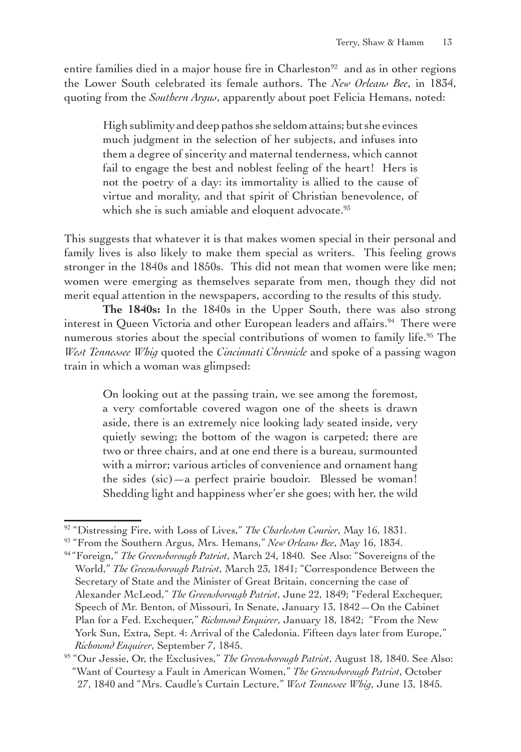entire families died in a major house fire in Charleston[92] and as in other regions the Lower South celebrated its female authors. The *New Orleans Bee*, in 1834, quoting from the *Southern Argus*, apparently about poet Felicia Hemans, noted:

> High sublimity and deep pathos she seldom attains; but she evinces much judgment in the selection of her subjects, and infuses into them a degree of sincerity and maternal tenderness, which cannot fail to engage the best and noblest feeling of the heart! Hers is not the poetry of a day: its immortality is allied to the cause of virtue and morality, and that spirit of Christian benevolence, of which she is such amiable and eloquent advocate.[93]

This suggests that whatever it is that makes women special in their personal and family lives is also likely to make them special as writers. This feeling grows stronger in the 1840s and 1850s. This did not mean that women were like men; women were emerging as themselves separate from men, though they did not merit equal attention in the newspapers, according to the results of this study.

**The 1840s:** In the 1840s in the Upper South, there was also strong interest in Queen Victoria and other European leaders and affairs.[94] There were numerous stories about the special contributions of women to family life.[95] The *West Tennessee Whig* quoted the *Cincinnati Chronicle* and spoke of a passing wagon train in which a woman was glimpsed:

> On looking out at the passing train, we see among the foremost, a very comfortable covered wagon one of the sheets is drawn aside, there is an extremely nice looking lady seated inside, very quietly sewing; the bottom of the wagon is carpeted; there are two or three chairs, and at one end there is a bureau, surmounted with a mirror; various articles of convenience and ornament hang the sides (sic)—a perfect prairie boudoir. Blessed be woman! Shedding light and happiness wher'er she goes; with her, the wild

---

[92] "Distressing Fire, with Loss of Lives," *The Charleston Courier*, May 16, 1831.

[93] "From the Southern Argus, Mrs. Hemans," *New Orleans Bee*, May 16, 1834.

[94] "Foreign," *The Greensborough Patriot*, March 24, 1840. See Also: "Sovereigns of the World," *The Greensborough Patriot*, March 23, 1841; "Correspondence Between the Secretary of State and the Minister of Great Britain, concerning the case of Alexander McLeod," *The Greensborough Patriot*, June 22, 1849; "Federal Exchequer, Speech of Mr. Benton, of Missouri, In Senate, January 13, 1842—On the Cabinet Plan for a Fed. Exchequer," *Richmond Enquirer*, January 18, 1842; "From the New York Sun, Extra, Sept. 4: Arrival of the Caledonia. Fifteen days later from Europe," *Richmond Enquirer*, September 7, 1845.

[95] "Our Jessie, Or, the Exclusives," *The Greensborough Patriot*, August 18, 1840. See Also: "Want of Courtesy a Fault in American Women," *The Greensborough Patriot*, October 27, 1840 and "Mrs. Caudle's Curtain Lecture," *West Tennessee Whig*, June 13, 1845.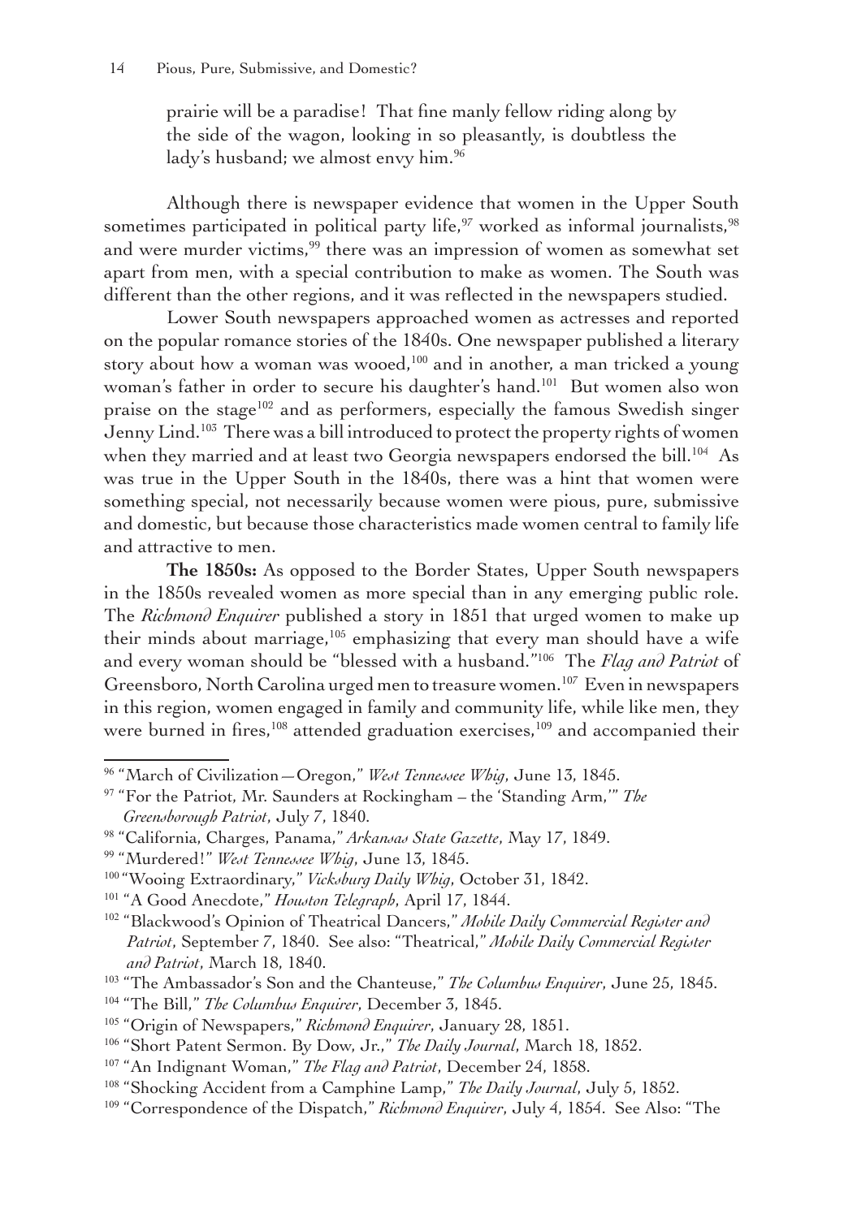prairie will be a paradise! That fine manly fellow riding along by the side of the wagon, looking in so pleasantly, is doubtless the lady's husband; we almost envy him.[96]

Although there is newspaper evidence that women in the Upper South sometimes participated in political party life,[97] worked as informal journalists,[98] and were murder victims,[99] there was an impression of women as somewhat set apart from men, with a special contribution to make as women. The South was different than the other regions, and it was reflected in the newspapers studied.

Lower South newspapers approached women as actresses and reported on the popular romance stories of the 1840s. One newspaper published a literary story about how a woman was wooed,[100] and in another, a man tricked a young woman's father in order to secure his daughter's hand.[101] But women also won praise on the stage[102] and as performers, especially the famous Swedish singer Jenny Lind.[103] There was a bill introduced to protect the property rights of women when they married and at least two Georgia newspapers endorsed the bill.[104] As was true in the Upper South in the 1840s, there was a hint that women were something special, not necessarily because women were pious, pure, submissive and domestic, but because those characteristics made women central to family life and attractive to men.

**The 1850s:** As opposed to the Border States, Upper South newspapers in the 1850s revealed women as more special than in any emerging public role. The *Richmond Enquirer* published a story in 1851 that urged women to make up their minds about marriage,[105] emphasizing that every man should have a wife and every woman should be "blessed with a husband."[106] The *Flag and Patriot* of Greensboro, North Carolina urged men to treasure women.[107] Even in newspapers in this region, women engaged in family and community life, while like men, they were burned in fires,[108] attended graduation exercises,[109] and accompanied their

---

[96] "March of Civilization—Oregon," *West Tennessee Whig*, June 13, 1845.

[97] "For the Patriot, Mr. Saunders at Rockingham – the 'Standing Arm,'" *The Greensborough Patriot*, July 7, 1840.

[98] "California, Charges, Panama," *Arkansas State Gazette*, May 17, 1849.

[99] "Murdered!" *West Tennessee Whig*, June 13, 1845.

[100] "Wooing Extraordinary," *Vicksburg Daily Whig*, October 31, 1842.

[101] "A Good Anecdote," *Houston Telegraph*, April 17, 1844.

[102] "Blackwood's Opinion of Theatrical Dancers," *Mobile Daily Commercial Register and Patriot*, September 7, 1840. See also: "Theatrical," *Mobile Daily Commercial Register and Patriot*, March 18, 1840.

[103] "The Ambassador's Son and the Chanteuse," *The Columbus Enquirer*, June 25, 1845.

[104] "The Bill," *The Columbus Enquirer*, December 3, 1845.

[105] "Origin of Newspapers," *Richmond Enquirer*, January 28, 1851.

[106] "Short Patent Sermon. By Dow, Jr.," *The Daily Journal*, March 18, 1852.

[107] "An Indignant Woman," *The Flag and Patriot*, December 24, 1858.

[108] "Shocking Accident from a Camphine Lamp," *The Daily Journal*, July 5, 1852.

[109] "Correspondence of the Dispatch," *Richmond Enquirer*, July 4, 1854. See Also: "The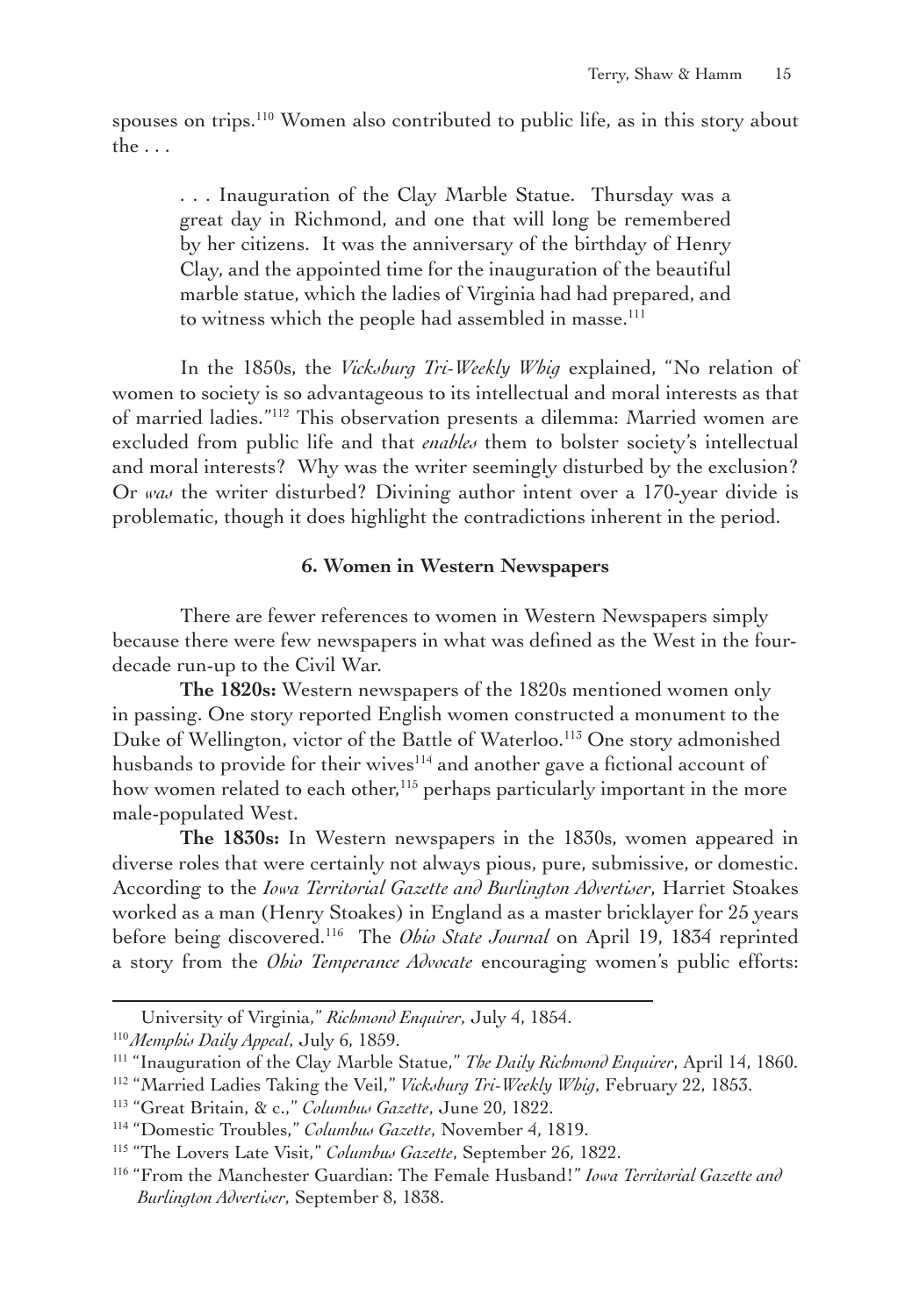spouses on trips.[110] Women also contributed to public life, as in this story about the . . .

> . . . Inauguration of the Clay Marble Statue. Thursday was a great day in Richmond, and one that will long be remembered by her citizens. It was the anniversary of the birthday of Henry Clay, and the appointed time for the inauguration of the beautiful marble statue, which the ladies of Virginia had had prepared, and to witness which the people had assembled in masse.[111]

In the 1850s, the *Vicksburg Tri-Weekly Whig* explained, "No relation of women to society is so advantageous to its intellectual and moral interests as that of married ladies."[112] This observation presents a dilemma: Married women are excluded from public life and that *enables* them to bolster society's intellectual and moral interests? Why was the writer seemingly disturbed by the exclusion? Or *was* the writer disturbed? Divining author intent over a 170-year divide is problematic, though it does highlight the contradictions inherent in the period.

### 6. Women in Western Newspapers

There are fewer references to women in Western Newspapers simply because there were few newspapers in what was defined as the West in the four-decade run-up to the Civil War.

**The 1820s:** Western newspapers of the 1820s mentioned women only in passing. One story reported English women constructed a monument to the Duke of Wellington, victor of the Battle of Waterloo.[113] One story admonished husbands to provide for their wives[114] and another gave a fictional account of how women related to each other,[115] perhaps particularly important in the more male-populated West.

**The 1830s:** In Western newspapers in the 1830s, women appeared in diverse roles that were certainly not always pious, pure, submissive, or domestic. According to the *Iowa Territorial Gazette and Burlington Advertiser*, Harriet Stoakes worked as a man (Henry Stoakes) in England as a master bricklayer for 25 years before being discovered.[116] The *Ohio State Journal* on April 19, 1834 reprinted a story from the *Ohio Temperance Advocate* encouraging women's public efforts:

---

University of Virginia," *Richmond Enquirer*, July 4, 1854.

[110] *Memphis Daily Appeal*, July 6, 1859.

[111] "Inauguration of the Clay Marble Statue," *The Daily Richmond Enquirer*, April 14, 1860.

[112] "Married Ladies Taking the Veil," *Vicksburg Tri-Weekly Whig*, February 22, 1853.

[113] "Great Britain, & c.," *Columbus Gazette*, June 20, 1822.

[114] "Domestic Troubles," *Columbus Gazette*, November 4, 1819.

[115] "The Lovers Late Visit," *Columbus Gazette*, September 26, 1822.

[116] "From the Manchester Guardian: The Female Husband!" *Iowa Territorial Gazette and Burlington Advertiser*, September 8, 1838.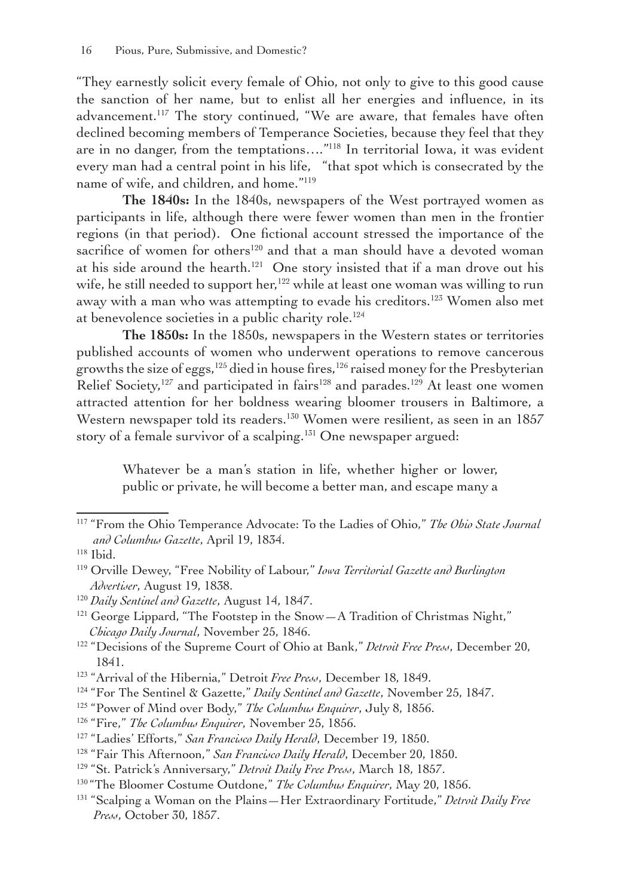"They earnestly solicit every female of Ohio, not only to give to this good cause the sanction of her name, but to enlist all her energies and influence, in its advancement.[117] The story continued, "We are aware, that females have often declined becoming members of Temperance Societies, because they feel that they are in no danger, from the temptations…."[118] In territorial Iowa, it was evident every man had a central point in his life, "that spot which is consecrated by the name of wife, and children, and home."[119]

**The 1840s:** In the 1840s, newspapers of the West portrayed women as participants in life, although there were fewer women than men in the frontier regions (in that period). One fictional account stressed the importance of the sacrifice of women for others[120] and that a man should have a devoted woman at his side around the hearth.[121] One story insisted that if a man drove out his wife, he still needed to support her,[122] while at least one woman was willing to run away with a man who was attempting to evade his creditors.[123] Women also met at benevolence societies in a public charity role.[124]

**The 1850s:** In the 1850s, newspapers in the Western states or territories published accounts of women who underwent operations to remove cancerous growths the size of eggs,[125] died in house fires,[126] raised money for the Presbyterian Relief Society,[127] and participated in fairs[128] and parades.[129] At least one women attracted attention for her boldness wearing bloomer trousers in Baltimore, a Western newspaper told its readers.[130] Women were resilient, as seen in an 1857 story of a female survivor of a scalping.[131] One newspaper argued:

> Whatever be a man's station in life, whether higher or lower, public or private, he will become a better man, and escape many a

---

[117] "From the Ohio Temperance Advocate: To the Ladies of Ohio," *The Ohio State Journal and Columbus Gazette*, April 19, 1834.

[118] Ibid.

[119] Orville Dewey, "Free Nobility of Labour," *Iowa Territorial Gazette and Burlington Advertiser*, August 19, 1838.

[120] *Daily Sentinel and Gazette*, August 14, 1847.

[121] George Lippard, "The Footstep in the Snow—A Tradition of Christmas Night," *Chicago Daily Journal*, November 25, 1846.

[122] "Decisions of the Supreme Court of Ohio at Bank," *Detroit Free Press*, December 20, 1841.

[123] "Arrival of the Hibernia," Detroit *Free Press*, December 18, 1849.

[124] "For The Sentinel & Gazette," *Daily Sentinel and Gazette*, November 25, 1847.

[125] "Power of Mind over Body," *The Columbus Enquirer*, July 8, 1856.

[126] "Fire," *The Columbus Enquirer*, November 25, 1856.

[127] "Ladies' Efforts," *San Francisco Daily Herald*, December 19, 1850.

[128] "Fair This Afternoon," *San Francisco Daily Herald*, December 20, 1850.

[129] "St. Patrick's Anniversary," *Detroit Daily Free Press*, March 18, 1857.

[130] "The Bloomer Costume Outdone," *The Columbus Enquirer*, May 20, 1856.

[131] "Scalping a Woman on the Plains—Her Extraordinary Fortitude," *Detroit Daily Free Press*, October 30, 1857.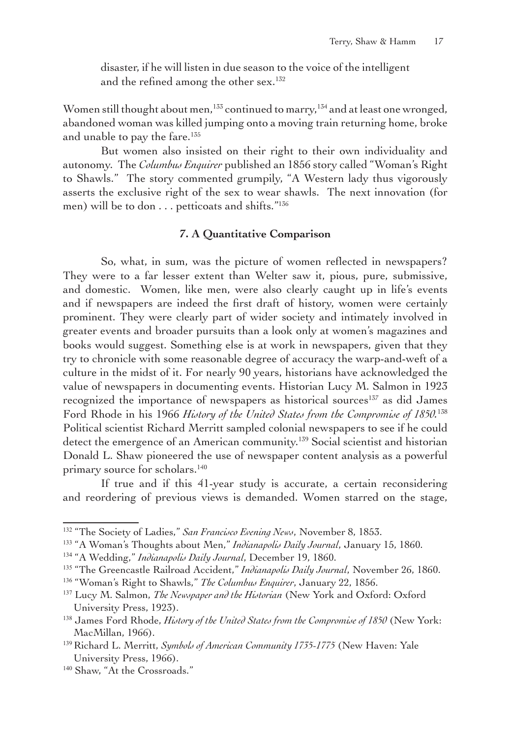disaster, if he will listen in due season to the voice of the intelligent and the refined among the other sex.[132]

Women still thought about men,[133] continued to marry,[134] and at least one wronged, abandoned woman was killed jumping onto a moving train returning home, broke and unable to pay the fare.[135]

But women also insisted on their right to their own individuality and autonomy. The *Columbus Enquirer* published an 1856 story called "Woman's Right to Shawls." The story commented grumpily, "A Western lady thus vigorously asserts the exclusive right of the sex to wear shawls. The next innovation (for men) will be to don . . . petticoats and shifts."[136]

### 7. A Quantitative Comparison

So, what, in sum, was the picture of women reflected in newspapers? They were to a far lesser extent than Welter saw it, pious, pure, submissive, and domestic. Women, like men, were also clearly caught up in life's events and if newspapers are indeed the first draft of history, women were certainly prominent. They were clearly part of wider society and intimately involved in greater events and broader pursuits than a look only at women's magazines and books would suggest. Something else is at work in newspapers, given that they try to chronicle with some reasonable degree of accuracy the warp-and-weft of a culture in the midst of it. For nearly 90 years, historians have acknowledged the value of newspapers in documenting events. Historian Lucy M. Salmon in 1923 recognized the importance of newspapers as historical sources[137] as did James Ford Rhode in his 1966 *History of the United States from the Compromise of 1850.*[138] Political scientist Richard Merritt sampled colonial newspapers to see if he could detect the emergence of an American community.[139] Social scientist and historian Donald L. Shaw pioneered the use of newspaper content analysis as a powerful primary source for scholars.[140]

If true and if this 41-year study is accurate, a certain reconsidering and reordering of previous views is demanded. Women starred on the stage,

---

[132] "The Society of Ladies," *San Francisco Evening News*, November 8, 1853.

[133] "A Woman's Thoughts about Men," *Indianapolis Daily Journal*, January 15, 1860.

[134] "A Wedding," *Indianapolis Daily Journal*, December 19, 1860.

[135] "The Greencastle Railroad Accident," *Indianapolis Daily Journal*, November 26, 1860.

[136] "Woman's Right to Shawls," *The Columbus Enquirer*, January 22, 1856.

[137] Lucy M. Salmon, *The Newspaper and the Historian* (New York and Oxford: Oxford University Press, 1923).

[138] James Ford Rhode, *History of the United States from the Compromise of 1850* (New York: MacMillan, 1966).

[139] Richard L. Merritt, *Symbols of American Community 1735-1775* (New Haven: Yale University Press, 1966).

[140] Shaw, "At the Crossroads."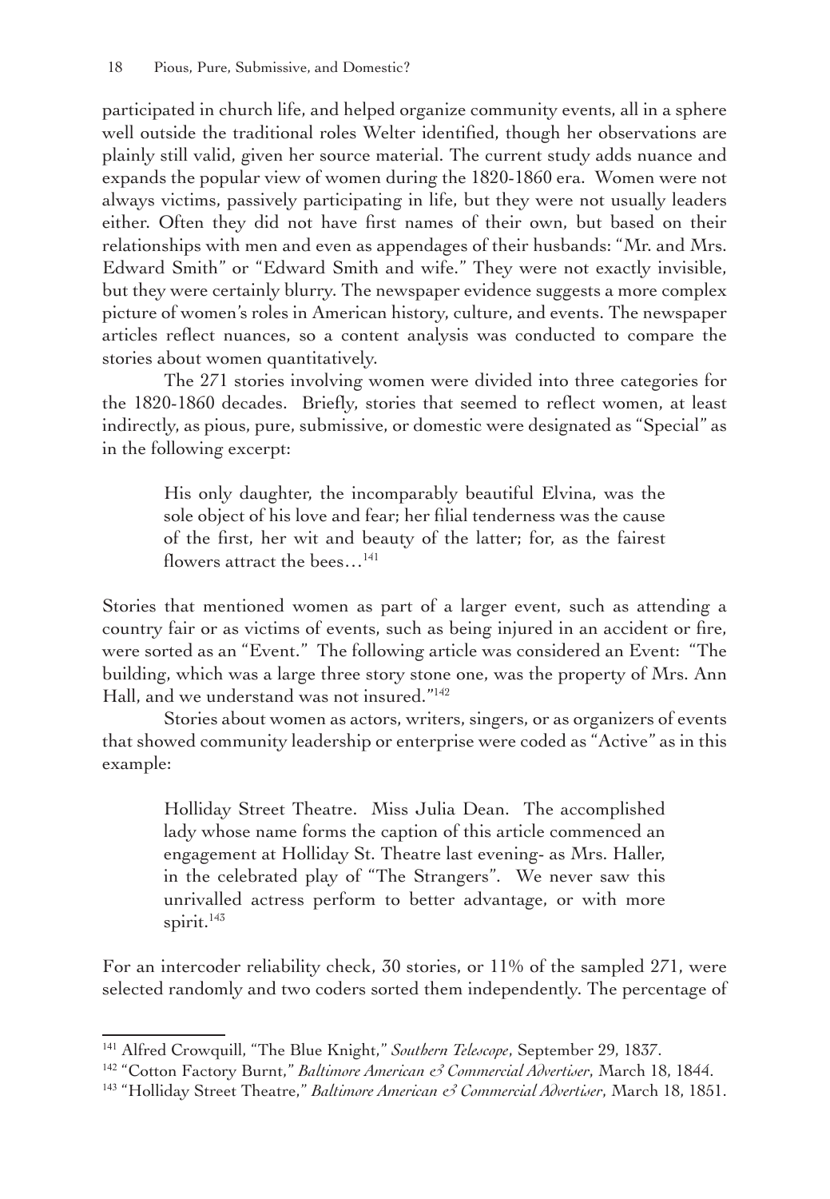participated in church life, and helped organize community events, all in a sphere well outside the traditional roles Welter identified, though her observations are plainly still valid, given her source material. The current study adds nuance and expands the popular view of women during the 1820-1860 era. Women were not always victims, passively participating in life, but they were not usually leaders either. Often they did not have first names of their own, but based on their relationships with men and even as appendages of their husbands: "Mr. and Mrs. Edward Smith" or "Edward Smith and wife." They were not exactly invisible, but they were certainly blurry. The newspaper evidence suggests a more complex picture of women's roles in American history, culture, and events. The newspaper articles reflect nuances, so a content analysis was conducted to compare the stories about women quantitatively.

The 271 stories involving women were divided into three categories for the 1820-1860 decades. Briefly, stories that seemed to reflect women, at least indirectly, as pious, pure, submissive, or domestic were designated as "Special" as in the following excerpt:

> His only daughter, the incomparably beautiful Elvina, was the sole object of his love and fear; her filial tenderness was the cause of the first, her wit and beauty of the latter; for, as the fairest flowers attract the bees…[141]

Stories that mentioned women as part of a larger event, such as attending a country fair or as victims of events, such as being injured in an accident or fire, were sorted as an "Event." The following article was considered an Event: "The building, which was a large three story stone one, was the property of Mrs. Ann Hall, and we understand was not insured."[142]

Stories about women as actors, writers, singers, or as organizers of events that showed community leadership or enterprise were coded as "Active" as in this example:

> Holliday Street Theatre. Miss Julia Dean. The accomplished lady whose name forms the caption of this article commenced an engagement at Holliday St. Theatre last evening- as Mrs. Haller, in the celebrated play of "The Strangers". We never saw this unrivalled actress perform to better advantage, or with more spirit.[143]

For an intercoder reliability check, 30 stories, or 11% of the sampled 271, were selected randomly and two coders sorted them independently. The percentage of

---

[141] Alfred Crowquill, "The Blue Knight," *Southern Telescope*, September 29, 1837.

[142] "Cotton Factory Burnt," *Baltimore American & Commercial Advertiser*, March 18, 1844.

[143] "Holliday Street Theatre," *Baltimore American & Commercial Advertiser*, March 18, 1851.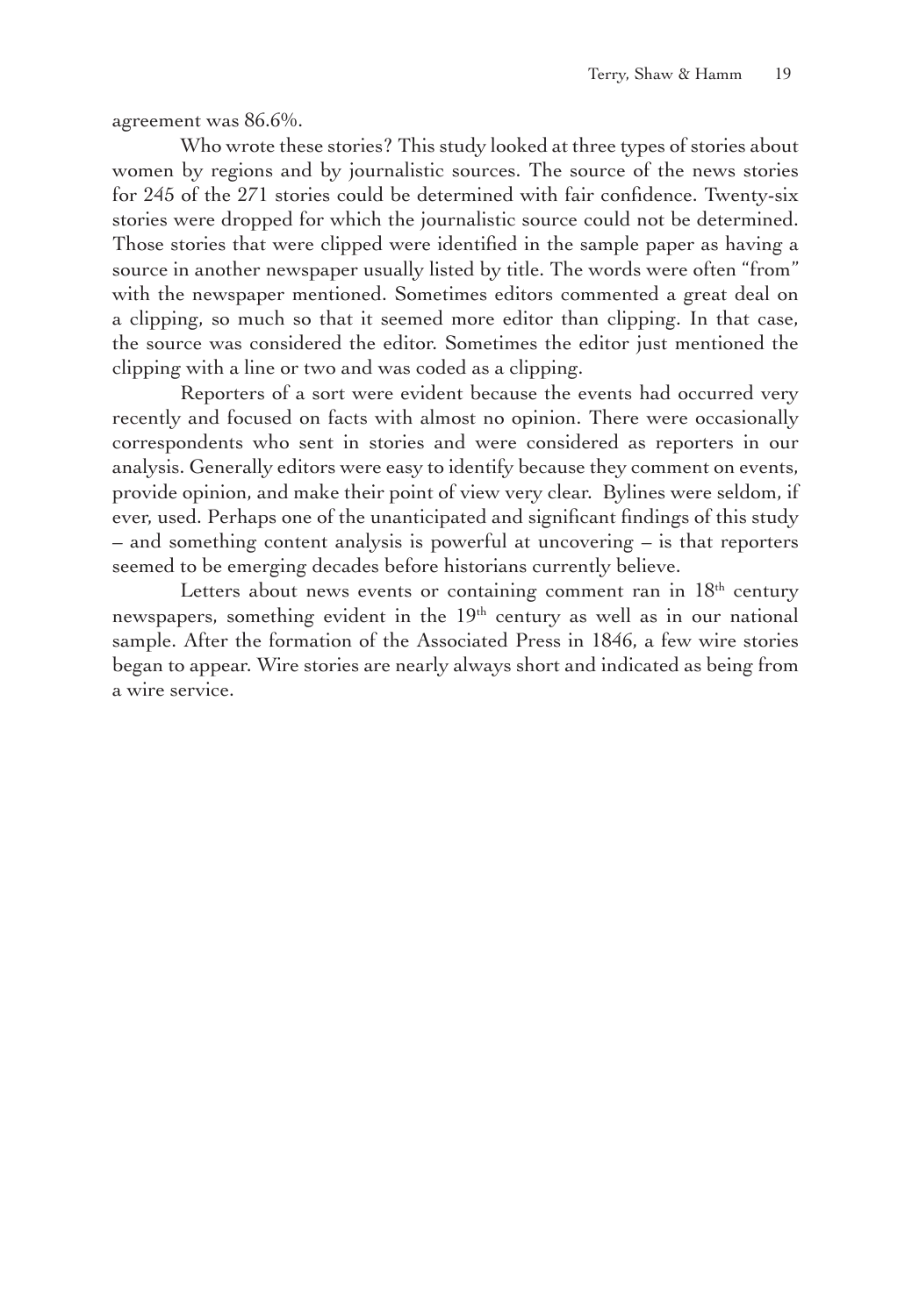agreement was 86.6%.

Who wrote these stories? This study looked at three types of stories about women by regions and by journalistic sources. The source of the news stories for 245 of the 271 stories could be determined with fair confidence. Twenty-six stories were dropped for which the journalistic source could not be determined. Those stories that were clipped were identified in the sample paper as having a source in another newspaper usually listed by title. The words were often "from" with the newspaper mentioned. Sometimes editors commented a great deal on a clipping, so much so that it seemed more editor than clipping. In that case, the source was considered the editor. Sometimes the editor just mentioned the clipping with a line or two and was coded as a clipping.

Reporters of a sort were evident because the events had occurred very recently and focused on facts with almost no opinion. There were occasionally correspondents who sent in stories and were considered as reporters in our analysis. Generally editors were easy to identify because they comment on events, provide opinion, and make their point of view very clear. Bylines were seldom, if ever, used. Perhaps one of the unanticipated and significant findings of this study – and something content analysis is powerful at uncovering – is that reporters seemed to be emerging decades before historians currently believe.

Letters about news events or containing comment ran in 18th century newspapers, something evident in the 19th century as well as in our national sample. After the formation of the Associated Press in 1846, a few wire stories began to appear. Wire stories are nearly always short and indicated as being from a wire service.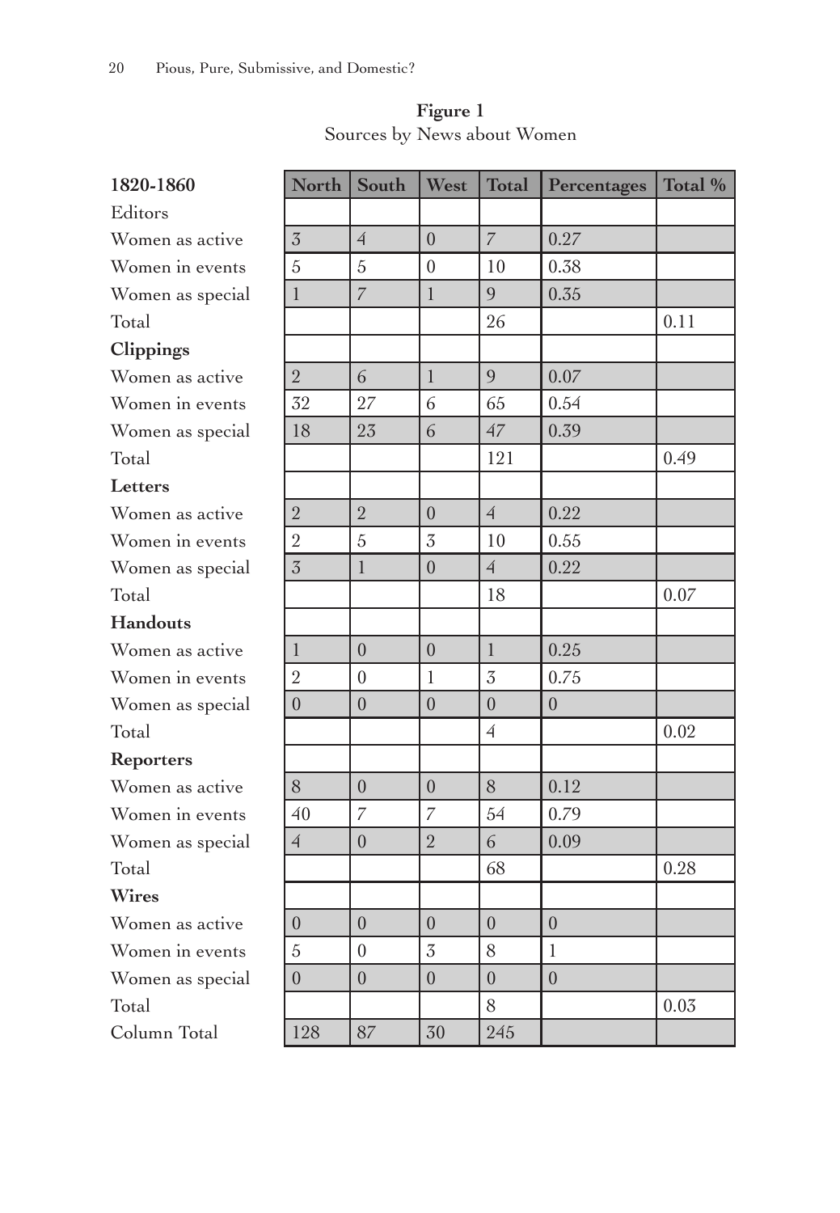**Figure 1**
Sources by News about Women

| **1820-1860** | North | South | West | Total | Percentages | Total % |
|---|---|---|---|---|---|---|
| Editors | | | | | | |
| Women as active | 3 | 4 | 0 | 7 | 0.27 | |
| Women in events | 5 | 5 | 0 | 10 | 0.38 | |
| Women as special | 1 | 7 | 1 | 9 | 0.35 | |
| Total | | | | 26 | | 0.11 |
| **Clippings** | | | | | | |
| Women as active | 2 | 6 | 1 | 9 | 0.07 | |
| Women in events | 32 | 27 | 6 | 65 | 0.54 | |
| Women as special | 18 | 23 | 6 | 47 | 0.39 | |
| Total | | | | 121 | | 0.49 |
| **Letters** | | | | | | |
| Women as active | 2 | 2 | 0 | 4 | 0.22 | |
| Women in events | 2 | 5 | 3 | 10 | 0.55 | |
| Women as special | 3 | 1 | 0 | 4 | 0.22 | |
| Total | | | | 18 | | 0.07 |
| **Handouts** | | | | | | |
| Women as active | 1 | 0 | 0 | 1 | 0.25 | |
| Women in events | 2 | 0 | 1 | 3 | 0.75 | |
| Women as special | 0 | 0 | 0 | 0 | 0 | |
| Total | | | | 4 | | 0.02 |
| **Reporters** | | | | | | |
| Women as active | 8 | 0 | 0 | 8 | 0.12 | |
| Women in events | 40 | 7 | 7 | 54 | 0.79 | |
| Women as special | 4 | 0 | 2 | 6 | 0.09 | |
| Total | | | | 68 | | 0.28 |
| **Wires** | | | | | | |
| Women as active | 0 | 0 | 0 | 0 | 0 | |
| Women in events | 5 | 0 | 3 | 8 | 1 | |
| Women as special | 0 | 0 | 0 | 0 | 0 | |
| Total | | | | 8 | | 0.03 |
| Column Total | 128 | 87 | 30 | 245 | | |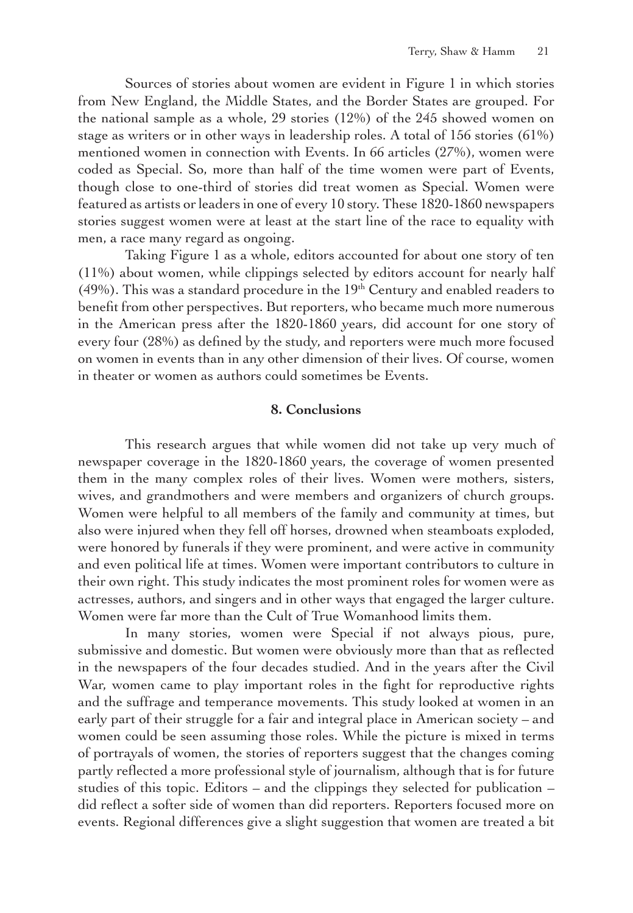Sources of stories about women are evident in Figure 1 in which stories from New England, the Middle States, and the Border States are grouped. For the national sample as a whole, 29 stories (12%) of the 245 showed women on stage as writers or in other ways in leadership roles. A total of 156 stories (61%) mentioned women in connection with Events. In 66 articles (27%), women were coded as Special. So, more than half of the time women were part of Events, though close to one-third of stories did treat women as Special. Women were featured as artists or leaders in one of every 10 story. These 1820-1860 newspapers stories suggest women were at least at the start line of the race to equality with men, a race many regard as ongoing.

Taking Figure 1 as a whole, editors accounted for about one story of ten (11%) about women, while clippings selected by editors account for nearly half (49%). This was a standard procedure in the 19th Century and enabled readers to benefit from other perspectives. But reporters, who became much more numerous in the American press after the 1820-1860 years, did account for one story of every four (28%) as defined by the study, and reporters were much more focused on women in events than in any other dimension of their lives. Of course, women in theater or women as authors could sometimes be Events.

## 8. Conclusions

This research argues that while women did not take up very much of newspaper coverage in the 1820-1860 years, the coverage of women presented them in the many complex roles of their lives. Women were mothers, sisters, wives, and grandmothers and were members and organizers of church groups. Women were helpful to all members of the family and community at times, but also were injured when they fell off horses, drowned when steamboats exploded, were honored by funerals if they were prominent, and were active in community and even political life at times. Women were important contributors to culture in their own right. This study indicates the most prominent roles for women were as actresses, authors, and singers and in other ways that engaged the larger culture. Women were far more than the Cult of True Womanhood limits them.

In many stories, women were Special if not always pious, pure, submissive and domestic. But women were obviously more than that as reflected in the newspapers of the four decades studied. And in the years after the Civil War, women came to play important roles in the fight for reproductive rights and the suffrage and temperance movements. This study looked at women in an early part of their struggle for a fair and integral place in American society – and women could be seen assuming those roles. While the picture is mixed in terms of portrayals of women, the stories of reporters suggest that the changes coming partly reflected a more professional style of journalism, although that is for future studies of this topic. Editors – and the clippings they selected for publication – did reflect a softer side of women than did reporters. Reporters focused more on events. Regional differences give a slight suggestion that women are treated a bit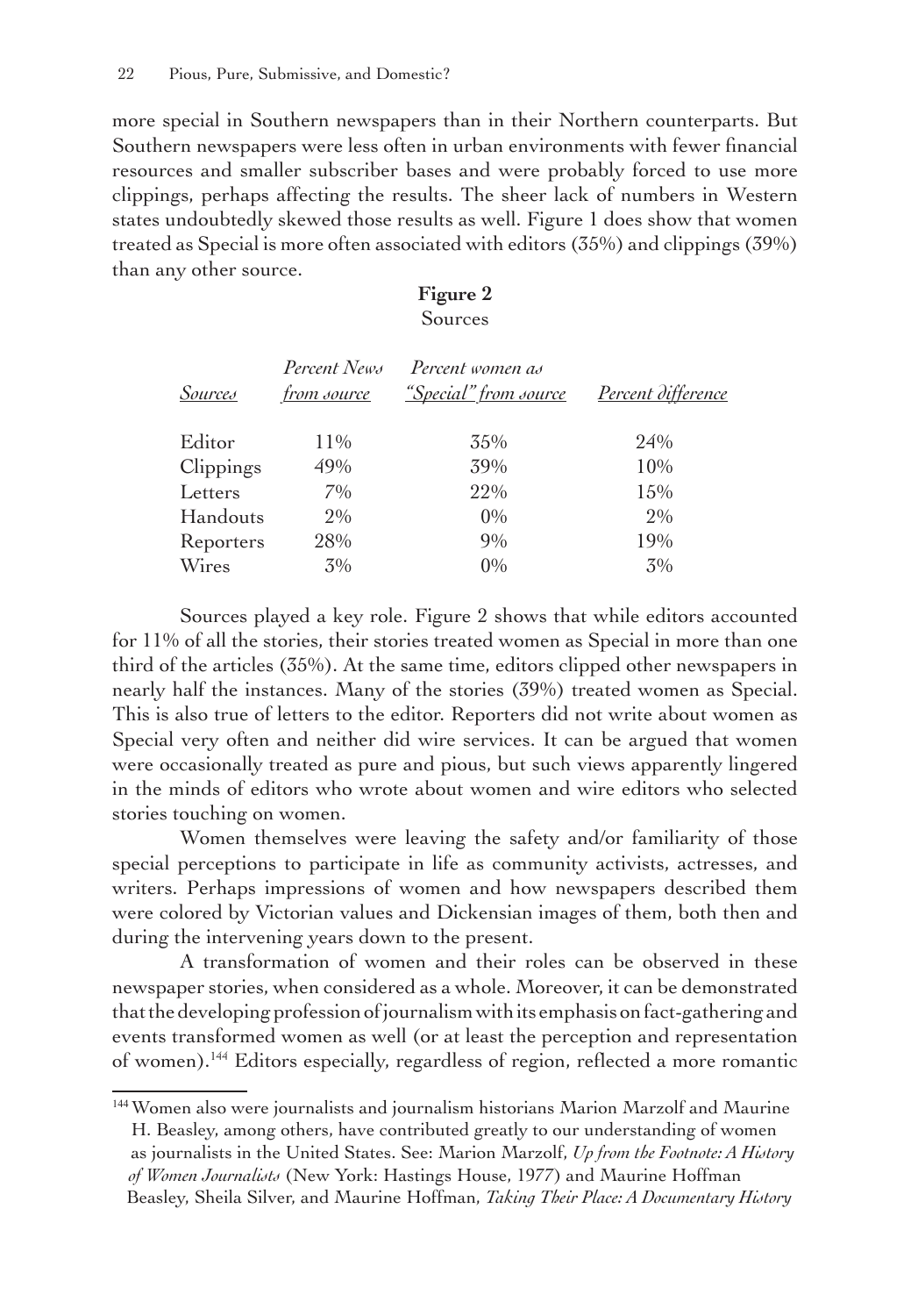more special in Southern newspapers than in their Northern counterparts. But Southern newspapers were less often in urban environments with fewer financial resources and smaller subscriber bases and were probably forced to use more clippings, perhaps affecting the results. The sheer lack of numbers in Western states undoubtedly skewed those results as well. Figure 1 does show that women treated as Special is more often associated with editors (35%) and clippings (39%) than any other source.

**Figure 2**
Sources

| *Sources* | *Percent News from source* | *Percent women as "Special" from source* | *Percent difference* |
|---|---|---|---|
| Editor | 11% | 35% | 24% |
| Clippings | 49% | 39% | 10% |
| Letters | 7% | 22% | 15% |
| Handouts | 2% | 0% | 2% |
| Reporters | 28% | 9% | 19% |
| Wires | 3% | 0% | 3% |

Sources played a key role. Figure 2 shows that while editors accounted for 11% of all the stories, their stories treated women as Special in more than one third of the articles (35%). At the same time, editors clipped other newspapers in nearly half the instances. Many of the stories (39%) treated women as Special. This is also true of letters to the editor. Reporters did not write about women as Special very often and neither did wire services. It can be argued that women were occasionally treated as pure and pious, but such views apparently lingered in the minds of editors who wrote about women and wire editors who selected stories touching on women.

Women themselves were leaving the safety and/or familiarity of those special perceptions to participate in life as community activists, actresses, and writers. Perhaps impressions of women and how newspapers described them were colored by Victorian values and Dickensian images of them, both then and during the intervening years down to the present.

A transformation of women and their roles can be observed in these newspaper stories, when considered as a whole. Moreover, it can be demonstrated that the developing profession of journalism with its emphasis on fact-gathering and events transformed women as well (or at least the perception and representation of women).[144] Editors especially, regardless of region, reflected a more romantic

[144] Women also were journalists and journalism historians Marion Marzolf and Maurine H. Beasley, among others, have contributed greatly to our understanding of women as journalists in the United States. See: Marion Marzolf, *Up from the Footnote: A History of Women Journalists* (New York: Hastings House, 1977) and Maurine Hoffman Beasley, Sheila Silver, and Maurine Hoffman, *Taking Their Place: A Documentary History*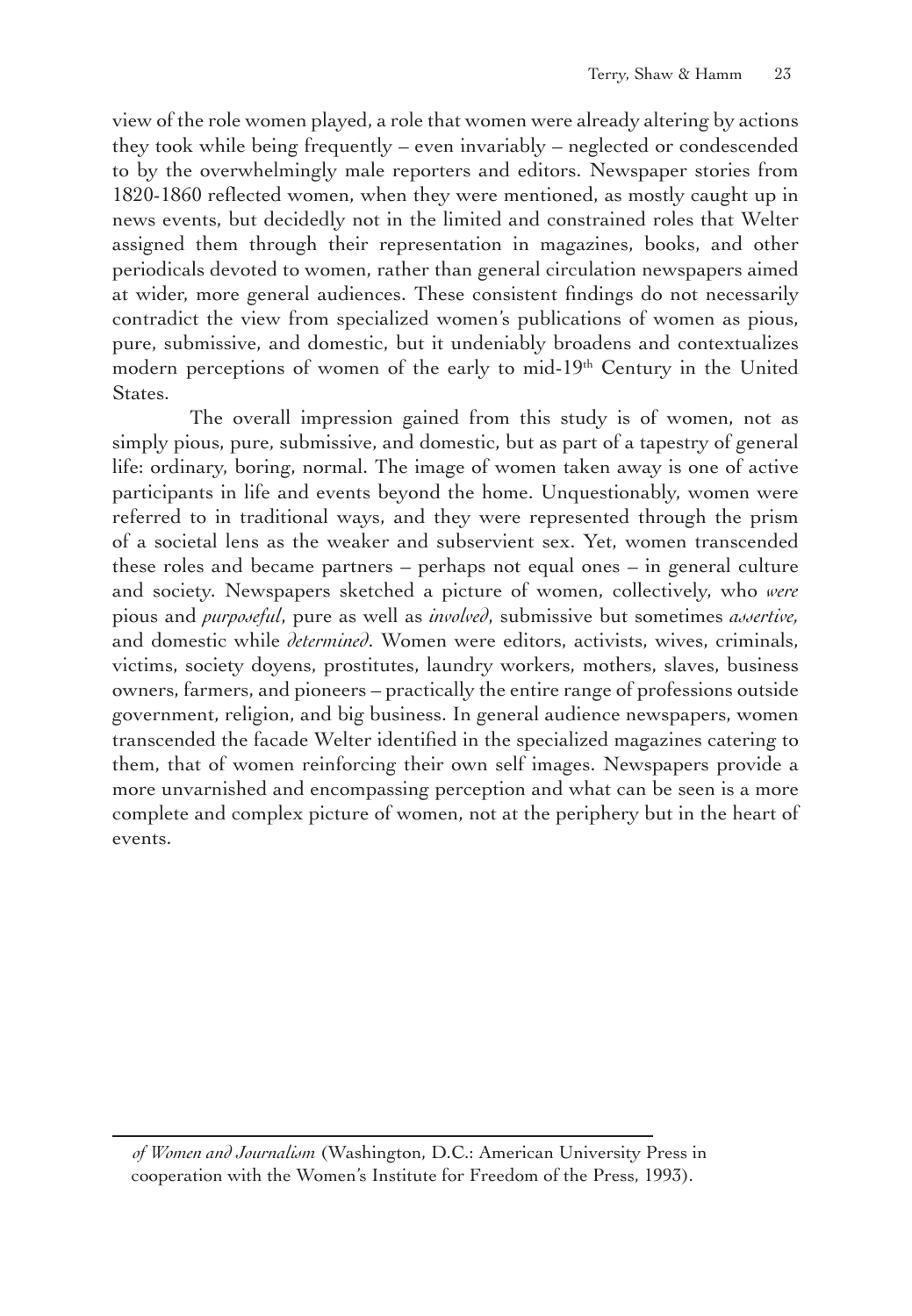view of the role women played, a role that women were already altering by actions they took while being frequently – even invariably – neglected or condescended to by the overwhelmingly male reporters and editors. Newspaper stories from 1820-1860 reflected women, when they were mentioned, as mostly caught up in news events, but decidedly not in the limited and constrained roles that Welter assigned them through their representation in magazines, books, and other periodicals devoted to women, rather than general circulation newspapers aimed at wider, more general audiences. These consistent findings do not necessarily contradict the view from specialized women's publications of women as pious, pure, submissive, and domestic, but it undeniably broadens and contextualizes modern perceptions of women of the early to mid-19th Century in the United States.

The overall impression gained from this study is of women, not as simply pious, pure, submissive, and domestic, but as part of a tapestry of general life: ordinary, boring, normal. The image of women taken away is one of active participants in life and events beyond the home. Unquestionably, women were referred to in traditional ways, and they were represented through the prism of a societal lens as the weaker and subservient sex. Yet, women transcended these roles and became partners – perhaps not equal ones – in general culture and society. Newspapers sketched a picture of women, collectively, who *were* pious and *purposeful*, pure as well as *involved*, submissive but sometimes *assertive*, and domestic while *determined*. Women were editors, activists, wives, criminals, victims, society doyens, prostitutes, laundry workers, mothers, slaves, business owners, farmers, and pioneers – practically the entire range of professions outside government, religion, and big business. In general audience newspapers, women transcended the facade Welter identified in the specialized magazines catering to them, that of women reinforcing their own self images. Newspapers provide a more unvarnished and encompassing perception and what can be seen is a more complete and complex picture of women, not at the periphery but in the heart of events.

---

*of Women and Journalism* (Washington, D.C.: American University Press in cooperation with the Women's Institute for Freedom of the Press, 1993).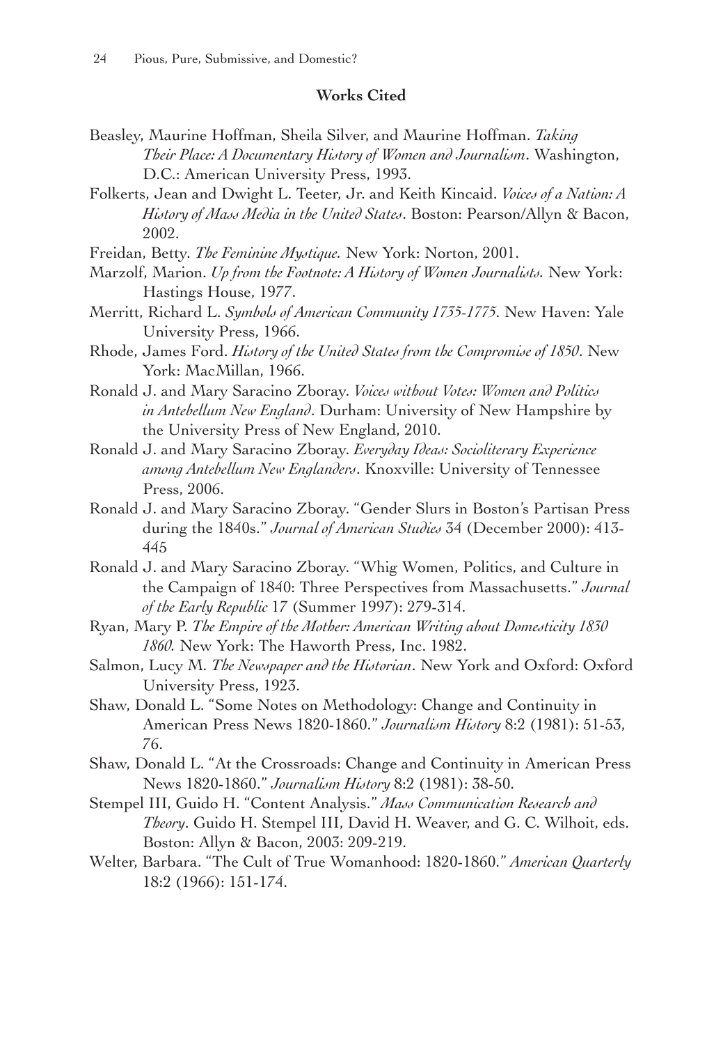## Works Cited

Beasley, Maurine Hoffman, Sheila Silver, and Maurine Hoffman. *Taking Their Place: A Documentary History of Women and Journalism*. Washington, D.C.: American University Press, 1993.

Folkerts, Jean and Dwight L. Teeter, Jr. and Keith Kincaid. *Voices of a Nation: A History of Mass Media in the United States*. Boston: Pearson/Allyn & Bacon, 2002.

Freidan, Betty. *The Feminine Mystique.* New York: Norton, 2001.

Marzolf, Marion. *Up from the Footnote: A History of Women Journalists.* New York: Hastings House, 1977.

Merritt, Richard L. *Symbols of American Community 1735-1775*. New Haven: Yale University Press, 1966.

Rhode, James Ford. *History of the United States from the Compromise of 1850*. New York: MacMillan, 1966.

Ronald J. and Mary Saracino Zboray. *Voices without Votes: Women and Politics in Antebellum New England*. Durham: University of New Hampshire by the University Press of New England, 2010.

Ronald J. and Mary Saracino Zboray. *Everyday Ideas: Socioliterary Experience among Antebellum New Englanders*. Knoxville: University of Tennessee Press, 2006.

Ronald J. and Mary Saracino Zboray. "Gender Slurs in Boston's Partisan Press during the 1840s." *Journal of American Studies* 34 (December 2000): 413-445

Ronald J. and Mary Saracino Zboray. "Whig Women, Politics, and Culture in the Campaign of 1840: Three Perspectives from Massachusetts." *Journal of the Early Republic* 17 (Summer 1997): 279-314.

Ryan, Mary P. *The Empire of the Mother: American Writing about Domesticity 1830 1860.* New York: The Haworth Press, Inc. 1982.

Salmon, Lucy M. *The Newspaper and the Historian*. New York and Oxford: Oxford University Press, 1923.

Shaw, Donald L. "Some Notes on Methodology: Change and Continuity in American Press News 1820-1860." *Journalism History* 8:2 (1981): 51-53, 76.

Shaw, Donald L. "At the Crossroads: Change and Continuity in American Press News 1820-1860." *Journalism History* 8:2 (1981): 38-50.

Stempel III, Guido H. "Content Analysis." *Mass Communication Research and Theory*. Guido H. Stempel III, David H. Weaver, and G. C. Wilhoit, eds. Boston: Allyn & Bacon, 2003: 209-219.

Welter, Barbara. "The Cult of True Womanhood: 1820-1860." *American Quarterly* 18:2 (1966): 151-174.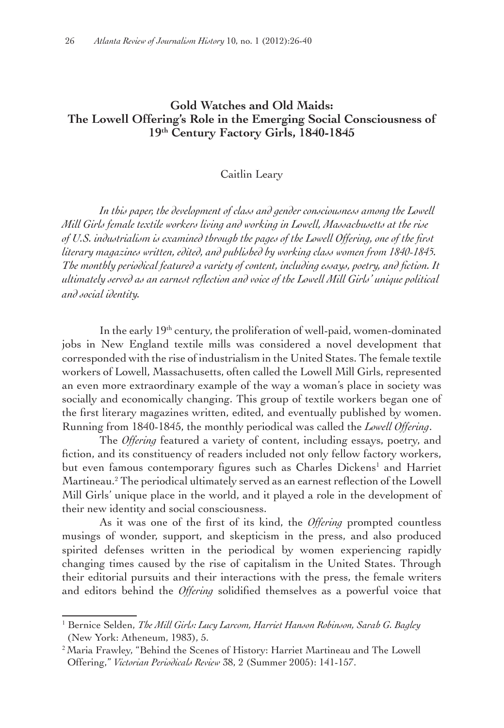# Gold Watches and Old Maids: The Lowell Offering's Role in the Emerging Social Consciousness of 19th Century Factory Girls, 1840-1845

Caitlin Leary

*In this paper, the development of class and gender consciousness among the Lowell Mill Girls female textile workers living and working in Lowell, Massachusetts at the rise of U.S. industrialism is examined through the pages of the Lowell Offering, one of the first literary magazines written, edited, and published by working class women from 1840-1845. The monthly periodical featured a variety of content, including essays, poetry, and fiction. It ultimately served as an earnest reflection and voice of the Lowell Mill Girls' unique political and social identity.*

In the early 19th century, the proliferation of well-paid, women-dominated jobs in New England textile mills was considered a novel development that corresponded with the rise of industrialism in the United States. The female textile workers of Lowell, Massachusetts, often called the Lowell Mill Girls, represented an even more extraordinary example of the way a woman's place in society was socially and economically changing. This group of textile workers began one of the first literary magazines written, edited, and eventually published by women. Running from 1840-1845, the monthly periodical was called the *Lowell Offering*.

The *Offering* featured a variety of content, including essays, poetry, and fiction, and its constituency of readers included not only fellow factory workers, but even famous contemporary figures such as Charles Dickens[1] and Harriet Martineau.[2] The periodical ultimately served as an earnest reflection of the Lowell Mill Girls' unique place in the world, and it played a role in the development of their new identity and social consciousness.

As it was one of the first of its kind, the *Offering* prompted countless musings of wonder, support, and skepticism in the press, and also produced spirited defenses written in the periodical by women experiencing rapidly changing times caused by the rise of capitalism in the United States. Through their editorial pursuits and their interactions with the press, the female writers and editors behind the *Offering* solidified themselves as a powerful voice that

---

[1] Bernice Selden, *The Mill Girls: Lucy Larcom, Harriet Hanson Robinson, Sarah G. Bagley* (New York: Atheneum, 1983), 5.

[2] Maria Frawley, "Behind the Scenes of History: Harriet Martineau and The Lowell Offering," *Victorian Periodicals Review* 38, 2 (Summer 2005): 141-157.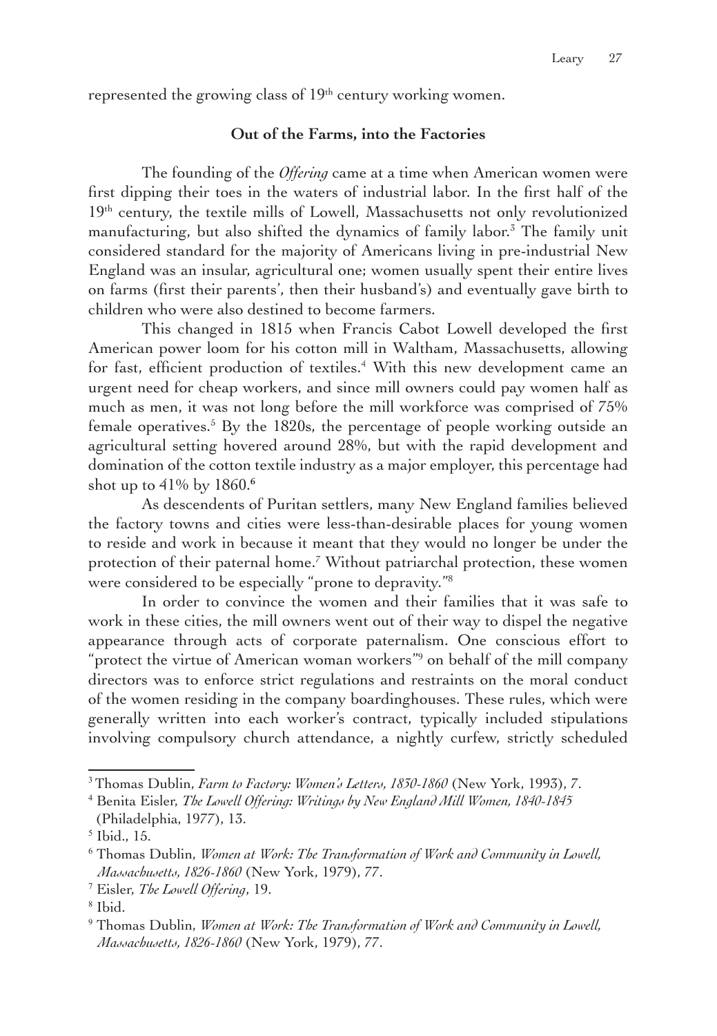represented the growing class of 19th century working women.

## Out of the Farms, into the Factories

The founding of the *Offering* came at a time when American women were first dipping their toes in the waters of industrial labor. In the first half of the 19th century, the textile mills of Lowell, Massachusetts not only revolutionized manufacturing, but also shifted the dynamics of family labor.[3] The family unit considered standard for the majority of Americans living in pre-industrial New England was an insular, agricultural one; women usually spent their entire lives on farms (first their parents', then their husband's) and eventually gave birth to children who were also destined to become farmers.

This changed in 1815 when Francis Cabot Lowell developed the first American power loom for his cotton mill in Waltham, Massachusetts, allowing for fast, efficient production of textiles.[4] With this new development came an urgent need for cheap workers, and since mill owners could pay women half as much as men, it was not long before the mill workforce was comprised of 75% female operatives.[5] By the 1820s, the percentage of people working outside an agricultural setting hovered around 28%, but with the rapid development and domination of the cotton textile industry as a major employer, this percentage had shot up to 41% by 1860.[6]

As descendents of Puritan settlers, many New England families believed the factory towns and cities were less-than-desirable places for young women to reside and work in because it meant that they would no longer be under the protection of their paternal home.[7] Without patriarchal protection, these women were considered to be especially "prone to depravity."[8]

In order to convince the women and their families that it was safe to work in these cities, the mill owners went out of their way to dispel the negative appearance through acts of corporate paternalism. One conscious effort to "protect the virtue of American woman workers"[9] on behalf of the mill company directors was to enforce strict regulations and restraints on the moral conduct of the women residing in the company boardinghouses. These rules, which were generally written into each worker's contract, typically included stipulations involving compulsory church attendance, a nightly curfew, strictly scheduled

---

[3] Thomas Dublin, *Farm to Factory: Women's Letters, 1830-1860* (New York, 1993), 7.

[4] Benita Eisler, *The Lowell Offering: Writings by New England Mill Women, 1840-1845* (Philadelphia, 1977), 13.

[5] Ibid., 15.

[6] Thomas Dublin, *Women at Work: The Transformation of Work and Community in Lowell, Massachusetts, 1826-1860* (New York, 1979), 77.

[7] Eisler, *The Lowell Offering*, 19.

[8] Ibid.

[9] Thomas Dublin, *Women at Work: The Transformation of Work and Community in Lowell, Massachusetts, 1826-1860* (New York, 1979), 77.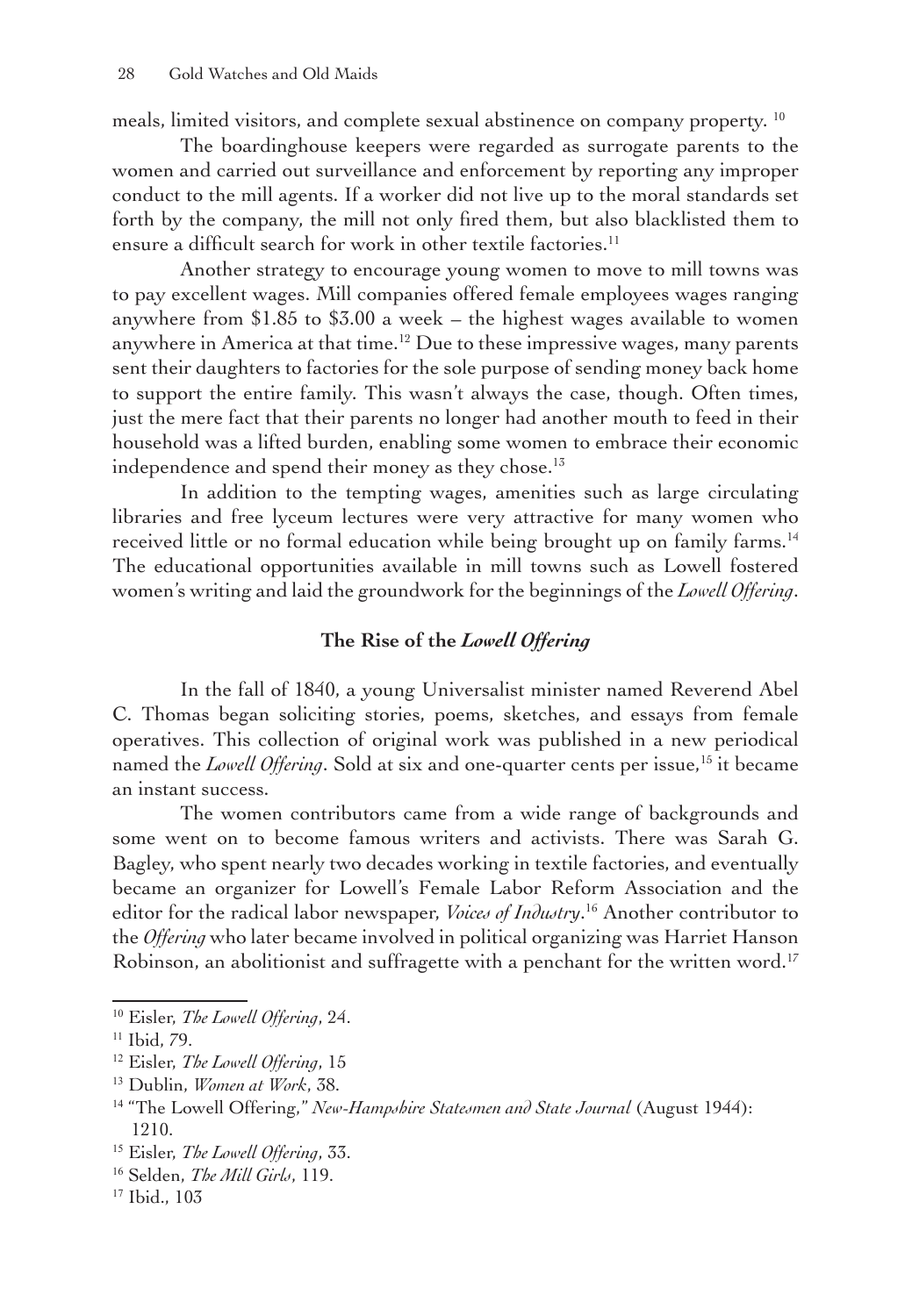meals, limited visitors, and complete sexual abstinence on company property. [10]

The boardinghouse keepers were regarded as surrogate parents to the women and carried out surveillance and enforcement by reporting any improper conduct to the mill agents. If a worker did not live up to the moral standards set forth by the company, the mill not only fired them, but also blacklisted them to ensure a difficult search for work in other textile factories.[11]

Another strategy to encourage young women to move to mill towns was to pay excellent wages. Mill companies offered female employees wages ranging anywhere from $1.85 to $3.00 a week – the highest wages available to women anywhere in America at that time.[12] Due to these impressive wages, many parents sent their daughters to factories for the sole purpose of sending money back home to support the entire family. This wasn't always the case, though. Often times, just the mere fact that their parents no longer had another mouth to feed in their household was a lifted burden, enabling some women to embrace their economic independence and spend their money as they chose.[13]

In addition to the tempting wages, amenities such as large circulating libraries and free lyceum lectures were very attractive for many women who received little or no formal education while being brought up on family farms.[14] The educational opportunities available in mill towns such as Lowell fostered women's writing and laid the groundwork for the beginnings of the *Lowell Offering*.

## The Rise of the *Lowell Offering*

In the fall of 1840, a young Universalist minister named Reverend Abel C. Thomas began soliciting stories, poems, sketches, and essays from female operatives. This collection of original work was published in a new periodical named the *Lowell Offering*. Sold at six and one-quarter cents per issue,[15] it became an instant success.

The women contributors came from a wide range of backgrounds and some went on to become famous writers and activists. There was Sarah G. Bagley, who spent nearly two decades working in textile factories, and eventually became an organizer for Lowell's Female Labor Reform Association and the editor for the radical labor newspaper, *Voices of Industry*.[16] Another contributor to the *Offering* who later became involved in political organizing was Harriet Hanson Robinson, an abolitionist and suffragette with a penchant for the written word.[17]

---

[10] Eisler, *The Lowell Offering*, 24.

[11] Ibid, 79.

[12] Eisler, *The Lowell Offering*, 15

[13] Dublin, *Women at Work*, 38.

[14] "The Lowell Offering," *New-Hampshire Statesmen and State Journal* (August 1944): 1210.

[15] Eisler, *The Lowell Offering*, 33.

[16] Selden, *The Mill Girls*, 119.

[17] Ibid., 103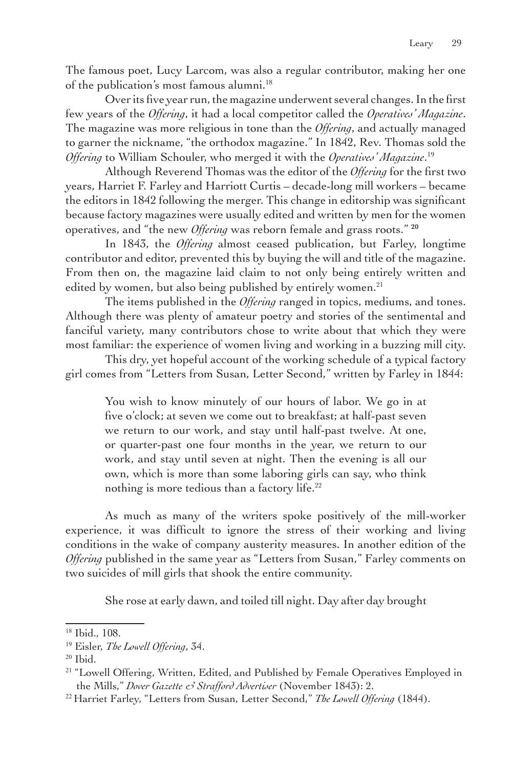The famous poet, Lucy Larcom, was also a regular contributor, making her one of the publication's most famous alumni.[18]

Over its five year run, the magazine underwent several changes. In the first few years of the *Offering*, it had a local competitor called the *Operatives' Magazine*. The magazine was more religious in tone than the *Offering*, and actually managed to garner the nickname, "the orthodox magazine." In 1842, Rev. Thomas sold the *Offering* to William Schouler, who merged it with the *Operatives' Magazine*.[19]

Although Reverend Thomas was the editor of the *Offering* for the first two years, Harriet F. Farley and Harriott Curtis – decade-long mill workers – became the editors in 1842 following the merger. This change in editorship was significant because factory magazines were usually edited and written by men for the women operatives, and "the new *Offering* was reborn female and grass roots." [20]

In 1843, the *Offering* almost ceased publication, but Farley, longtime contributor and editor, prevented this by buying the will and title of the magazine. From then on, the magazine laid claim to not only being entirely written and edited by women, but also being published by entirely women.[21]

The items published in the *Offering* ranged in topics, mediums, and tones. Although there was plenty of amateur poetry and stories of the sentimental and fanciful variety, many contributors chose to write about that which they were most familiar: the experience of women living and working in a buzzing mill city.

This dry, yet hopeful account of the working schedule of a typical factory girl comes from "Letters from Susan, Letter Second," written by Farley in 1844:

> You wish to know minutely of our hours of labor. We go in at five o'clock; at seven we come out to breakfast; at half-past seven we return to our work, and stay until half-past twelve. At one, or quarter-past one four months in the year, we return to our work, and stay until seven at night. Then the evening is all our own, which is more than some laboring girls can say, who think nothing is more tedious than a factory life.[22]

As much as many of the writers spoke positively of the mill-worker experience, it was difficult to ignore the stress of their working and living conditions in the wake of company austerity measures. In another edition of the *Offering* published in the same year as "Letters from Susan," Farley comments on two suicides of mill girls that shook the entire community.

> She rose at early dawn, and toiled till night. Day after day brought

---

[18] Ibid., 108.

[19] Eisler, *The Lowell Offering*, 34.

[20] Ibid.

[21] "Lowell Offering, Written, Edited, and Published by Female Operatives Employed in the Mills," *Dover Gazette & Strafford Advertiser* (November 1843): 2.

[22] Harriet Farley, "Letters from Susan, Letter Second," *The Lowell Offering* (1844).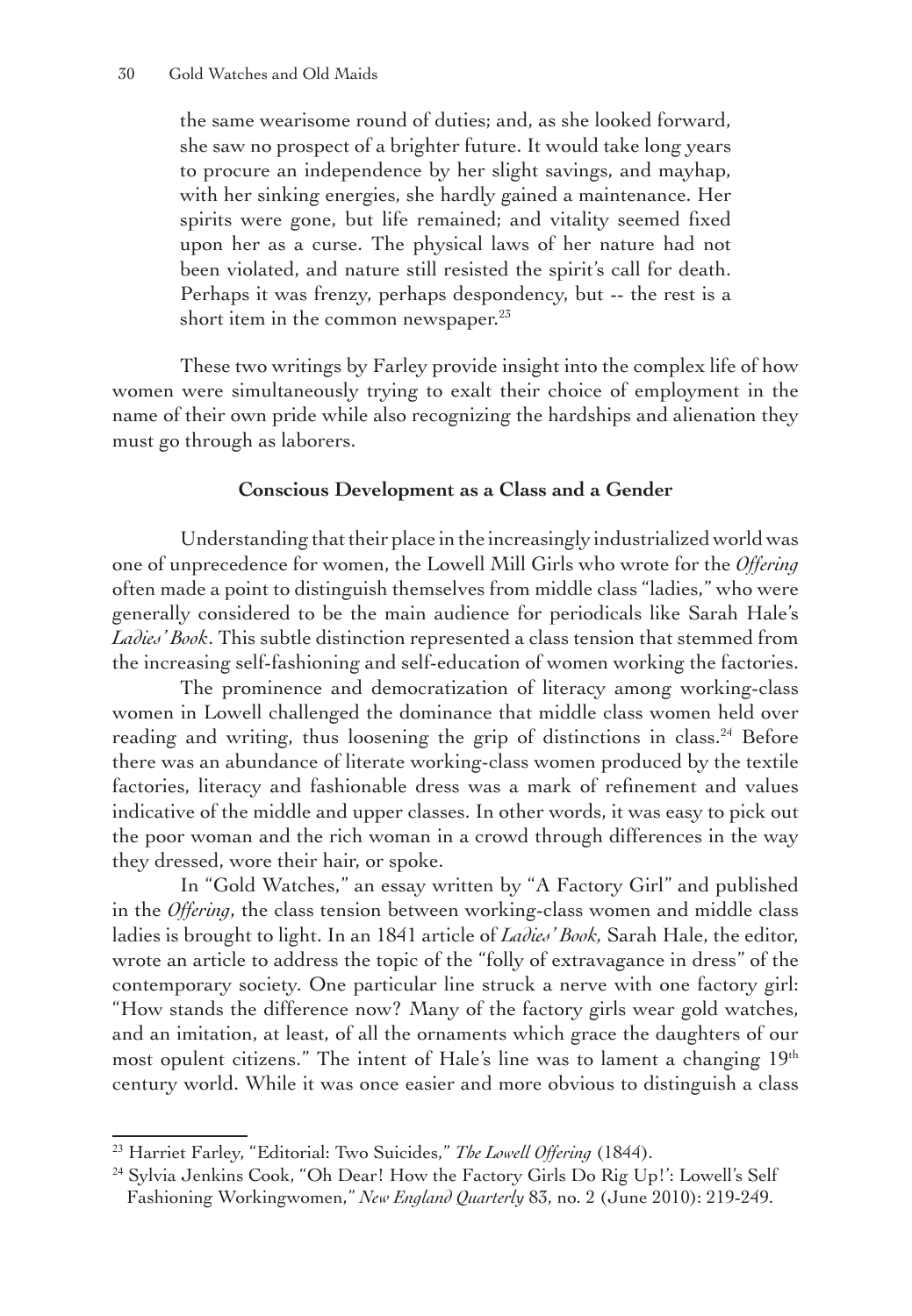the same wearisome round of duties; and, as she looked forward, she saw no prospect of a brighter future. It would take long years to procure an independence by her slight savings, and mayhap, with her sinking energies, she hardly gained a maintenance. Her spirits were gone, but life remained; and vitality seemed fixed upon her as a curse. The physical laws of her nature had not been violated, and nature still resisted the spirit's call for death. Perhaps it was frenzy, perhaps despondency, but -- the rest is a short item in the common newspaper.[23]

These two writings by Farley provide insight into the complex life of how women were simultaneously trying to exalt their choice of employment in the name of their own pride while also recognizing the hardships and alienation they must go through as laborers.

### Conscious Development as a Class and a Gender

Understanding that their place in the increasingly industrialized world was one of unprecedence for women, the Lowell Mill Girls who wrote for the *Offering* often made a point to distinguish themselves from middle class "ladies," who were generally considered to be the main audience for periodicals like Sarah Hale's *Ladies' Book*. This subtle distinction represented a class tension that stemmed from the increasing self-fashioning and self-education of women working the factories.

The prominence and democratization of literacy among working-class women in Lowell challenged the dominance that middle class women held over reading and writing, thus loosening the grip of distinctions in class.[24] Before there was an abundance of literate working-class women produced by the textile factories, literacy and fashionable dress was a mark of refinement and values indicative of the middle and upper classes. In other words, it was easy to pick out the poor woman and the rich woman in a crowd through differences in the way they dressed, wore their hair, or spoke.

In "Gold Watches," an essay written by "A Factory Girl" and published in the *Offering*, the class tension between working-class women and middle class ladies is brought to light. In an 1841 article of *Ladies' Book,* Sarah Hale, the editor, wrote an article to address the topic of the "folly of extravagance in dress" of the contemporary society. One particular line struck a nerve with one factory girl: "How stands the difference now? Many of the factory girls wear gold watches, and an imitation, at least, of all the ornaments which grace the daughters of our most opulent citizens." The intent of Hale's line was to lament a changing 19th century world. While it was once easier and more obvious to distinguish a class

---

[23] Harriet Farley, "Editorial: Two Suicides," *The Lowell Offering* (1844).

[24] Sylvia Jenkins Cook, "Oh Dear! How the Factory Girls Do Rig Up!': Lowell's Self Fashioning Workingwomen," *New England Quarterly* 83, no. 2 (June 2010): 219-249.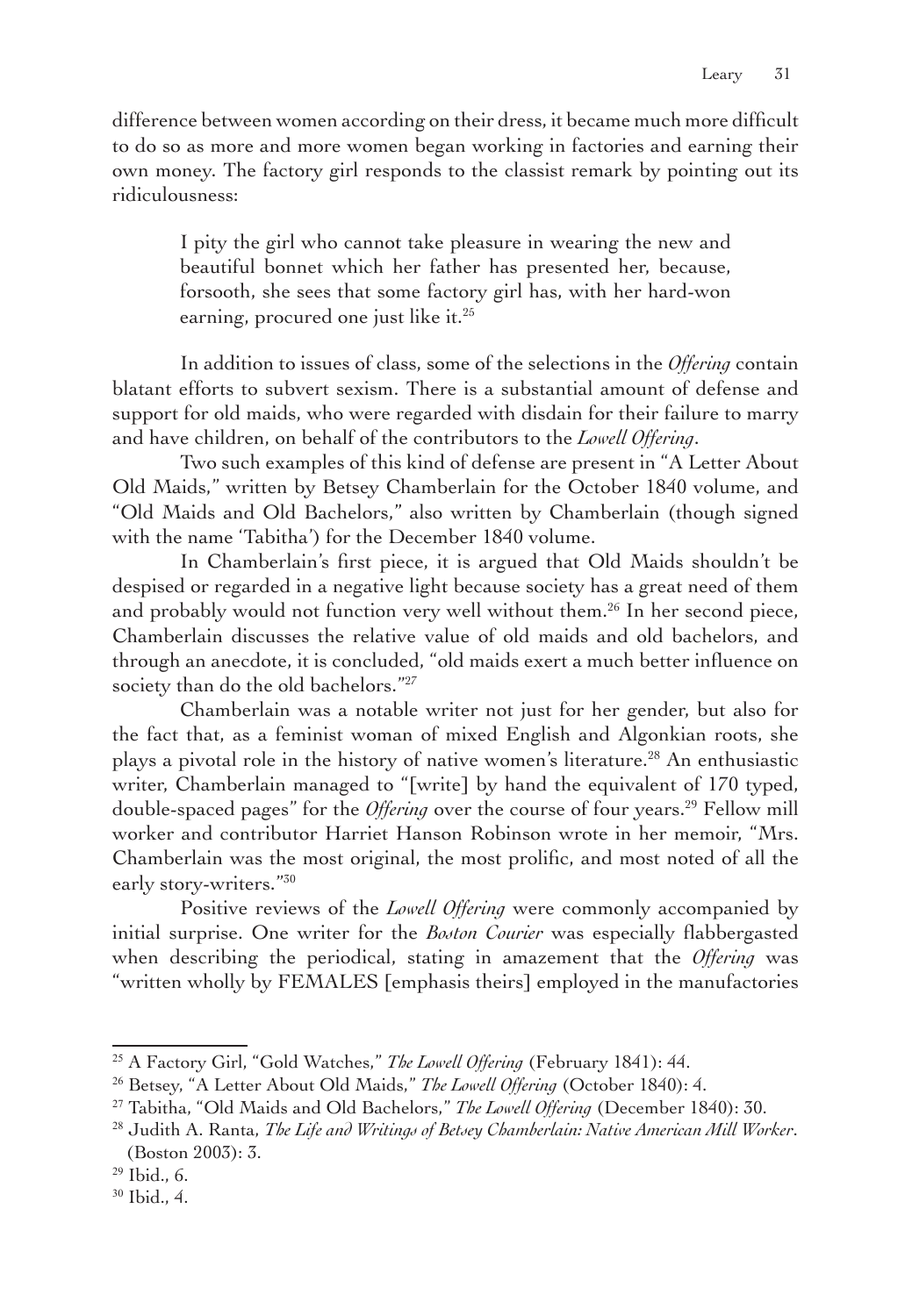difference between women according on their dress, it became much more difficult to do so as more and more women began working in factories and earning their own money. The factory girl responds to the classist remark by pointing out its ridiculousness:

> I pity the girl who cannot take pleasure in wearing the new and beautiful bonnet which her father has presented her, because, forsooth, she sees that some factory girl has, with her hard-won earning, procured one just like it.[25]

In addition to issues of class, some of the selections in the *Offering* contain blatant efforts to subvert sexism. There is a substantial amount of defense and support for old maids, who were regarded with disdain for their failure to marry and have children, on behalf of the contributors to the *Lowell Offering*.

Two such examples of this kind of defense are present in "A Letter About Old Maids," written by Betsey Chamberlain for the October 1840 volume, and "Old Maids and Old Bachelors," also written by Chamberlain (though signed with the name 'Tabitha') for the December 1840 volume.

In Chamberlain's first piece, it is argued that Old Maids shouldn't be despised or regarded in a negative light because society has a great need of them and probably would not function very well without them.[26] In her second piece, Chamberlain discusses the relative value of old maids and old bachelors, and through an anecdote, it is concluded, "old maids exert a much better influence on society than do the old bachelors."[27]

Chamberlain was a notable writer not just for her gender, but also for the fact that, as a feminist woman of mixed English and Algonkian roots, she plays a pivotal role in the history of native women's literature.[28] An enthusiastic writer, Chamberlain managed to "[write] by hand the equivalent of 170 typed, double-spaced pages" for the *Offering* over the course of four years.[29] Fellow mill worker and contributor Harriet Hanson Robinson wrote in her memoir, "Mrs. Chamberlain was the most original, the most prolific, and most noted of all the early story-writers."[30]

Positive reviews of the *Lowell Offering* were commonly accompanied by initial surprise. One writer for the *Boston Courier* was especially flabbergasted when describing the periodical, stating in amazement that the *Offering* was "written wholly by FEMALES [emphasis theirs] employed in the manufactories

---

[25] A Factory Girl, "Gold Watches," *The Lowell Offering* (February 1841): 44.

[26] Betsey, "A Letter About Old Maids," *The Lowell Offering* (October 1840): 4.

[27] Tabitha, "Old Maids and Old Bachelors," *The Lowell Offering* (December 1840): 30.

[28] Judith A. Ranta, *The Life and Writings of Betsey Chamberlain: Native American Mill Worker*. (Boston 2003): 3.

[29] Ibid., 6.

[30] Ibid., 4.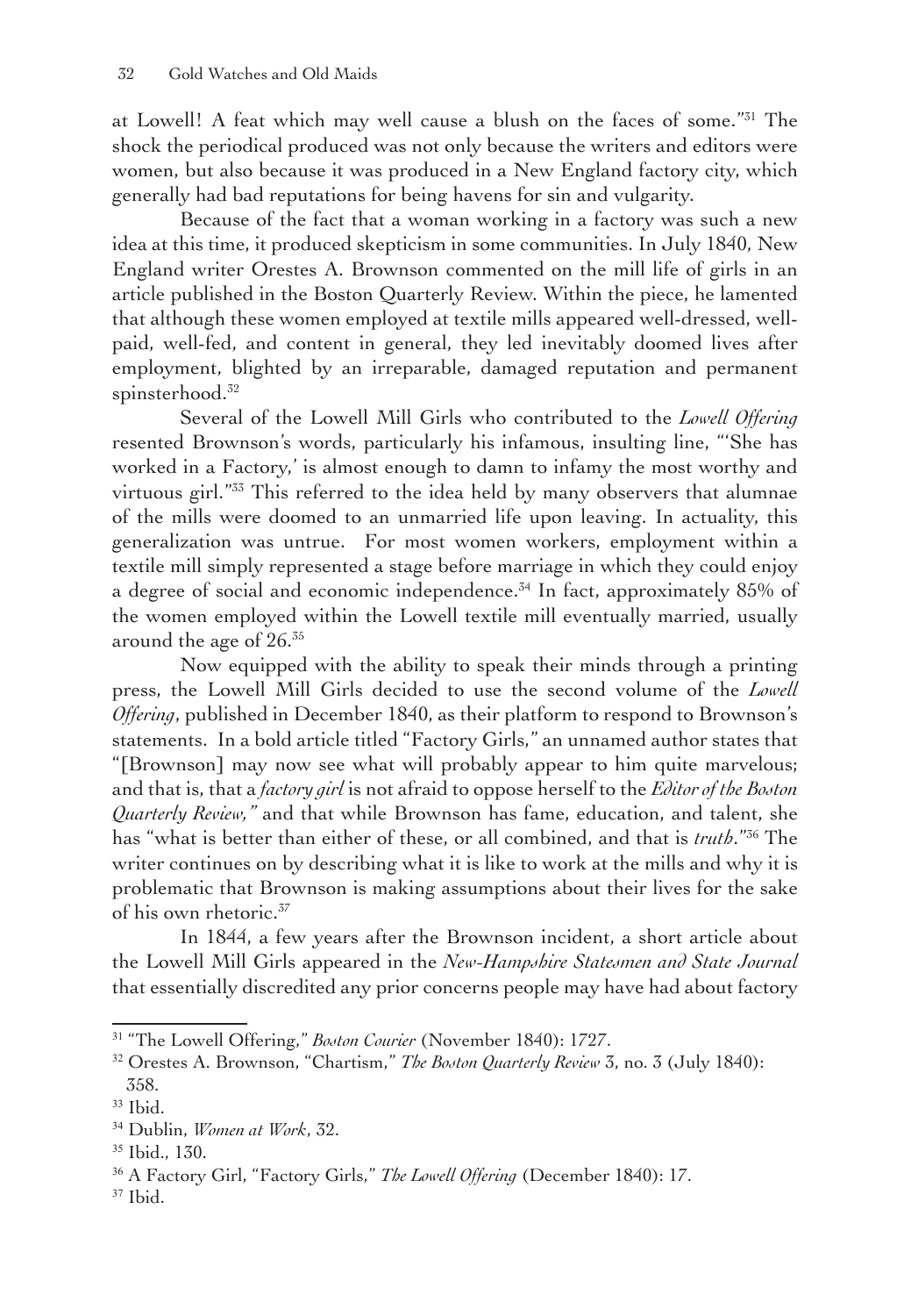at Lowell! A feat which may well cause a blush on the faces of some."[31] The shock the periodical produced was not only because the writers and editors were women, but also because it was produced in a New England factory city, which generally had bad reputations for being havens for sin and vulgarity.

Because of the fact that a woman working in a factory was such a new idea at this time, it produced skepticism in some communities. In July 1840, New England writer Orestes A. Brownson commented on the mill life of girls in an article published in the Boston Quarterly Review. Within the piece, he lamented that although these women employed at textile mills appeared well-dressed, well-paid, well-fed, and content in general, they led inevitably doomed lives after employment, blighted by an irreparable, damaged reputation and permanent spinsterhood.[32]

Several of the Lowell Mill Girls who contributed to the *Lowell Offering* resented Brownson's words, particularly his infamous, insulting line, "'She has worked in a Factory,' is almost enough to damn to infamy the most worthy and virtuous girl."[33] This referred to the idea held by many observers that alumnae of the mills were doomed to an unmarried life upon leaving. In actuality, this generalization was untrue. For most women workers, employment within a textile mill simply represented a stage before marriage in which they could enjoy a degree of social and economic independence.[34] In fact, approximately 85% of the women employed within the Lowell textile mill eventually married, usually around the age of 26.[35]

Now equipped with the ability to speak their minds through a printing press, the Lowell Mill Girls decided to use the second volume of the *Lowell Offering*, published in December 1840, as their platform to respond to Brownson's statements. In a bold article titled "Factory Girls," an unnamed author states that "[Brownson] may now see what will probably appear to him quite marvelous; and that is, that a *factory girl* is not afraid to oppose herself to the *Editor of the Boston Quarterly Review,"* and that while Brownson has fame, education, and talent, she has "what is better than either of these, or all combined, and that is *truth*."[36] The writer continues on by describing what it is like to work at the mills and why it is problematic that Brownson is making assumptions about their lives for the sake of his own rhetoric.[37]

In 1844, a few years after the Brownson incident, a short article about the Lowell Mill Girls appeared in the *New-Hampshire Statesmen and State Journal* that essentially discredited any prior concerns people may have had about factory

---

[31] "The Lowell Offering," *Boston Courier* (November 1840): 1727.

[32] Orestes A. Brownson, "Chartism," *The Boston Quarterly Review* 3, no. 3 (July 1840): 358.

[33] Ibid.

[34] Dublin, *Women at Work*, 32.

[35] Ibid., 130.

[36] A Factory Girl, "Factory Girls," *The Lowell Offering* (December 1840): 17.

[37] Ibid.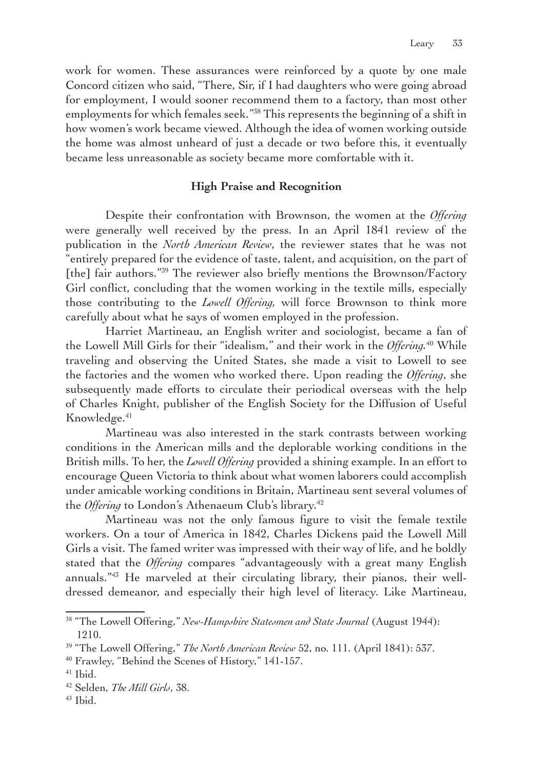work for women. These assurances were reinforced by a quote by one male Concord citizen who said, "There, Sir, if I had daughters who were going abroad for employment, I would sooner recommend them to a factory, than most other employments for which females seek."[38] This represents the beginning of a shift in how women's work became viewed. Although the idea of women working outside the home was almost unheard of just a decade or two before this, it eventually became less unreasonable as society became more comfortable with it.

### High Praise and Recognition

Despite their confrontation with Brownson, the women at the *Offering* were generally well received by the press. In an April 1841 review of the publication in the *North American Review*, the reviewer states that he was not "entirely prepared for the evidence of taste, talent, and acquisition, on the part of [the] fair authors."[39] The reviewer also briefly mentions the Brownson/Factory Girl conflict, concluding that the women working in the textile mills, especially those contributing to the *Lowell Offering,* will force Brownson to think more carefully about what he says of women employed in the profession.

Harriet Martineau, an English writer and sociologist, became a fan of the Lowell Mill Girls for their "idealism," and their work in the *Offering*.[40] While traveling and observing the United States, she made a visit to Lowell to see the factories and the women who worked there. Upon reading the *Offering*, she subsequently made efforts to circulate their periodical overseas with the help of Charles Knight, publisher of the English Society for the Diffusion of Useful Knowledge.[41]

Martineau was also interested in the stark contrasts between working conditions in the American mills and the deplorable working conditions in the British mills. To her, the *Lowell Offering* provided a shining example. In an effort to encourage Queen Victoria to think about what women laborers could accomplish under amicable working conditions in Britain, Martineau sent several volumes of the *Offering* to London's Athenaeum Club's library.[42]

Martineau was not the only famous figure to visit the female textile workers. On a tour of America in 1842, Charles Dickens paid the Lowell Mill Girls a visit. The famed writer was impressed with their way of life, and he boldly stated that the *Offering* compares "advantageously with a great many English annuals."[43] He marveled at their circulating library, their pianos, their well-dressed demeanor, and especially their high level of literacy. Like Martineau,

---

[38] "The Lowell Offering," *New-Hampshire Statesmen and State Journal* (August 1944): 1210.

[39] "The Lowell Offering," *The North American Review* 52, no. 111. (April 1841): 537.

[40] Frawley, "Behind the Scenes of History," 141-157.

[41] Ibid.

[42] Selden, *The Mill Girls*, 38.

[43] Ibid.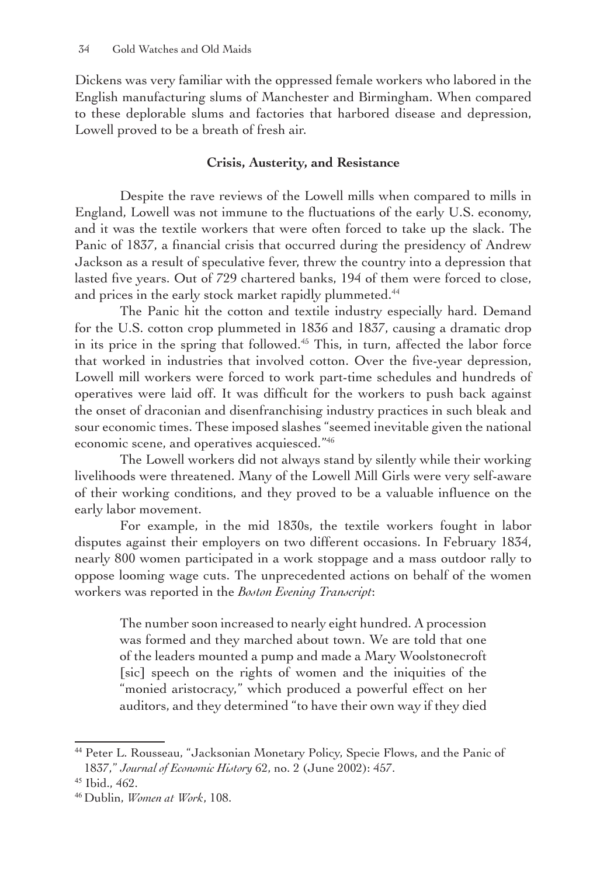Dickens was very familiar with the oppressed female workers who labored in the English manufacturing slums of Manchester and Birmingham. When compared to these deplorable slums and factories that harbored disease and depression, Lowell proved to be a breath of fresh air.

## Crisis, Austerity, and Resistance

Despite the rave reviews of the Lowell mills when compared to mills in England, Lowell was not immune to the fluctuations of the early U.S. economy, and it was the textile workers that were often forced to take up the slack. The Panic of 1837, a financial crisis that occurred during the presidency of Andrew Jackson as a result of speculative fever, threw the country into a depression that lasted five years. Out of 729 chartered banks, 194 of them were forced to close, and prices in the early stock market rapidly plummeted.[44]

The Panic hit the cotton and textile industry especially hard. Demand for the U.S. cotton crop plummeted in 1836 and 1837, causing a dramatic drop in its price in the spring that followed.[45] This, in turn, affected the labor force that worked in industries that involved cotton. Over the five-year depression, Lowell mill workers were forced to work part-time schedules and hundreds of operatives were laid off. It was difficult for the workers to push back against the onset of draconian and disenfranchising industry practices in such bleak and sour economic times. These imposed slashes "seemed inevitable given the national economic scene, and operatives acquiesced."[46]

The Lowell workers did not always stand by silently while their working livelihoods were threatened. Many of the Lowell Mill Girls were very self-aware of their working conditions, and they proved to be a valuable influence on the early labor movement.

For example, in the mid 1830s, the textile workers fought in labor disputes against their employers on two different occasions. In February 1834, nearly 800 women participated in a work stoppage and a mass outdoor rally to oppose looming wage cuts. The unprecedented actions on behalf of the women workers was reported in the *Boston Evening Transcript*:

> The number soon increased to nearly eight hundred. A procession was formed and they marched about town. We are told that one of the leaders mounted a pump and made a Mary Woolstonecroft [sic] speech on the rights of women and the iniquities of the "monied aristocracy," which produced a powerful effect on her auditors, and they determined "to have their own way if they died

---

[44] Peter L. Rousseau, "Jacksonian Monetary Policy, Specie Flows, and the Panic of 1837," *Journal of Economic History* 62, no. 2 (June 2002): 457.

[45] Ibid., 462.

[46] Dublin, *Women at Work*, 108.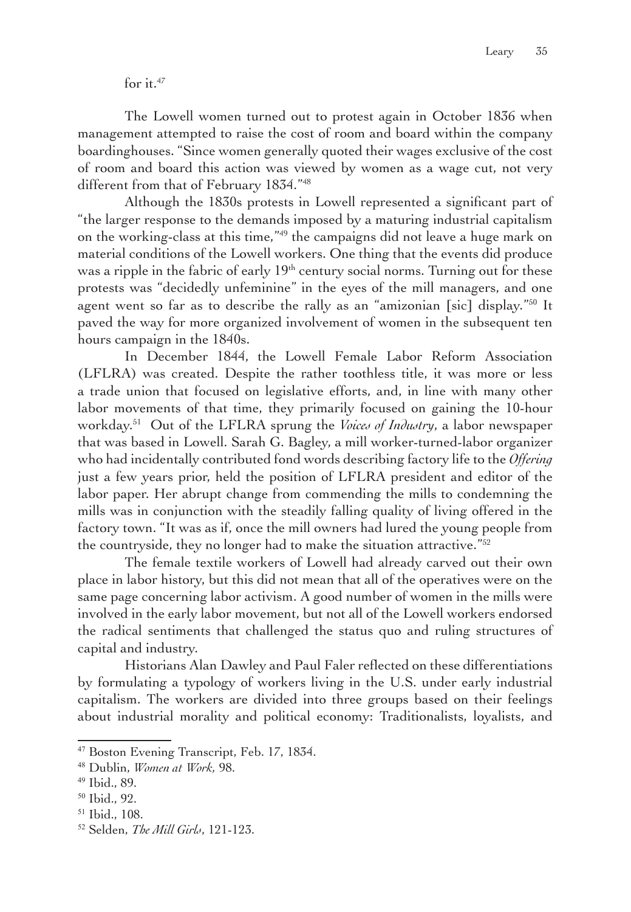for it.[47]

The Lowell women turned out to protest again in October 1836 when management attempted to raise the cost of room and board within the company boardinghouses. "Since women generally quoted their wages exclusive of the cost of room and board this action was viewed by women as a wage cut, not very different from that of February 1834."[48]

Although the 1830s protests in Lowell represented a significant part of "the larger response to the demands imposed by a maturing industrial capitalism on the working-class at this time,"[49] the campaigns did not leave a huge mark on material conditions of the Lowell workers. One thing that the events did produce was a ripple in the fabric of early 19th century social norms. Turning out for these protests was "decidedly unfeminine" in the eyes of the mill managers, and one agent went so far as to describe the rally as an "amizonian [sic] display."[50] It paved the way for more organized involvement of women in the subsequent ten hours campaign in the 1840s.

In December 1844, the Lowell Female Labor Reform Association (LFLRA) was created. Despite the rather toothless title, it was more or less a trade union that focused on legislative efforts, and, in line with many other labor movements of that time, they primarily focused on gaining the 10-hour workday.[51] Out of the LFLRA sprung the *Voices of Industry*, a labor newspaper that was based in Lowell. Sarah G. Bagley, a mill worker-turned-labor organizer who had incidentally contributed fond words describing factory life to the *Offering* just a few years prior, held the position of LFLRA president and editor of the labor paper. Her abrupt change from commending the mills to condemning the mills was in conjunction with the steadily falling quality of living offered in the factory town. "It was as if, once the mill owners had lured the young people from the countryside, they no longer had to make the situation attractive."[52]

The female textile workers of Lowell had already carved out their own place in labor history, but this did not mean that all of the operatives were on the same page concerning labor activism. A good number of women in the mills were involved in the early labor movement, but not all of the Lowell workers endorsed the radical sentiments that challenged the status quo and ruling structures of capital and industry.

Historians Alan Dawley and Paul Faler reflected on these differentiations by formulating a typology of workers living in the U.S. under early industrial capitalism. The workers are divided into three groups based on their feelings about industrial morality and political economy: Traditionalists, loyalists, and

---

[47] Boston Evening Transcript, Feb. 17, 1834.

[48] Dublin, *Women at Work,* 98.

[49] Ibid., 89.

[50] Ibid., 92.

[51] Ibid., 108.

[52] Selden, *The Mill Girls*, 121-123.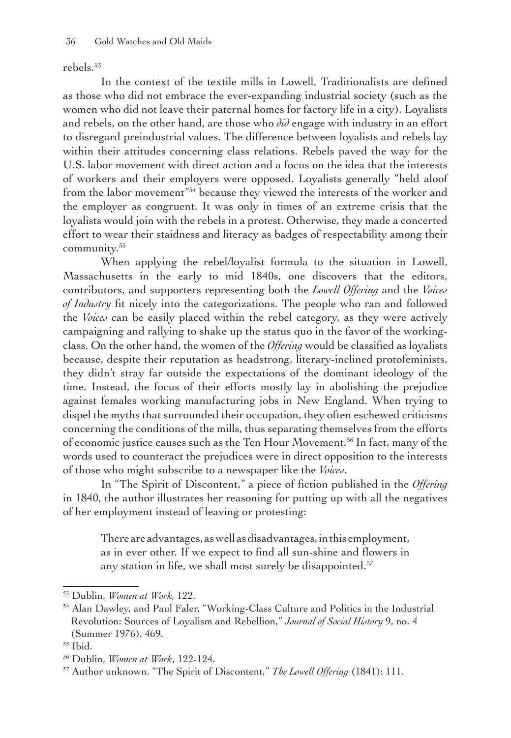rebels.[53]

In the context of the textile mills in Lowell, Traditionalists are defined as those who did not embrace the ever-expanding industrial society (such as the women who did not leave their paternal homes for factory life in a city). Loyalists and rebels, on the other hand, are those who *did* engage with industry in an effort to disregard preindustrial values. The difference between loyalists and rebels lay within their attitudes concerning class relations. Rebels paved the way for the U.S. labor movement with direct action and a focus on the idea that the interests of workers and their employers were opposed. Loyalists generally "held aloof from the labor movement"[54] because they viewed the interests of the worker and the employer as congruent. It was only in times of an extreme crisis that the loyalists would join with the rebels in a protest. Otherwise, they made a concerted effort to wear their staidness and literacy as badges of respectability among their community.[55]

When applying the rebel/loyalist formula to the situation in Lowell, Massachusetts in the early to mid 1840s, one discovers that the editors, contributors, and supporters representing both the *Lowell Offering* and the *Voices of Industry* fit nicely into the categorizations. The people who ran and followed the *Voices* can be easily placed within the rebel category, as they were actively campaigning and rallying to shake up the status quo in the favor of the working-class. On the other hand, the women of the *Offering* would be classified as loyalists because, despite their reputation as headstrong, literary-inclined protofeminists, they didn't stray far outside the expectations of the dominant ideology of the time. Instead, the focus of their efforts mostly lay in abolishing the prejudice against females working manufacturing jobs in New England. When trying to dispel the myths that surrounded their occupation, they often eschewed criticisms concerning the conditions of the mills, thus separating themselves from the efforts of economic justice causes such as the Ten Hour Movement.[56] In fact, many of the words used to counteract the prejudices were in direct opposition to the interests of those who might subscribe to a newspaper like the *Voices*.

In "The Spirit of Discontent," a piece of fiction published in the *Offering* in 1840, the author illustrates her reasoning for putting up with all the negatives of her employment instead of leaving or protesting:

> There are advantages, as well as disadvantages, in this employment, as in ever other. If we expect to find all sun-shine and flowers in any station in life, we shall most surely be disappointed.[57]

---

[53] Dublin, *Women at Work*, 122.

[54] Alan Dawley, and Paul Faler, "Working-Class Culture and Politics in the Industrial Revolution: Sources of Loyalism and Rebellion," *Journal of Social History* 9, no. 4 (Summer 1976), 469.

[55] Ibid.

[56] Dublin, *Women at Work*, 122-124.

[57] Author unknown. "The Spirit of Discontent," *The Lowell Offering* (1841): 111.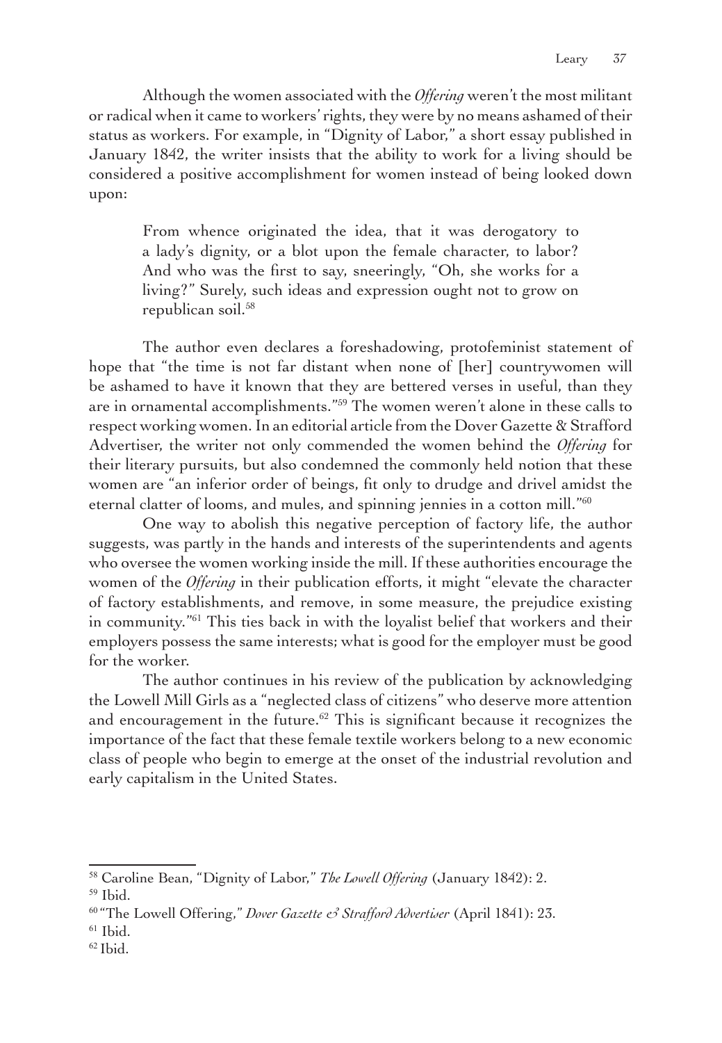Although the women associated with the *Offering* weren't the most militant or radical when it came to workers' rights, they were by no means ashamed of their status as workers. For example, in "Dignity of Labor," a short essay published in January 1842, the writer insists that the ability to work for a living should be considered a positive accomplishment for women instead of being looked down upon:

> From whence originated the idea, that it was derogatory to a lady's dignity, or a blot upon the female character, to labor? And who was the first to say, sneeringly, "Oh, she works for a living?" Surely, such ideas and expression ought not to grow on republican soil.[58]

The author even declares a foreshadowing, protofeminist statement of hope that "the time is not far distant when none of [her] countrywomen will be ashamed to have it known that they are bettered verses in useful, than they are in ornamental accomplishments."[59] The women weren't alone in these calls to respect working women. In an editorial article from the Dover Gazette & Strafford Advertiser, the writer not only commended the women behind the *Offering* for their literary pursuits, but also condemned the commonly held notion that these women are "an inferior order of beings, fit only to drudge and drivel amidst the eternal clatter of looms, and mules, and spinning jennies in a cotton mill."[60]

One way to abolish this negative perception of factory life, the author suggests, was partly in the hands and interests of the superintendents and agents who oversee the women working inside the mill. If these authorities encourage the women of the *Offering* in their publication efforts, it might "elevate the character of factory establishments, and remove, in some measure, the prejudice existing in community."[61] This ties back in with the loyalist belief that workers and their employers possess the same interests; what is good for the employer must be good for the worker.

The author continues in his review of the publication by acknowledging the Lowell Mill Girls as a "neglected class of citizens" who deserve more attention and encouragement in the future.[62] This is significant because it recognizes the importance of the fact that these female textile workers belong to a new economic class of people who begin to emerge at the onset of the industrial revolution and early capitalism in the United States.

---

[58] Caroline Bean, "Dignity of Labor," *The Lowell Offering* (January 1842): 2.

[59] Ibid.

[60] "The Lowell Offering," *Dover Gazette & Strafford Advertiser* (April 1841): 23.

[61] Ibid.

[62] Ibid.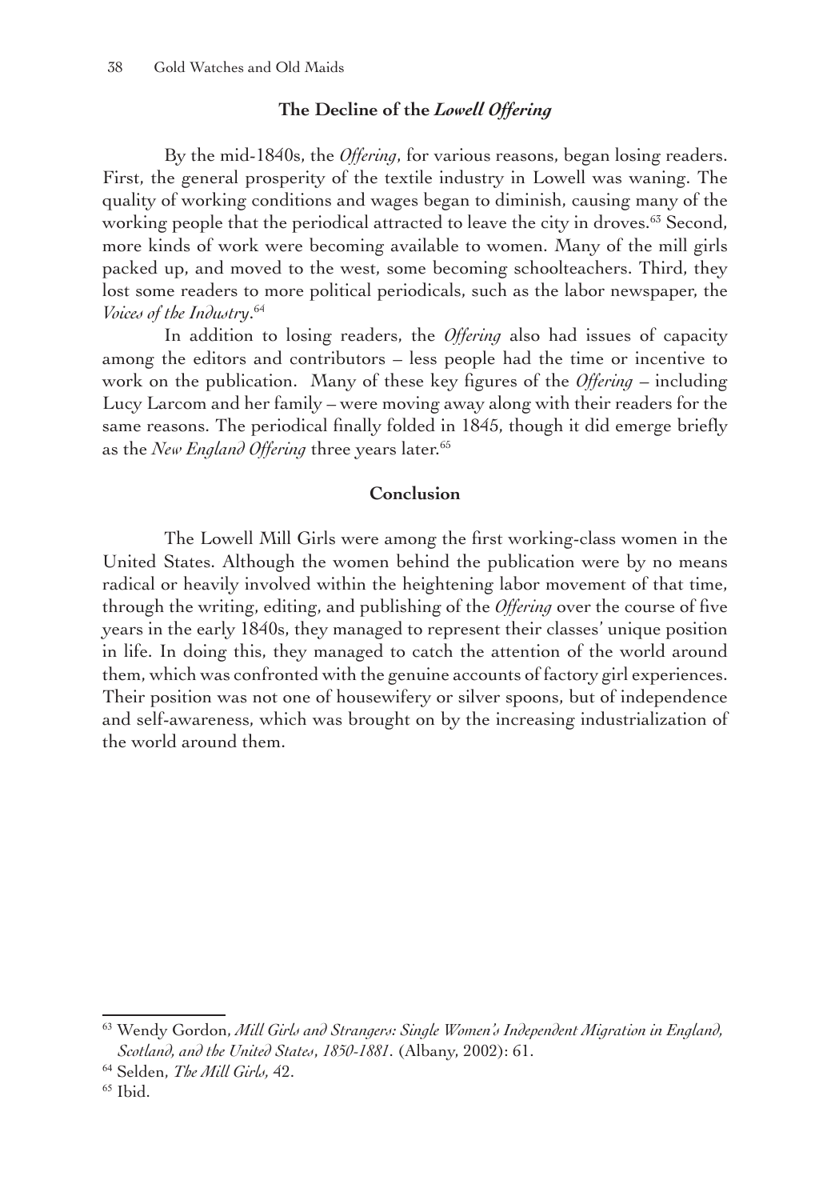### The Decline of the *Lowell Offering*

By the mid-1840s, the *Offering*, for various reasons, began losing readers. First, the general prosperity of the textile industry in Lowell was waning. The quality of working conditions and wages began to diminish, causing many of the working people that the periodical attracted to leave the city in droves.[63] Second, more kinds of work were becoming available to women. Many of the mill girls packed up, and moved to the west, some becoming schoolteachers. Third, they lost some readers to more political periodicals, such as the labor newspaper, the *Voices of the Industry*.[64]

In addition to losing readers, the *Offering* also had issues of capacity among the editors and contributors – less people had the time or incentive to work on the publication. Many of these key figures of the *Offering* – including Lucy Larcom and her family – were moving away along with their readers for the same reasons. The periodical finally folded in 1845, though it did emerge briefly as the *New England Offering* three years later.[65]

### Conclusion

The Lowell Mill Girls were among the first working-class women in the United States. Although the women behind the publication were by no means radical or heavily involved within the heightening labor movement of that time, through the writing, editing, and publishing of the *Offering* over the course of five years in the early 1840s, they managed to represent their classes' unique position in life. In doing this, they managed to catch the attention of the world around them, which was confronted with the genuine accounts of factory girl experiences. Their position was not one of housewifery or silver spoons, but of independence and self-awareness, which was brought on by the increasing industrialization of the world around them.

---

[63] Wendy Gordon, *Mill Girls and Strangers: Single Women's Independent Migration in England, Scotland, and the United States, 1850-1881*. (Albany, 2002): 61.

[64] Selden, *The Mill Girls*, 42.

[65] Ibid.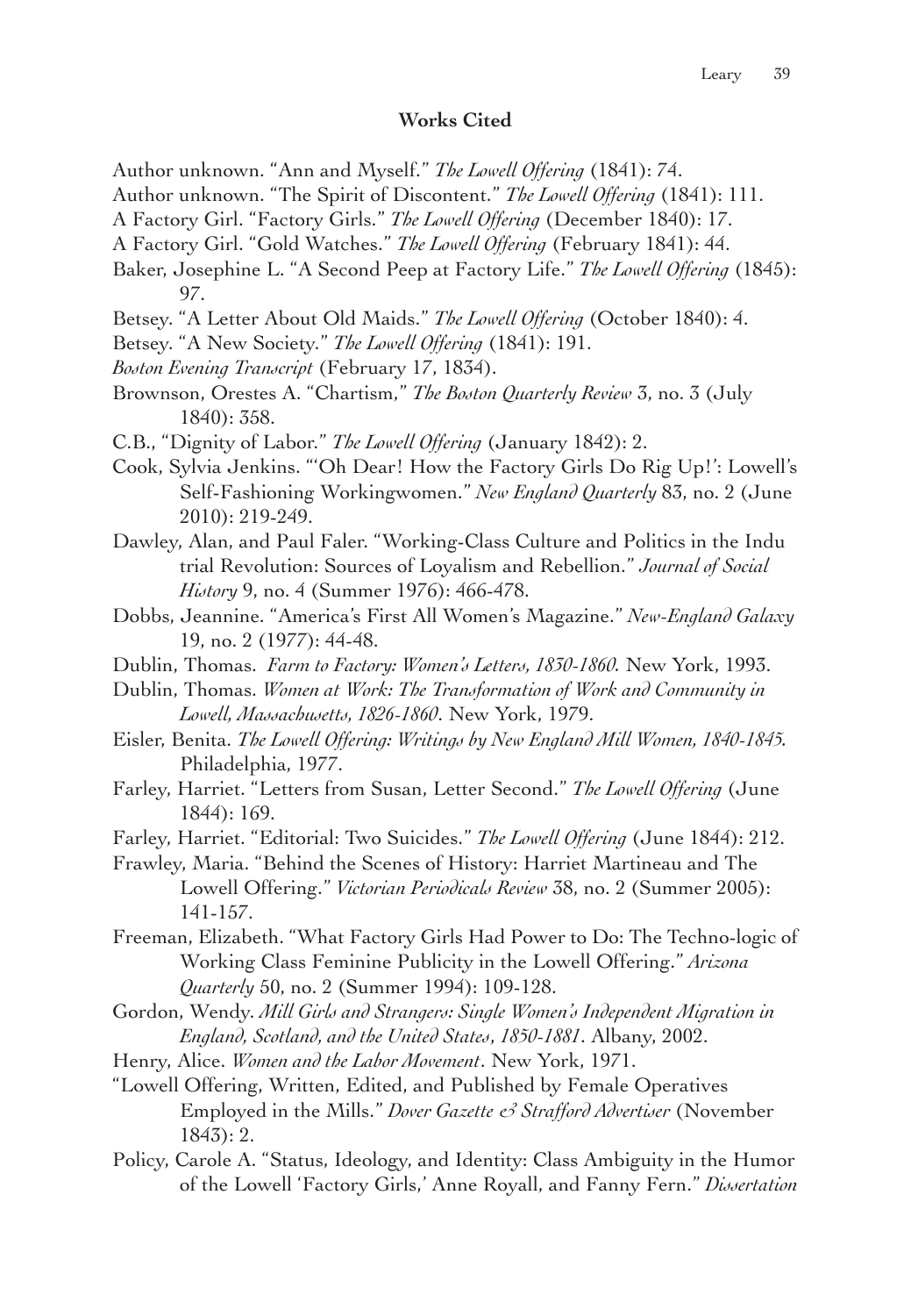**Works Cited**

Author unknown. "Ann and Myself." *The Lowell Offering* (1841): 74.

Author unknown. "The Spirit of Discontent." *The Lowell Offering* (1841): 111.

A Factory Girl. "Factory Girls." *The Lowell Offering* (December 1840): 17.

A Factory Girl. "Gold Watches." *The Lowell Offering* (February 1841): 44.

Baker, Josephine L. "A Second Peep at Factory Life." *The Lowell Offering* (1845): 97.

Betsey. "A Letter About Old Maids." *The Lowell Offering* (October 1840): 4.

Betsey. "A New Society." *The Lowell Offering* (1841): 191.

*Boston Evening Transcript* (February 17, 1834).

Brownson, Orestes A. "Chartism," *The Boston Quarterly Review* 3, no. 3 (July 1840): 358.

C.B., "Dignity of Labor." *The Lowell Offering* (January 1842): 2.

Cook, Sylvia Jenkins. "'Oh Dear! How the Factory Girls Do Rig Up!': Lowell's Self-Fashioning Workingwomen." *New England Quarterly* 83, no. 2 (June 2010): 219-249.

Dawley, Alan, and Paul Faler. "Working-Class Culture and Politics in the Indu trial Revolution: Sources of Loyalism and Rebellion." *Journal of Social History* 9, no. 4 (Summer 1976): 466-478.

Dobbs, Jeannine. "America's First All Women's Magazine." *New-England Galaxy* 19, no. 2 (1977): 44-48.

Dublin, Thomas. *Farm to Factory: Women's Letters, 1830-1860.* New York, 1993.

Dublin, Thomas. *Women at Work: The Transformation of Work and Community in Lowell, Massachusetts, 1826-1860*. New York, 1979.

Eisler, Benita. *The Lowell Offering: Writings by New England Mill Women, 1840-1845.* Philadelphia, 1977.

Farley, Harriet. "Letters from Susan, Letter Second." *The Lowell Offering* (June 1844): 169.

Farley, Harriet. "Editorial: Two Suicides." *The Lowell Offering* (June 1844): 212.

Frawley, Maria. "Behind the Scenes of History: Harriet Martineau and The Lowell Offering." *Victorian Periodicals Review* 38, no. 2 (Summer 2005): 141-157.

Freeman, Elizabeth. "What Factory Girls Had Power to Do: The Techno-logic of Working Class Feminine Publicity in the Lowell Offering." *Arizona Quarterly* 50, no. 2 (Summer 1994): 109-128.

Gordon, Wendy. *Mill Girls and Strangers: Single Women's Independent Migration in England, Scotland, and the United States, 1850-1881*. Albany, 2002.

Henry, Alice. *Women and the Labor Movement*. New York, 1971.

"Lowell Offering, Written, Edited, and Published by Female Operatives Employed in the Mills." *Dover Gazette & Strafford Advertiser* (November 1843): 2.

Policy, Carole A. "Status, Ideology, and Identity: Class Ambiguity in the Humor of the Lowell 'Factory Girls,' Anne Royall, and Fanny Fern." *Dissertation*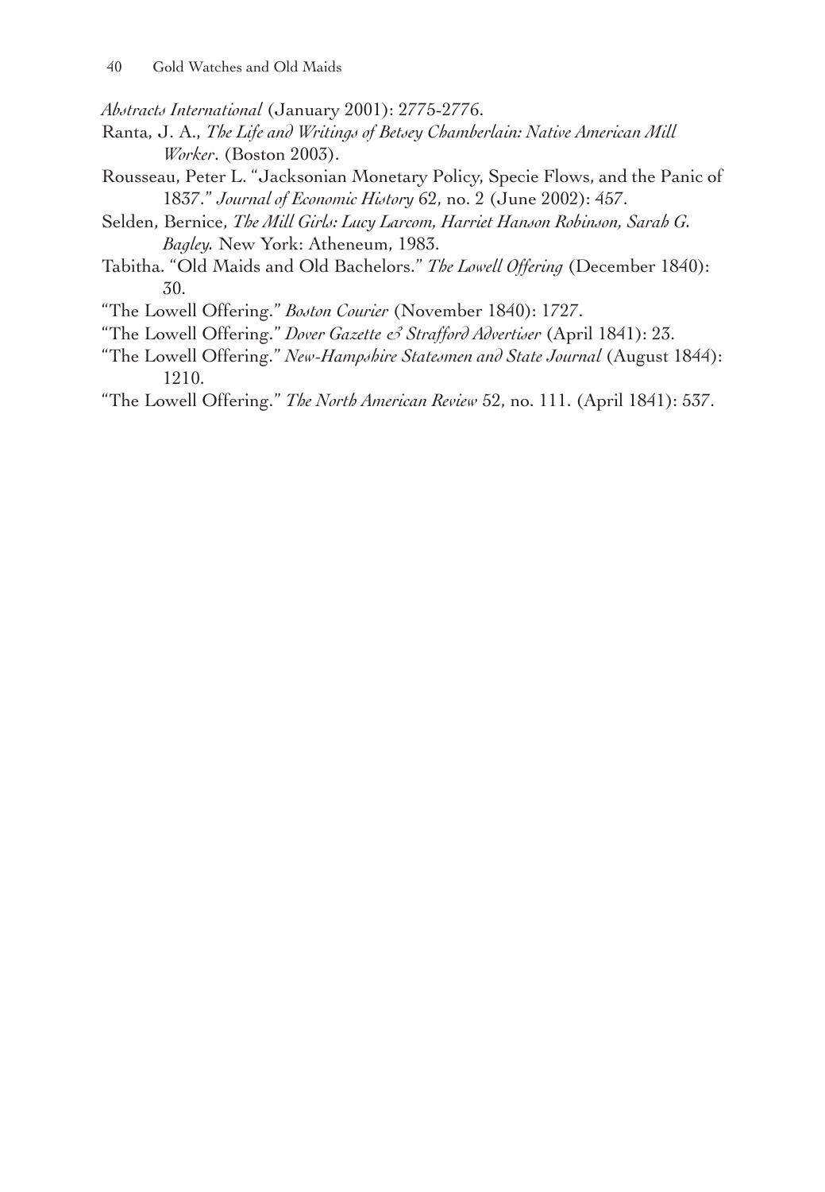*Abstracts International* (January 2001): 2775-2776.

Ranta, J. A., *The Life and Writings of Betsey Chamberlain: Native American Mill Worker*. (Boston 2003).

Rousseau, Peter L. "Jacksonian Monetary Policy, Specie Flows, and the Panic of 1837." *Journal of Economic History* 62, no. 2 (June 2002): 457.

Selden, Bernice, *The Mill Girls: Lucy Larcom, Harriet Hanson Robinson, Sarah G. Bagley.* New York: Atheneum, 1983.

Tabitha. "Old Maids and Old Bachelors." *The Lowell Offering* (December 1840): 30.

"The Lowell Offering." *Boston Courier* (November 1840): 1727.

"The Lowell Offering." *Dover Gazette & Strafford Advertiser* (April 1841): 23.

"The Lowell Offering." *New-Hampshire Statesmen and State Journal* (August 1844): 1210.

"The Lowell Offering." *The North American Review* 52, no. 111. (April 1841): 537.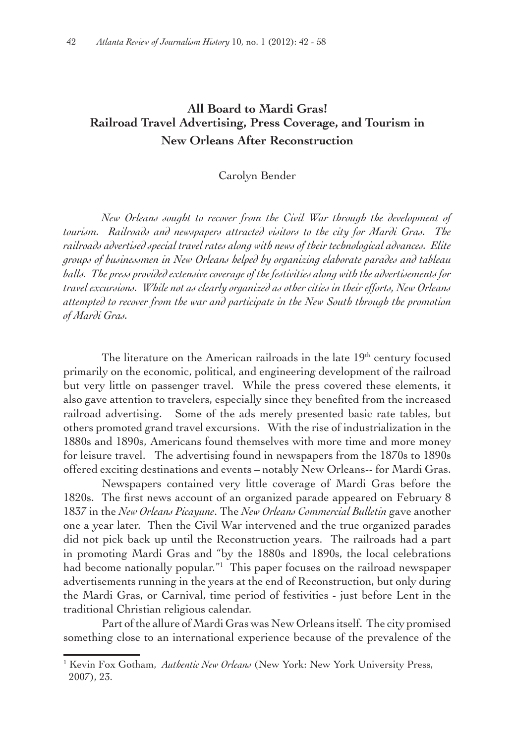# All Board to Mardi Gras! Railroad Travel Advertising, Press Coverage, and Tourism in New Orleans After Reconstruction

Carolyn Bender

*New Orleans sought to recover from the Civil War through the development of tourism. Railroads and newspapers attracted visitors to the city for Mardi Gras. The railroads advertised special travel rates along with news of their technological advances. Elite groups of businessmen in New Orleans helped by organizing elaborate parades and tableau balls. The press provided extensive coverage of the festivities along with the advertisements for travel excursions. While not as clearly organized as other cities in their efforts, New Orleans attempted to recover from the war and participate in the New South through the promotion of Mardi Gras.*

The literature on the American railroads in the late 19th century focused primarily on the economic, political, and engineering development of the railroad but very little on passenger travel. While the press covered these elements, it also gave attention to travelers, especially since they benefited from the increased railroad advertising. Some of the ads merely presented basic rate tables, but others promoted grand travel excursions. With the rise of industrialization in the 1880s and 1890s, Americans found themselves with more time and more money for leisure travel. The advertising found in newspapers from the 1870s to 1890s offered exciting destinations and events – notably New Orleans-- for Mardi Gras.

Newspapers contained very little coverage of Mardi Gras before the 1820s. The first news account of an organized parade appeared on February 8 1837 in the *New Orleans Picayune*. The *New Orleans Commercial Bulletin* gave another one a year later. Then the Civil War intervened and the true organized parades did not pick back up until the Reconstruction years. The railroads had a part in promoting Mardi Gras and "by the 1880s and 1890s, the local celebrations had become nationally popular."[1] This paper focuses on the railroad newspaper advertisements running in the years at the end of Reconstruction, but only during the Mardi Gras, or Carnival, time period of festivities - just before Lent in the traditional Christian religious calendar.

Part of the allure of Mardi Gras was New Orleans itself. The city promised something close to an international experience because of the prevalence of the

[1] Kevin Fox Gotham, *Authentic New Orleans* (New York: New York University Press, 2007), 23.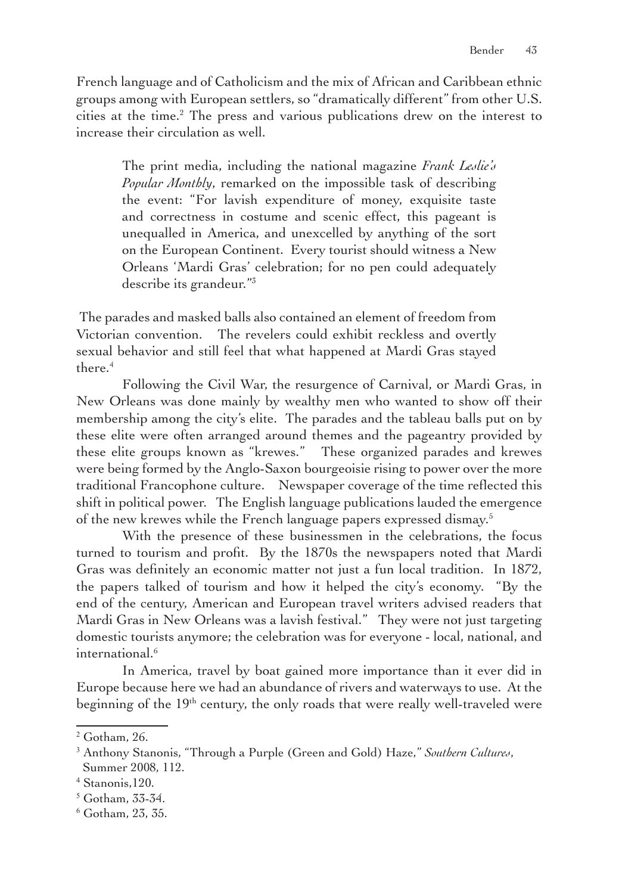French language and of Catholicism and the mix of African and Caribbean ethnic groups among with European settlers, so "dramatically different" from other U.S. cities at the time.[2] The press and various publications drew on the interest to increase their circulation as well.

> The print media, including the national magazine *Frank Leslie's Popular Monthly*, remarked on the impossible task of describing the event: "For lavish expenditure of money, exquisite taste and correctness in costume and scenic effect, this pageant is unequalled in America, and unexcelled by anything of the sort on the European Continent. Every tourist should witness a New Orleans 'Mardi Gras' celebration; for no pen could adequately describe its grandeur."[3]

The parades and masked balls also contained an element of freedom from Victorian convention. The revelers could exhibit reckless and overtly sexual behavior and still feel that what happened at Mardi Gras stayed there.[4]

Following the Civil War, the resurgence of Carnival, or Mardi Gras, in New Orleans was done mainly by wealthy men who wanted to show off their membership among the city's elite. The parades and the tableau balls put on by these elite were often arranged around themes and the pageantry provided by these elite groups known as "krewes." These organized parades and krewes were being formed by the Anglo-Saxon bourgeoisie rising to power over the more traditional Francophone culture. Newspaper coverage of the time reflected this shift in political power. The English language publications lauded the emergence of the new krewes while the French language papers expressed dismay.[5]

With the presence of these businessmen in the celebrations, the focus turned to tourism and profit. By the 1870s the newspapers noted that Mardi Gras was definitely an economic matter not just a fun local tradition. In 1872, the papers talked of tourism and how it helped the city's economy. "By the end of the century, American and European travel writers advised readers that Mardi Gras in New Orleans was a lavish festival." They were not just targeting domestic tourists anymore; the celebration was for everyone - local, national, and international.[6]

In America, travel by boat gained more importance than it ever did in Europe because here we had an abundance of rivers and waterways to use. At the beginning of the 19th century, the only roads that were really well-traveled were

---

[2] Gotham, 26.

[3] Anthony Stanonis, "Through a Purple (Green and Gold) Haze," *Southern Cultures*, Summer 2008, 112.

[4] Stanonis,120.

[5] Gotham, 33-34.

[6] Gotham, 23, 35.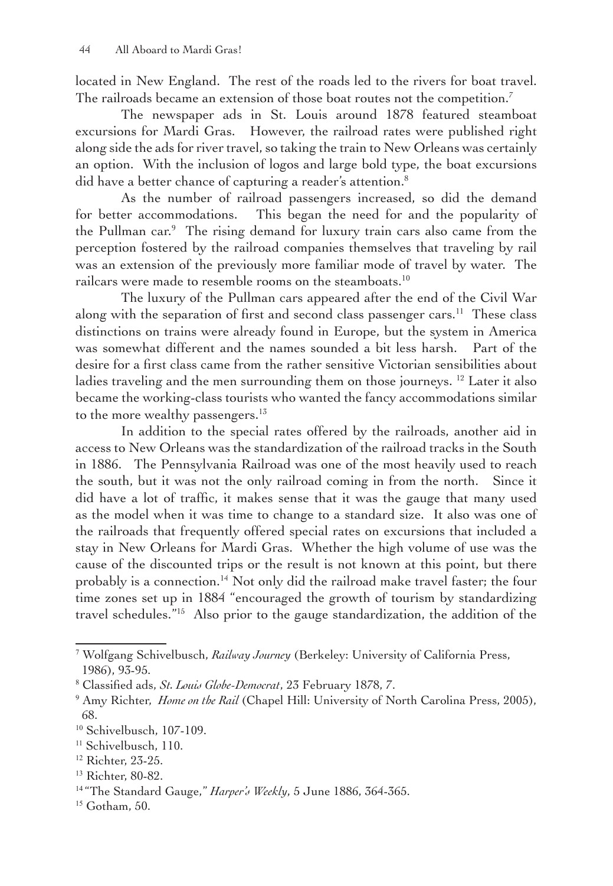located in New England. The rest of the roads led to the rivers for boat travel. The railroads became an extension of those boat routes not the competition.[7]

The newspaper ads in St. Louis around 1878 featured steamboat excursions for Mardi Gras. However, the railroad rates were published right along side the ads for river travel, so taking the train to New Orleans was certainly an option. With the inclusion of logos and large bold type, the boat excursions did have a better chance of capturing a reader's attention.[8]

As the number of railroad passengers increased, so did the demand for better accommodations. This began the need for and the popularity of the Pullman car.[9] The rising demand for luxury train cars also came from the perception fostered by the railroad companies themselves that traveling by rail was an extension of the previously more familiar mode of travel by water. The railcars were made to resemble rooms on the steamboats.[10]

The luxury of the Pullman cars appeared after the end of the Civil War along with the separation of first and second class passenger cars.[11] These class distinctions on trains were already found in Europe, but the system in America was somewhat different and the names sounded a bit less harsh. Part of the desire for a first class came from the rather sensitive Victorian sensibilities about ladies traveling and the men surrounding them on those journeys. [12] Later it also became the working-class tourists who wanted the fancy accommodations similar to the more wealthy passengers.[13]

In addition to the special rates offered by the railroads, another aid in access to New Orleans was the standardization of the railroad tracks in the South in 1886. The Pennsylvania Railroad was one of the most heavily used to reach the south, but it was not the only railroad coming in from the north. Since it did have a lot of traffic, it makes sense that it was the gauge that many used as the model when it was time to change to a standard size. It also was one of the railroads that frequently offered special rates on excursions that included a stay in New Orleans for Mardi Gras. Whether the high volume of use was the cause of the discounted trips or the result is not known at this point, but there probably is a connection.[14] Not only did the railroad make travel faster; the four time zones set up in 1884 "encouraged the growth of tourism by standardizing travel schedules."[15] Also prior to the gauge standardization, the addition of the

---

[7] Wolfgang Schivelbusch, *Railway Journey* (Berkeley: University of California Press, 1986), 93-95.

[8] Classified ads, *St. Louis Globe-Democrat*, 23 February 1878, 7.

[9] Amy Richter, *Home on the Rail* (Chapel Hill: University of North Carolina Press, 2005), 68.

[10] Schivelbusch, 107-109.

[11] Schivelbusch, 110.

[12] Richter, 23-25.

[13] Richter, 80-82.

[14] "The Standard Gauge," *Harper's Weekly*, 5 June 1886, 364-365.

[15] Gotham, 50.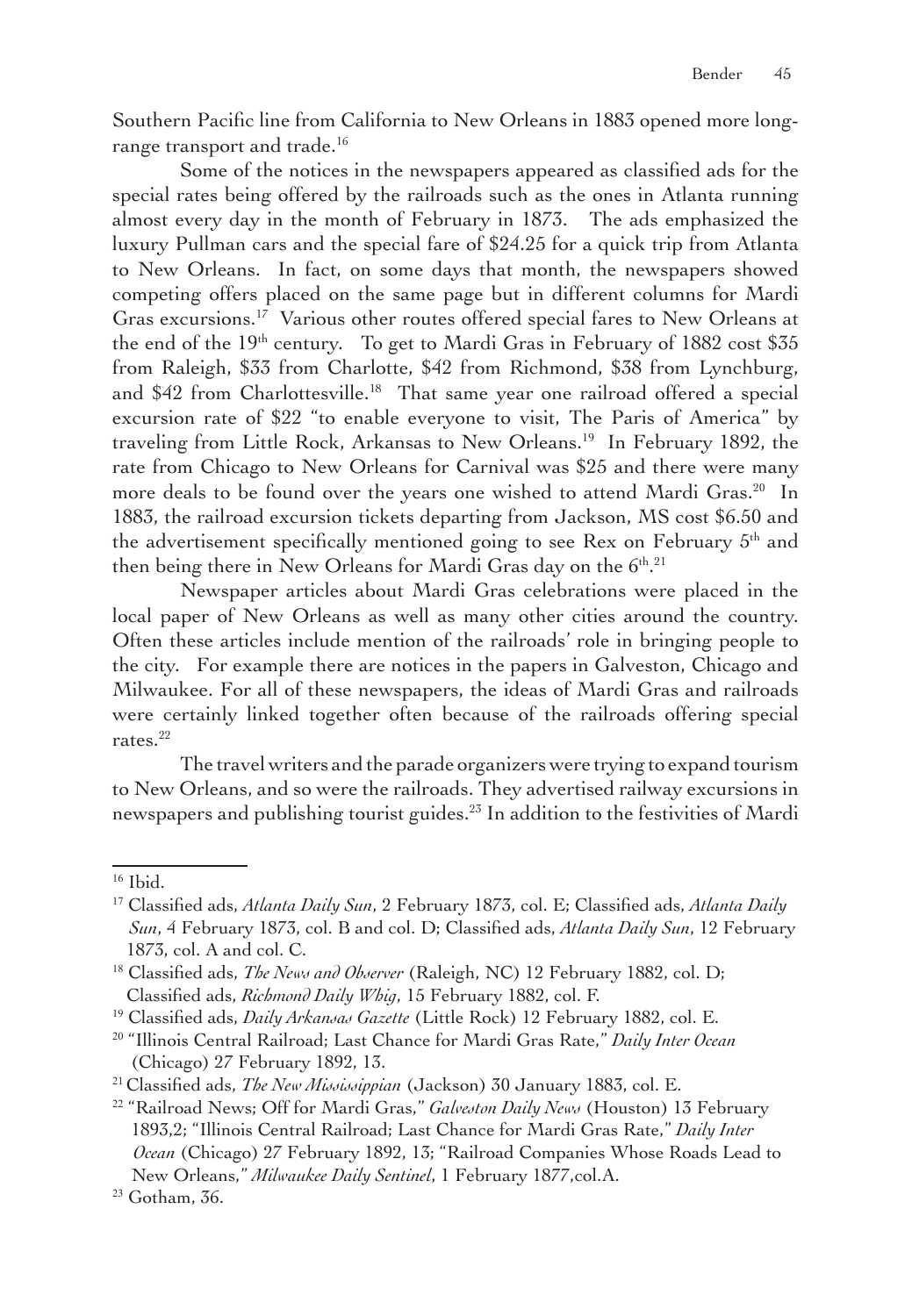Southern Pacific line from California to New Orleans in 1883 opened more long-range transport and trade.[16]

Some of the notices in the newspapers appeared as classified ads for the special rates being offered by the railroads such as the ones in Atlanta running almost every day in the month of February in 1873. The ads emphasized the luxury Pullman cars and the special fare of $24.25 for a quick trip from Atlanta to New Orleans. In fact, on some days that month, the newspapers showed competing offers placed on the same page but in different columns for Mardi Gras excursions.[17] Various other routes offered special fares to New Orleans at the end of the 19th century. To get to Mardi Gras in February of 1882 cost $35 from Raleigh, $33 from Charlotte, $42 from Richmond, $38 from Lynchburg, and $42 from Charlottesville.[18] That same year one railroad offered a special excursion rate of $22 "to enable everyone to visit, The Paris of America" by traveling from Little Rock, Arkansas to New Orleans.[19] In February 1892, the rate from Chicago to New Orleans for Carnival was $25 and there were many more deals to be found over the years one wished to attend Mardi Gras.[20] In 1883, the railroad excursion tickets departing from Jackson, MS cost $6.50 and the advertisement specifically mentioned going to see Rex on February 5th and then being there in New Orleans for Mardi Gras day on the 6th.[21]

Newspaper articles about Mardi Gras celebrations were placed in the local paper of New Orleans as well as many other cities around the country. Often these articles include mention of the railroads' role in bringing people to the city. For example there are notices in the papers in Galveston, Chicago and Milwaukee. For all of these newspapers, the ideas of Mardi Gras and railroads were certainly linked together often because of the railroads offering special rates.[22]

The travel writers and the parade organizers were trying to expand tourism to New Orleans, and so were the railroads. They advertised railway excursions in newspapers and publishing tourist guides.[23] In addition to the festivities of Mardi

---

[16] Ibid.

[17] Classified ads, *Atlanta Daily Sun*, 2 February 1873, col. E; Classified ads, *Atlanta Daily Sun*, 4 February 1873, col. B and col. D; Classified ads, *Atlanta Daily Sun*, 12 February 1873, col. A and col. C.

[18] Classified ads, *The News and Observer* (Raleigh, NC) 12 February 1882, col. D; Classified ads, *Richmond Daily Whig*, 15 February 1882, col. F.

[19] Classified ads, *Daily Arkansas Gazette* (Little Rock) 12 February 1882, col. E.

[20] "Illinois Central Railroad; Last Chance for Mardi Gras Rate," *Daily Inter Ocean* (Chicago) 27 February 1892, 13.

[21] Classified ads, *The New Mississippian* (Jackson) 30 January 1883, col. E.

[22] "Railroad News; Off for Mardi Gras," *Galveston Daily News* (Houston) 13 February 1893,2; "Illinois Central Railroad; Last Chance for Mardi Gras Rate," *Daily Inter Ocean* (Chicago) 27 February 1892, 13; "Railroad Companies Whose Roads Lead to New Orleans," *Milwaukee Daily Sentinel*, 1 February 1877,col.A.

[23] Gotham, 36.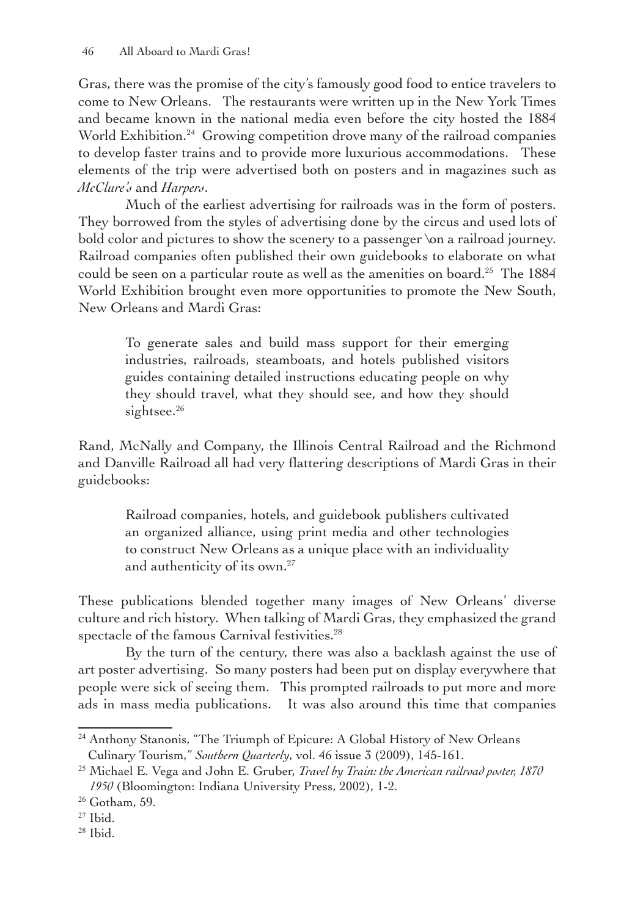Gras, there was the promise of the city's famously good food to entice travelers to come to New Orleans. The restaurants were written up in the New York Times and became known in the national media even before the city hosted the 1884 World Exhibition.[24] Growing competition drove many of the railroad companies to develop faster trains and to provide more luxurious accommodations. These elements of the trip were advertised both on posters and in magazines such as *McClure's* and *Harpers*.

Much of the earliest advertising for railroads was in the form of posters. They borrowed from the styles of advertising done by the circus and used lots of bold color and pictures to show the scenery to a passenger \on a railroad journey. Railroad companies often published their own guidebooks to elaborate on what could be seen on a particular route as well as the amenities on board.[25] The 1884 World Exhibition brought even more opportunities to promote the New South, New Orleans and Mardi Gras:

> To generate sales and build mass support for their emerging industries, railroads, steamboats, and hotels published visitors guides containing detailed instructions educating people on why they should travel, what they should see, and how they should sightsee.[26]

Rand, McNally and Company, the Illinois Central Railroad and the Richmond and Danville Railroad all had very flattering descriptions of Mardi Gras in their guidebooks:

> Railroad companies, hotels, and guidebook publishers cultivated an organized alliance, using print media and other technologies to construct New Orleans as a unique place with an individuality and authenticity of its own.[27]

These publications blended together many images of New Orleans' diverse culture and rich history. When talking of Mardi Gras, they emphasized the grand spectacle of the famous Carnival festivities.[28]

By the turn of the century, there was also a backlash against the use of art poster advertising. So many posters had been put on display everywhere that people were sick of seeing them. This prompted railroads to put more and more ads in mass media publications. It was also around this time that companies

---

[24] Anthony Stanonis, "The Triumph of Epicure: A Global History of New Orleans Culinary Tourism," *Southern Quarterly*, vol. 46 issue 3 (2009), 145-161.

[25] Michael E. Vega and John E. Gruber, *Travel by Train: the American railroad poster, 1870 1950* (Bloomington: Indiana University Press, 2002), 1-2.

[26] Gotham, 59.

[27] Ibid.

[28] Ibid.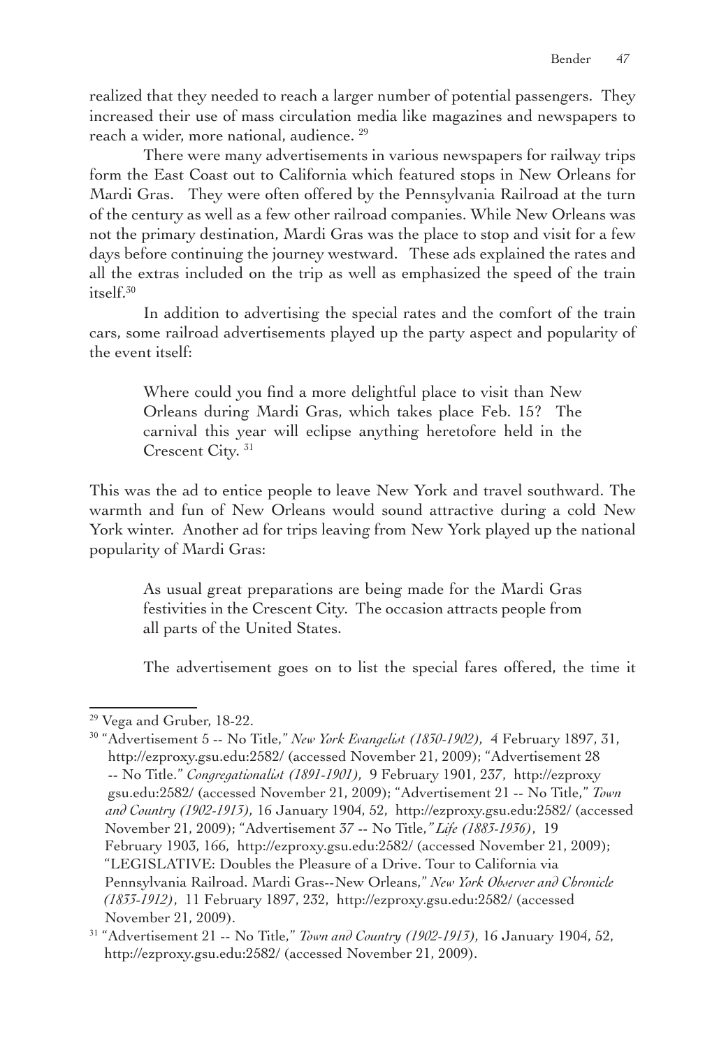realized that they needed to reach a larger number of potential passengers. They increased their use of mass circulation media like magazines and newspapers to reach a wider, more national, audience. [29]

There were many advertisements in various newspapers for railway trips form the East Coast out to California which featured stops in New Orleans for Mardi Gras. They were often offered by the Pennsylvania Railroad at the turn of the century as well as a few other railroad companies. While New Orleans was not the primary destination, Mardi Gras was the place to stop and visit for a few days before continuing the journey westward. These ads explained the rates and all the extras included on the trip as well as emphasized the speed of the train itself.[30]

In addition to advertising the special rates and the comfort of the train cars, some railroad advertisements played up the party aspect and popularity of the event itself:

> Where could you find a more delightful place to visit than New Orleans during Mardi Gras, which takes place Feb. 15? The carnival this year will eclipse anything heretofore held in the Crescent City. [31]

This was the ad to entice people to leave New York and travel southward. The warmth and fun of New Orleans would sound attractive during a cold New York winter. Another ad for trips leaving from New York played up the national popularity of Mardi Gras:

> As usual great preparations are being made for the Mardi Gras festivities in the Crescent City. The occasion attracts people from all parts of the United States.

The advertisement goes on to list the special fares offered, the time it

---

[29] Vega and Gruber, 18-22.

[30] "Advertisement 5 -- No Title," *New York Evangelist (1830-1902)*, 4 February 1897, 31, http://ezproxy.gsu.edu:2582/ (accessed November 21, 2009); "Advertisement 28 -- No Title." *Congregationalist (1891-1901)*, 9 February 1901, 237, http://ezproxy gsu.edu:2582/ (accessed November 21, 2009); "Advertisement 21 -- No Title," *Town and Country (1902-1913)*, 16 January 1904, 52, http://ezproxy.gsu.edu:2582/ (accessed November 21, 2009); "Advertisement 37 -- No Title," *Life (1883-1936)*, 19 February 1903, 166, http://ezproxy.gsu.edu:2582/ (accessed November 21, 2009); "LEGISLATIVE: Doubles the Pleasure of a Drive. Tour to California via Pennsylvania Railroad. Mardi Gras--New Orleans," *New York Observer and Chronicle (1833-1912)*, 11 February 1897, 232, http://ezproxy.gsu.edu:2582/ (accessed November 21, 2009).

[31] "Advertisement 21 -- No Title," *Town and Country (1902-1913)*, 16 January 1904, 52, http://ezproxy.gsu.edu:2582/ (accessed November 21, 2009).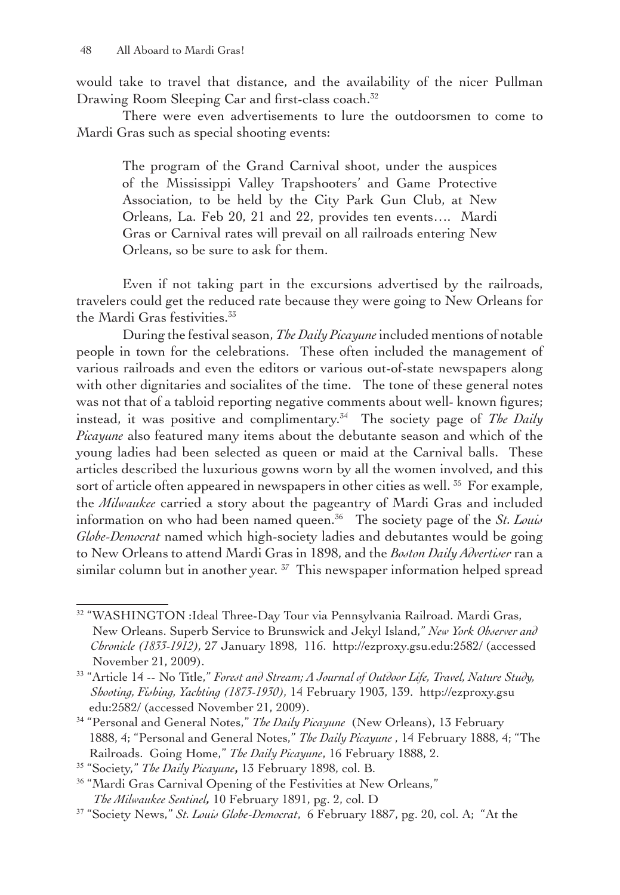would take to travel that distance, and the availability of the nicer Pullman Drawing Room Sleeping Car and first-class coach.[32]

There were even advertisements to lure the outdoorsmen to come to Mardi Gras such as special shooting events:

> The program of the Grand Carnival shoot, under the auspices of the Mississippi Valley Trapshooters' and Game Protective Association, to be held by the City Park Gun Club, at New Orleans, La. Feb 20, 21 and 22, provides ten events…. Mardi Gras or Carnival rates will prevail on all railroads entering New Orleans, so be sure to ask for them.

Even if not taking part in the excursions advertised by the railroads, travelers could get the reduced rate because they were going to New Orleans for the Mardi Gras festivities.[33]

During the festival season, *The Daily Picayune* included mentions of notable people in town for the celebrations. These often included the management of various railroads and even the editors or various out-of-state newspapers along with other dignitaries and socialites of the time. The tone of these general notes was not that of a tabloid reporting negative comments about well- known figures; instead, it was positive and complimentary.[34] The society page of *The Daily Picayune* also featured many items about the debutante season and which of the young ladies had been selected as queen or maid at the Carnival balls. These articles described the luxurious gowns worn by all the women involved, and this sort of article often appeared in newspapers in other cities as well. [35] For example, the *Milwaukee* carried a story about the pageantry of Mardi Gras and included information on who had been named queen.[36] The society page of the *St. Louis Globe-Democrat* named which high-society ladies and debutantes would be going to New Orleans to attend Mardi Gras in 1898, and the *Boston Daily Advertiser* ran a similar column but in another year. [37] This newspaper information helped spread

---

[32] "WASHINGTON :Ideal Three-Day Tour via Pennsylvania Railroad. Mardi Gras, New Orleans. Superb Service to Brunswick and Jekyl Island," *New York Observer and Chronicle (1833-1912),* 27 January 1898, 116. http://ezproxy.gsu.edu:2582/ (accessed November 21, 2009).

[33] "Article 14 -- No Title," *Forest and Stream; A Journal of Outdoor Life, Travel, Nature Study, Shooting, Fishing, Yachting (1873-1930),* 14 February 1903, 139. http://ezproxy.gsu edu:2582/ (accessed November 21, 2009).

[34] "Personal and General Notes," *The Daily Picayune* (New Orleans), 13 February 1888, 4; "Personal and General Notes," *The Daily Picayune* , 14 February 1888, 4; "The Railroads. Going Home," *The Daily Picayune*, 16 February 1888, 2.

[35] "Society," *The Daily Picayune***,** 13 February 1898, col. B.

[36] "Mardi Gras Carnival Opening of the Festivities at New Orleans," *The Milwaukee Sentinel***,** 10 February 1891, pg. 2, col. D

[37] "Society News," *St. Louis Globe-Democrat*, 6 February 1887, pg. 20, col. A; "At the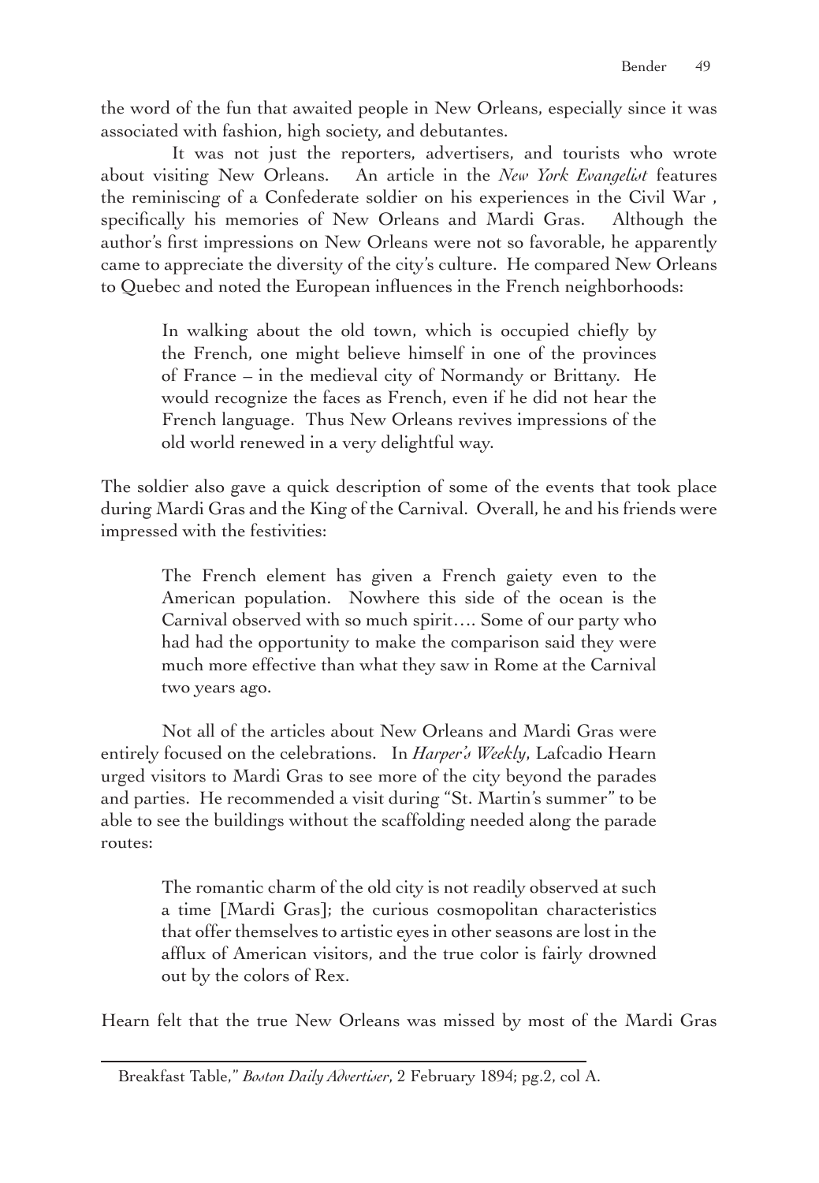the word of the fun that awaited people in New Orleans, especially since it was associated with fashion, high society, and debutantes.

It was not just the reporters, advertisers, and tourists who wrote about visiting New Orleans. An article in the *New York Evangelist* features the reminiscing of a Confederate soldier on his experiences in the Civil War , specifically his memories of New Orleans and Mardi Gras. Although the author's first impressions on New Orleans were not so favorable, he apparently came to appreciate the diversity of the city's culture. He compared New Orleans to Quebec and noted the European influences in the French neighborhoods:

> In walking about the old town, which is occupied chiefly by the French, one might believe himself in one of the provinces of France – in the medieval city of Normandy or Brittany. He would recognize the faces as French, even if he did not hear the French language. Thus New Orleans revives impressions of the old world renewed in a very delightful way.

The soldier also gave a quick description of some of the events that took place during Mardi Gras and the King of the Carnival. Overall, he and his friends were impressed with the festivities:

> The French element has given a French gaiety even to the American population. Nowhere this side of the ocean is the Carnival observed with so much spirit…. Some of our party who had had the opportunity to make the comparison said they were much more effective than what they saw in Rome at the Carnival two years ago.

Not all of the articles about New Orleans and Mardi Gras were entirely focused on the celebrations. In *Harper's Weekly*, Lafcadio Hearn urged visitors to Mardi Gras to see more of the city beyond the parades and parties. He recommended a visit during "St. Martin's summer" to be able to see the buildings without the scaffolding needed along the parade routes:

> The romantic charm of the old city is not readily observed at such a time [Mardi Gras]; the curious cosmopolitan characteristics that offer themselves to artistic eyes in other seasons are lost in the afflux of American visitors, and the true color is fairly drowned out by the colors of Rex.

Hearn felt that the true New Orleans was missed by most of the Mardi Gras

---

Breakfast Table," *Boston Daily Advertiser*, 2 February 1894; pg.2, col A.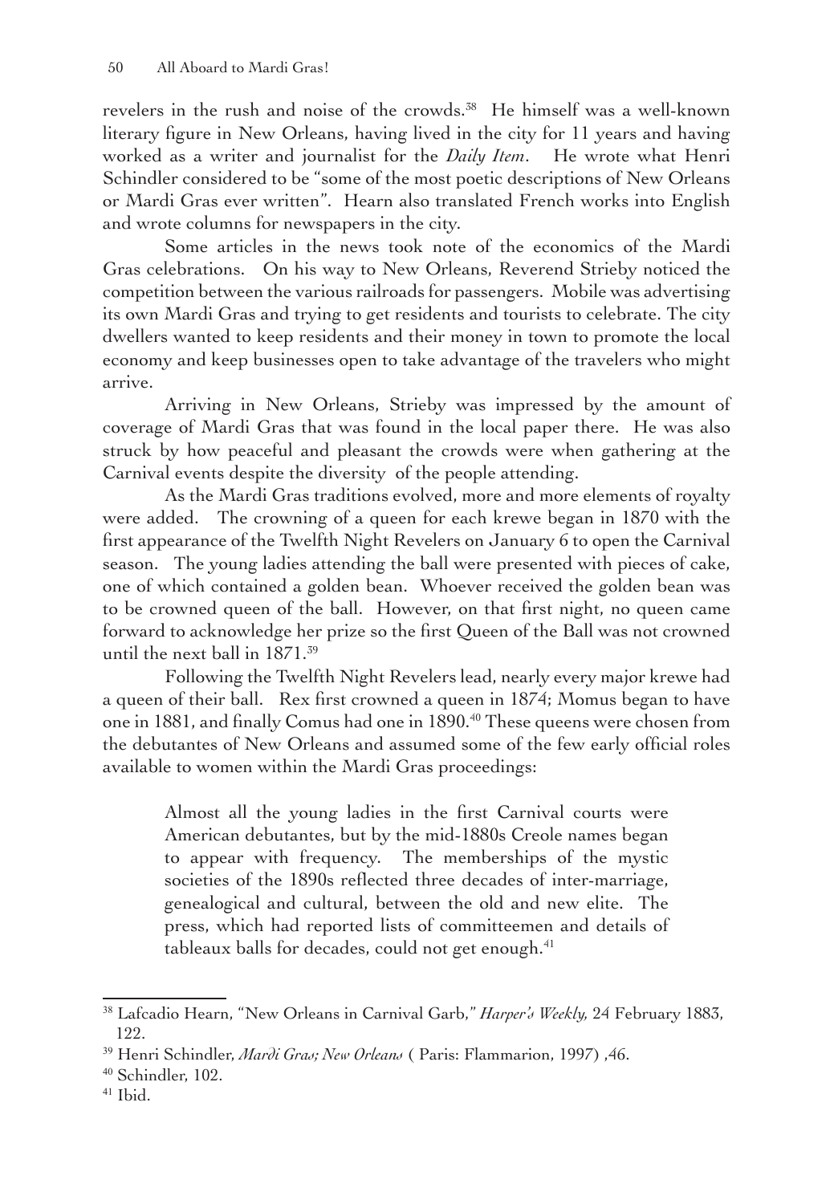revelers in the rush and noise of the crowds.[38] He himself was a well-known literary figure in New Orleans, having lived in the city for 11 years and having worked as a writer and journalist for the *Daily Item*. He wrote what Henri Schindler considered to be "some of the most poetic descriptions of New Orleans or Mardi Gras ever written". Hearn also translated French works into English and wrote columns for newspapers in the city.

Some articles in the news took note of the economics of the Mardi Gras celebrations. On his way to New Orleans, Reverend Strieby noticed the competition between the various railroads for passengers. Mobile was advertising its own Mardi Gras and trying to get residents and tourists to celebrate. The city dwellers wanted to keep residents and their money in town to promote the local economy and keep businesses open to take advantage of the travelers who might arrive.

Arriving in New Orleans, Strieby was impressed by the amount of coverage of Mardi Gras that was found in the local paper there. He was also struck by how peaceful and pleasant the crowds were when gathering at the Carnival events despite the diversity of the people attending.

As the Mardi Gras traditions evolved, more and more elements of royalty were added. The crowning of a queen for each krewe began in 1870 with the first appearance of the Twelfth Night Revelers on January 6 to open the Carnival season. The young ladies attending the ball were presented with pieces of cake, one of which contained a golden bean. Whoever received the golden bean was to be crowned queen of the ball. However, on that first night, no queen came forward to acknowledge her prize so the first Queen of the Ball was not crowned until the next ball in 1871.[39]

Following the Twelfth Night Revelers lead, nearly every major krewe had a queen of their ball. Rex first crowned a queen in 1874; Momus began to have one in 1881, and finally Comus had one in 1890.[40] These queens were chosen from the debutantes of New Orleans and assumed some of the few early official roles available to women within the Mardi Gras proceedings:

> Almost all the young ladies in the first Carnival courts were American debutantes, but by the mid-1880s Creole names began to appear with frequency. The memberships of the mystic societies of the 1890s reflected three decades of inter-marriage, genealogical and cultural, between the old and new elite. The press, which had reported lists of committeemen and details of tableaux balls for decades, could not get enough.[41]

---

[38] Lafcadio Hearn, "New Orleans in Carnival Garb," *Harper's Weekly,* 24 February 1883, 122.

[39] Henri Schindler, *Mardi Gras; New Orleans* ( Paris: Flammarion, 1997) ,46.

[40] Schindler, 102.

[41] Ibid.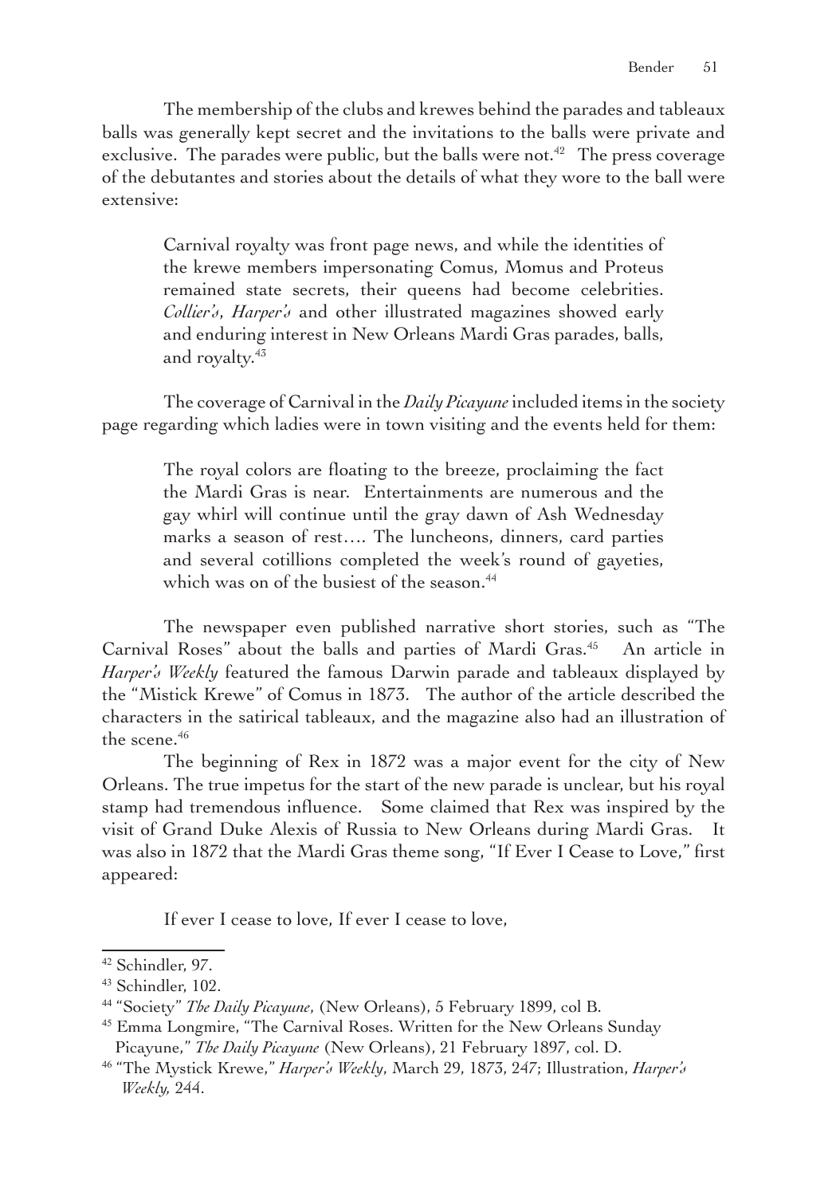The membership of the clubs and krewes behind the parades and tableaux balls was generally kept secret and the invitations to the balls were private and exclusive. The parades were public, but the balls were not.[42] The press coverage of the debutantes and stories about the details of what they wore to the ball were extensive:

> Carnival royalty was front page news, and while the identities of the krewe members impersonating Comus, Momus and Proteus remained state secrets, their queens had become celebrities. *Collier's*, *Harper's* and other illustrated magazines showed early and enduring interest in New Orleans Mardi Gras parades, balls, and royalty.[43]

The coverage of Carnival in the *Daily Picayune* included items in the society page regarding which ladies were in town visiting and the events held for them:

> The royal colors are floating to the breeze, proclaiming the fact the Mardi Gras is near. Entertainments are numerous and the gay whirl will continue until the gray dawn of Ash Wednesday marks a season of rest…. The luncheons, dinners, card parties and several cotillions completed the week's round of gayeties, which was on of the busiest of the season.[44]

The newspaper even published narrative short stories, such as "The Carnival Roses" about the balls and parties of Mardi Gras.[45] An article in *Harper's Weekly* featured the famous Darwin parade and tableaux displayed by the "Mistick Krewe" of Comus in 1873. The author of the article described the characters in the satirical tableaux, and the magazine also had an illustration of the scene.[46]

The beginning of Rex in 1872 was a major event for the city of New Orleans. The true impetus for the start of the new parade is unclear, but his royal stamp had tremendous influence. Some claimed that Rex was inspired by the visit of Grand Duke Alexis of Russia to New Orleans during Mardi Gras. It was also in 1872 that the Mardi Gras theme song, "If Ever I Cease to Love," first appeared:

> If ever I cease to love, If ever I cease to love,

---

[42] Schindler, 97.

[43] Schindler, 102.

[44] "Society" *The Daily Picayune*, (New Orleans), 5 February 1899, col B.

[45] Emma Longmire, "The Carnival Roses. Written for the New Orleans Sunday Picayune," *The Daily Picayune* (New Orleans), 21 February 1897, col. D.

[46] "The Mystick Krewe," *Harper's Weekly*, March 29, 1873, 247; Illustration, *Harper's Weekly,* 244.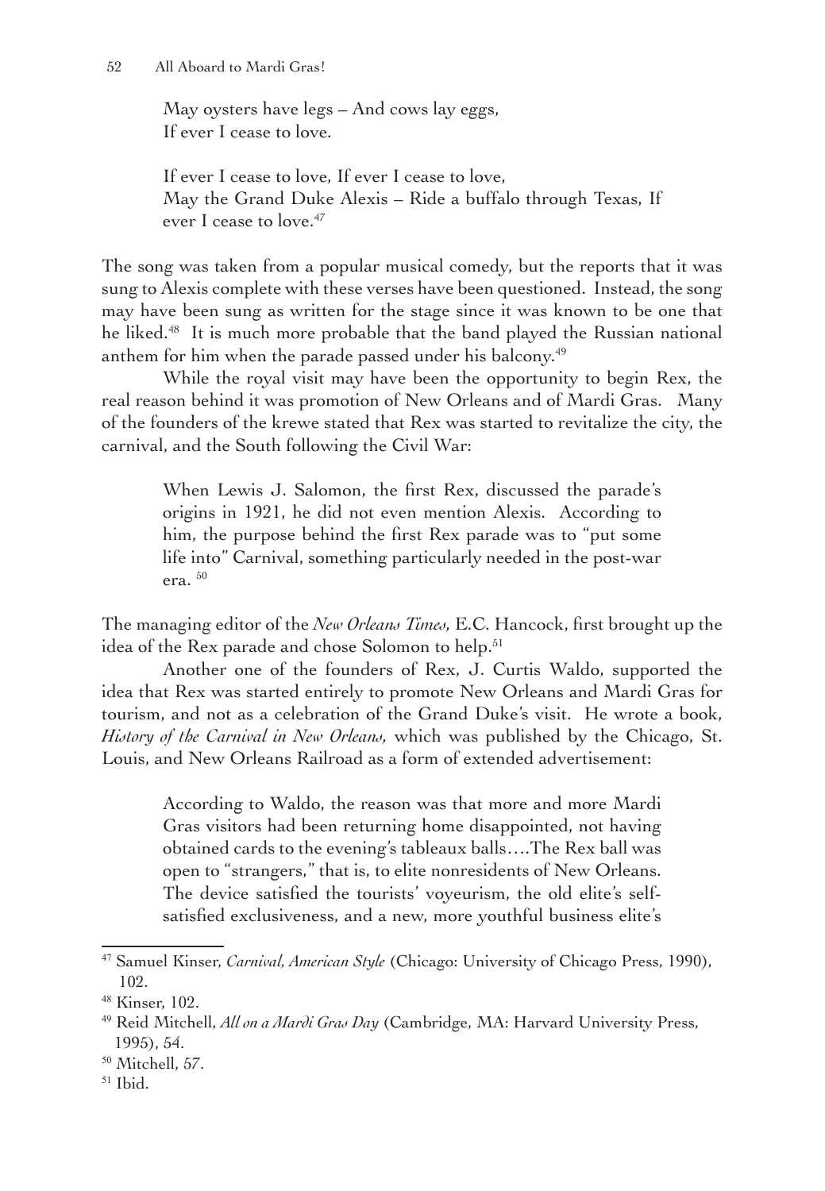> May oysters have legs – And cows lay eggs,
> If ever I cease to love.
>
> If ever I cease to love, If ever I cease to love,
> May the Grand Duke Alexis – Ride a buffalo through Texas, If ever I cease to love.[47]

The song was taken from a popular musical comedy, but the reports that it was sung to Alexis complete with these verses have been questioned. Instead, the song may have been sung as written for the stage since it was known to be one that he liked.[48] It is much more probable that the band played the Russian national anthem for him when the parade passed under his balcony.[49]

While the royal visit may have been the opportunity to begin Rex, the real reason behind it was promotion of New Orleans and of Mardi Gras. Many of the founders of the krewe stated that Rex was started to revitalize the city, the carnival, and the South following the Civil War:

> When Lewis J. Salomon, the first Rex, discussed the parade's origins in 1921, he did not even mention Alexis. According to him, the purpose behind the first Rex parade was to "put some life into" Carnival, something particularly needed in the post-war era. [50]

The managing editor of the *New Orleans Times,* E.C. Hancock, first brought up the idea of the Rex parade and chose Solomon to help.[51]

Another one of the founders of Rex, J. Curtis Waldo, supported the idea that Rex was started entirely to promote New Orleans and Mardi Gras for tourism, and not as a celebration of the Grand Duke's visit. He wrote a book, *History of the Carnival in New Orleans,* which was published by the Chicago, St. Louis, and New Orleans Railroad as a form of extended advertisement:

> According to Waldo, the reason was that more and more Mardi Gras visitors had been returning home disappointed, not having obtained cards to the evening's tableaux balls….The Rex ball was open to "strangers," that is, to elite nonresidents of New Orleans. The device satisfied the tourists' voyeurism, the old elite's self-satisfied exclusiveness, and a new, more youthful business elite's

---

[47] Samuel Kinser, *Carnival, American Style* (Chicago: University of Chicago Press, 1990), 102.

[48] Kinser, 102.

[49] Reid Mitchell, *All on a Mardi Gras Day* (Cambridge, MA: Harvard University Press, 1995), 54.

[50] Mitchell, 57.

[51] Ibid.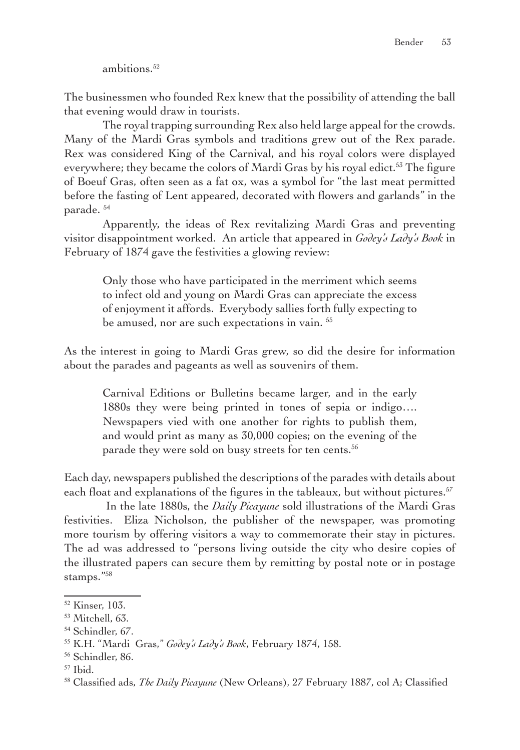ambitions.[52]

The businessmen who founded Rex knew that the possibility of attending the ball that evening would draw in tourists.

The royal trapping surrounding Rex also held large appeal for the crowds. Many of the Mardi Gras symbols and traditions grew out of the Rex parade. Rex was considered King of the Carnival, and his royal colors were displayed everywhere; they became the colors of Mardi Gras by his royal edict.[53] The figure of Boeuf Gras, often seen as a fat ox, was a symbol for "the last meat permitted before the fasting of Lent appeared, decorated with flowers and garlands" in the parade. [54]

Apparently, the ideas of Rex revitalizing Mardi Gras and preventing visitor disappointment worked. An article that appeared in *Godey's Lady's Book* in February of 1874 gave the festivities a glowing review:

> Only those who have participated in the merriment which seems to infect old and young on Mardi Gras can appreciate the excess of enjoyment it affords. Everybody sallies forth fully expecting to be amused, nor are such expectations in vain. [55]

As the interest in going to Mardi Gras grew, so did the desire for information about the parades and pageants as well as souvenirs of them.

> Carnival Editions or Bulletins became larger, and in the early 1880s they were being printed in tones of sepia or indigo…. Newspapers vied with one another for rights to publish them, and would print as many as 30,000 copies; on the evening of the parade they were sold on busy streets for ten cents.[56]

Each day, newspapers published the descriptions of the parades with details about each float and explanations of the figures in the tableaux, but without pictures.[57]

In the late 1880s, the *Daily Picayune* sold illustrations of the Mardi Gras festivities. Eliza Nicholson, the publisher of the newspaper, was promoting more tourism by offering visitors a way to commemorate their stay in pictures. The ad was addressed to "persons living outside the city who desire copies of the illustrated papers can secure them by remitting by postal note or in postage stamps."[58]

---

[52] Kinser, 103.

[53] Mitchell, 63.

[54] Schindler, 67.

[55] K.H. "Mardi Gras," *Godey's Lady's Book*, February 1874, 158.

[56] Schindler, 86.

[57] Ibid.

[58] Classified ads, *The Daily Picayune* (New Orleans), 27 February 1887, col A; Classified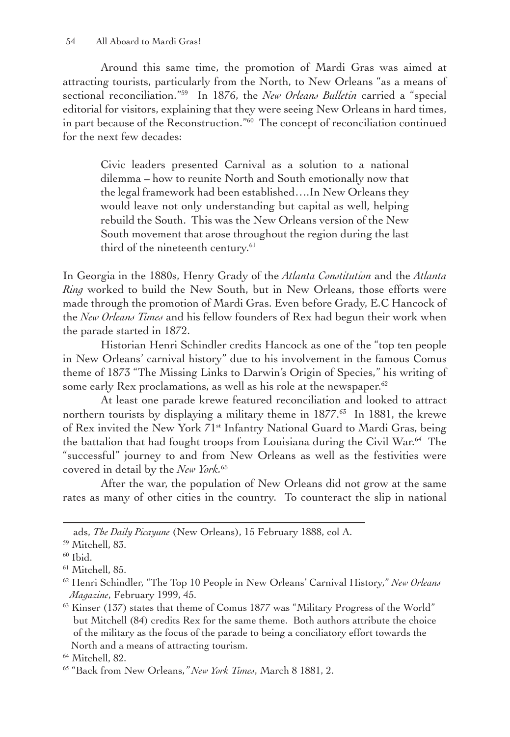Around this same time, the promotion of Mardi Gras was aimed at attracting tourists, particularly from the North, to New Orleans "as a means of sectional reconciliation."[59] In 1876, the *New Orleans Bulletin* carried a "special editorial for visitors, explaining that they were seeing New Orleans in hard times, in part because of the Reconstruction."[60] The concept of reconciliation continued for the next few decades:

> Civic leaders presented Carnival as a solution to a national dilemma – how to reunite North and South emotionally now that the legal framework had been established….In New Orleans they would leave not only understanding but capital as well, helping rebuild the South. This was the New Orleans version of the New South movement that arose throughout the region during the last third of the nineteenth century.[61]

In Georgia in the 1880s, Henry Grady of the *Atlanta Constitution* and the *Atlanta Ring* worked to build the New South, but in New Orleans, those efforts were made through the promotion of Mardi Gras. Even before Grady, E.C Hancock of the *New Orleans Times* and his fellow founders of Rex had begun their work when the parade started in 1872.

Historian Henri Schindler credits Hancock as one of the "top ten people in New Orleans' carnival history" due to his involvement in the famous Comus theme of 1873 "The Missing Links to Darwin's Origin of Species," his writing of some early Rex proclamations, as well as his role at the newspaper.[62]

At least one parade krewe featured reconciliation and looked to attract northern tourists by displaying a military theme in 1877.[63] In 1881, the krewe of Rex invited the New York 71st Infantry National Guard to Mardi Gras, being the battalion that had fought troops from Louisiana during the Civil War.[64] The "successful" journey to and from New Orleans as well as the festivities were covered in detail by the *New York.*[65]

After the war, the population of New Orleans did not grow at the same rates as many of other cities in the country. To counteract the slip in national

---

ads, *The Daily Picayune* (New Orleans), 15 February 1888, col A.

[59] Mitchell, 83.

[60] Ibid.

[61] Mitchell, 85.

[62] Henri Schindler, "The Top 10 People in New Orleans' Carnival History," *New Orleans Magazine*, February 1999, 45.

[63] Kinser (137) states that theme of Comus 1877 was "Military Progress of the World" but Mitchell (84) credits Rex for the same theme. Both authors attribute the choice of the military as the focus of the parade to being a conciliatory effort towards the North and a means of attracting tourism.

[64] Mitchell, 82.

[65] "Back from New Orleans,*" New York Times*, March 8 1881, 2.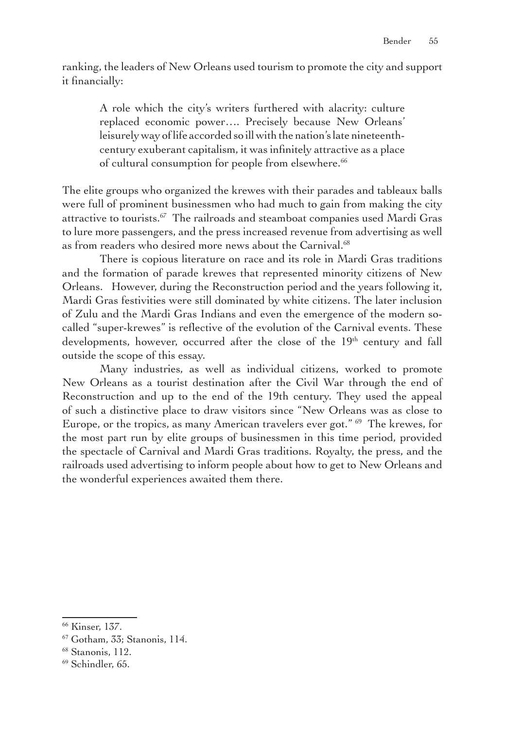ranking, the leaders of New Orleans used tourism to promote the city and support it financially:

> A role which the city's writers furthered with alacrity: culture replaced economic power…. Precisely because New Orleans' leisurely way of life accorded so ill with the nation's late nineteenth-century exuberant capitalism, it was infinitely attractive as a place of cultural consumption for people from elsewhere.[66]

The elite groups who organized the krewes with their parades and tableaux balls were full of prominent businessmen who had much to gain from making the city attractive to tourists.[67] The railroads and steamboat companies used Mardi Gras to lure more passengers, and the press increased revenue from advertising as well as from readers who desired more news about the Carnival.[68]

There is copious literature on race and its role in Mardi Gras traditions and the formation of parade krewes that represented minority citizens of New Orleans. However, during the Reconstruction period and the years following it, Mardi Gras festivities were still dominated by white citizens. The later inclusion of Zulu and the Mardi Gras Indians and even the emergence of the modern so-called "super-krewes" is reflective of the evolution of the Carnival events. These developments, however, occurred after the close of the 19th century and fall outside the scope of this essay.

Many industries, as well as individual citizens, worked to promote New Orleans as a tourist destination after the Civil War through the end of Reconstruction and up to the end of the 19th century. They used the appeal of such a distinctive place to draw visitors since "New Orleans was as close to Europe, or the tropics, as many American travelers ever got." [69] The krewes, for the most part run by elite groups of businessmen in this time period, provided the spectacle of Carnival and Mardi Gras traditions. Royalty, the press, and the railroads used advertising to inform people about how to get to New Orleans and the wonderful experiences awaited them there.

---

[66] Kinser, 137.

[67] Gotham, 33; Stanonis, 114.

[68] Stanonis, 112.

[69] Schindler, 65.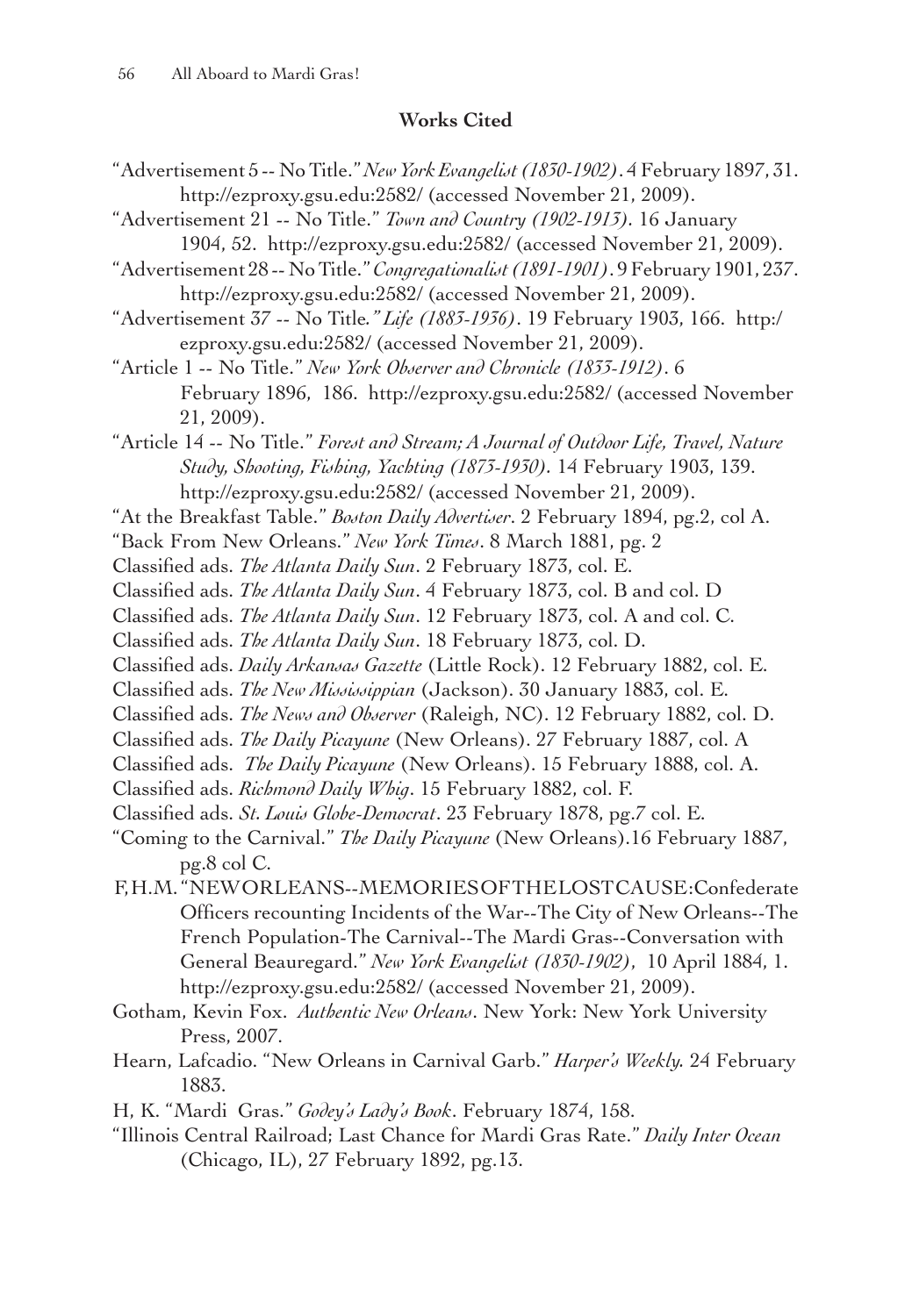## Works Cited

"Advertisement 5 -- No Title." *New York Evangelist (1830-1902)*. 4 February 1897, 31. http://ezproxy.gsu.edu:2582/ (accessed November 21, 2009).

"Advertisement 21 -- No Title." *Town and Country (1902-1913)*. 16 January 1904, 52. http://ezproxy.gsu.edu:2582/ (accessed November 21, 2009).

"Advertisement 28 -- No Title." *Congregationalist (1891-1901)*. 9 February 1901, 237. http://ezproxy.gsu.edu:2582/ (accessed November 21, 2009).

"Advertisement 37 -- No Title*." Life (1883-1936)*. 19 February 1903, 166. http:/ ezproxy.gsu.edu:2582/ (accessed November 21, 2009).

"Article 1 -- No Title." *New York Observer and Chronicle (1833-1912)*. 6 February 1896, 186. http://ezproxy.gsu.edu:2582/ (accessed November 21, 2009).

"Article 14 -- No Title." *Forest and Stream; A Journal of Outdoor Life, Travel, Nature Study, Shooting, Fishing, Yachting (1873-1930)*. 14 February 1903, 139. http://ezproxy.gsu.edu:2582/ (accessed November 21, 2009).

"At the Breakfast Table." *Boston Daily Advertiser*. 2 February 1894, pg.2, col A.

"Back From New Orleans." *New York Times*. 8 March 1881, pg. 2

Classified ads. *The Atlanta Daily Sun*. 2 February 1873, col. E.

Classified ads. *The Atlanta Daily Sun*. 4 February 1873, col. B and col. D

Classified ads. *The Atlanta Daily Sun*. 12 February 1873, col. A and col. C.

Classified ads. *The Atlanta Daily Sun*. 18 February 1873, col. D.

Classified ads. *Daily Arkansas Gazette* (Little Rock). 12 February 1882, col. E.

Classified ads. *The New Mississippian* (Jackson). 30 January 1883, col. E.

Classified ads. *The News and Observer* (Raleigh, NC). 12 February 1882, col. D.

Classified ads. *The Daily Picayune* (New Orleans). 27 February 1887, col. A

Classified ads. *The Daily Picayune* (New Orleans). 15 February 1888, col. A.

Classified ads. *Richmond Daily Whig*. 15 February 1882, col. F.

Classified ads. *St. Louis Globe-Democrat*. 23 February 1878, pg.7 col. E.

"Coming to the Carnival." *The Daily Picayune* (New Orleans).16 February 1887, pg.8 col C.

F, H.M. "NEW ORLEANS--MEMORIES OF THE LOST CAUSE: Confederate Officers recounting Incidents of the War--The City of New Orleans--The French Population-The Carnival--The Mardi Gras--Conversation with General Beauregard." *New York Evangelist (1830-1902)*, 10 April 1884, 1. http://ezproxy.gsu.edu:2582/ (accessed November 21, 2009).

Gotham, Kevin Fox. *Authentic New Orleans*. New York: New York University Press, 2007.

Hearn, Lafcadio. "New Orleans in Carnival Garb." *Harper's Weekly.* 24 February 1883.

H, K. "Mardi Gras." *Godey's Lady's Book*. February 1874, 158.

"Illinois Central Railroad; Last Chance for Mardi Gras Rate." *Daily Inter Ocean* (Chicago, IL), 27 February 1892, pg.13.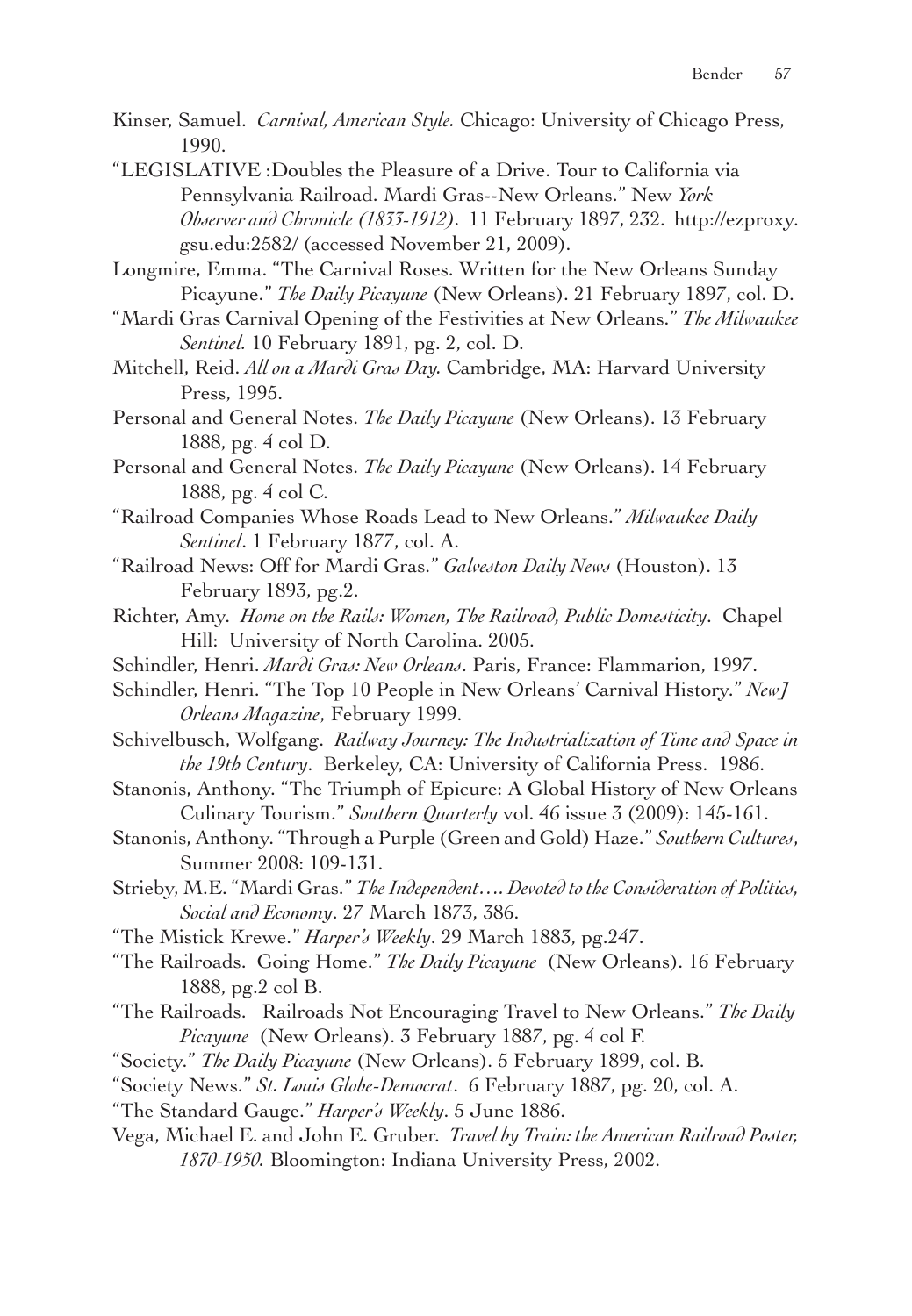Kinser, Samuel. *Carnival, American Style.* Chicago: University of Chicago Press, 1990.

"LEGISLATIVE :Doubles the Pleasure of a Drive. Tour to California via Pennsylvania Railroad. Mardi Gras--New Orleans." New *York Observer and Chronicle (1833-1912)*. 11 February 1897, 232. http://ezproxy.gsu.edu:2582/ (accessed November 21, 2009).

Longmire, Emma. "The Carnival Roses. Written for the New Orleans Sunday Picayune." *The Daily Picayune* (New Orleans). 21 February 1897, col. D.

"Mardi Gras Carnival Opening of the Festivities at New Orleans." *The Milwaukee Sentinel.* 10 February 1891, pg. 2, col. D.

Mitchell, Reid. *All on a Mardi Gras Day.* Cambridge, MA: Harvard University Press, 1995.

Personal and General Notes. *The Daily Picayune* (New Orleans). 13 February 1888, pg. 4 col D.

Personal and General Notes. *The Daily Picayune* (New Orleans). 14 February 1888, pg. 4 col C.

"Railroad Companies Whose Roads Lead to New Orleans." *Milwaukee Daily Sentinel*. 1 February 1877, col. A.

"Railroad News: Off for Mardi Gras." *Galveston Daily News* (Houston). 13 February 1893, pg.2.

Richter, Amy. *Home on the Rails: Women, The Railroad, Public Domesticity*. Chapel Hill: University of North Carolina. 2005.

Schindler, Henri. *Mardi Gras: New Orleans*. Paris, France: Flammarion, 1997.

Schindler, Henri. "The Top 10 People in New Orleans' Carnival History." *New] Orleans Magazine*, February 1999.

Schivelbusch, Wolfgang. *Railway Journey: The Industrialization of Time and Space in the 19th Century*. Berkeley, CA: University of California Press. 1986.

Stanonis, Anthony. "The Triumph of Epicure: A Global History of New Orleans Culinary Tourism." *Southern Quarterly* vol. 46 issue 3 (2009): 145-161.

Stanonis, Anthony. "Through a Purple (Green and Gold) Haze." *Southern Cultures*, Summer 2008: 109-131.

Strieby, M.E. "Mardi Gras." *The Independent…. Devoted to the Consideration of Politics, Social and Economy*. 27 March 1873, 386.

"The Mistick Krewe." *Harper's Weekly*. 29 March 1883, pg.247.

"The Railroads. Going Home." *The Daily Picayune* (New Orleans). 16 February 1888, pg.2 col B.

"The Railroads. Railroads Not Encouraging Travel to New Orleans." *The Daily Picayune* (New Orleans). 3 February 1887, pg. 4 col F.

"Society." *The Daily Picayune* (New Orleans). 5 February 1899, col. B.

"Society News." *St. Louis Globe-Democrat*. 6 February 1887, pg. 20, col. A.

"The Standard Gauge." *Harper's Weekly*. 5 June 1886.

Vega, Michael E. and John E. Gruber. *Travel by Train: the American Railroad Poster, 1870-1950.* Bloomington: Indiana University Press, 2002.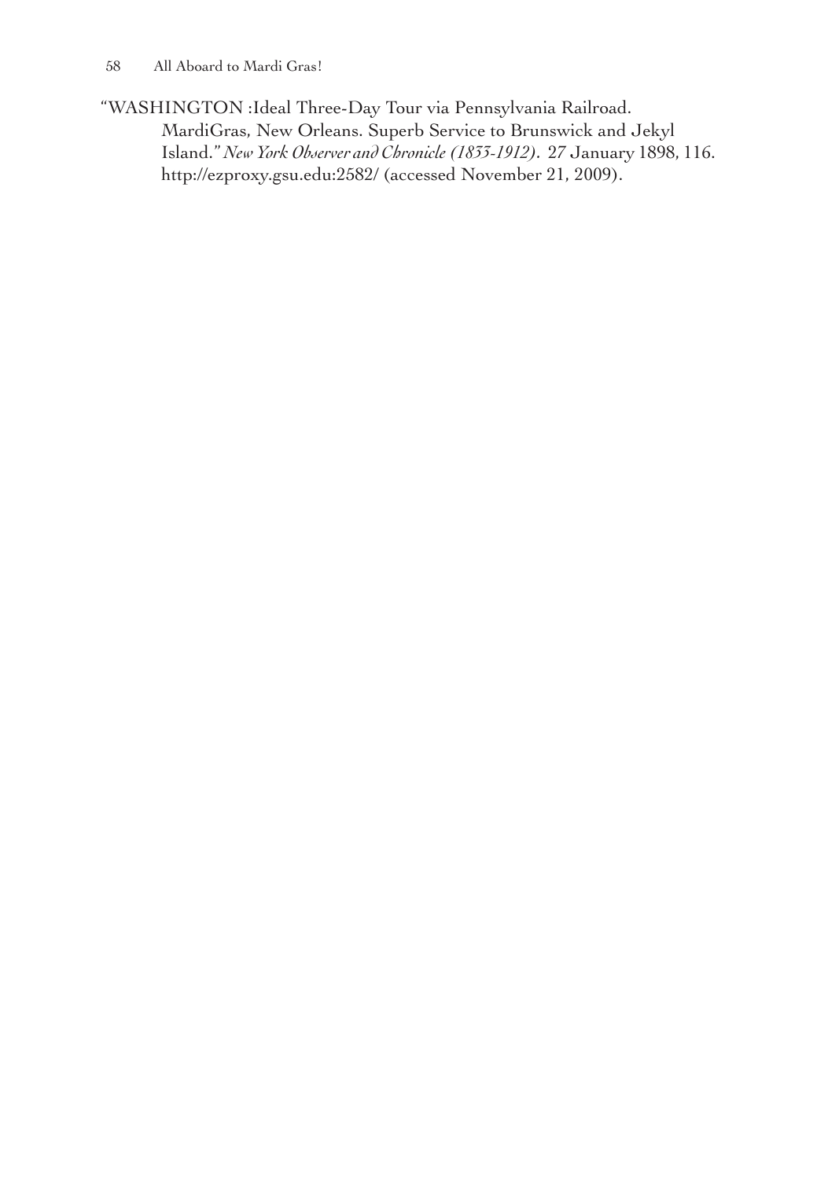"WASHINGTON :Ideal Three-Day Tour via Pennsylvania Railroad. MardiGras, New Orleans. Superb Service to Brunswick and Jekyl Island." *New York Observer and Chronicle (1833-1912)*. 27 January 1898, 116. http://ezproxy.gsu.edu:2582/ (accessed November 21, 2009).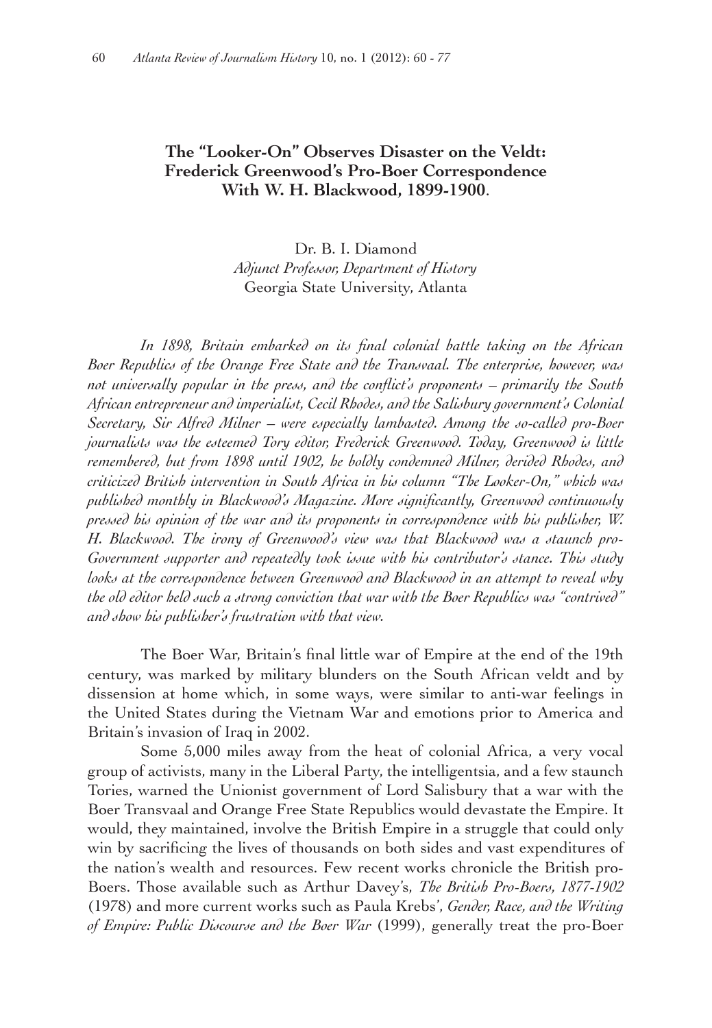## The "Looker-On" Observes Disaster on the Veldt: Frederick Greenwood's Pro-Boer Correspondence With W. H. Blackwood, 1899-1900.

Dr. B. I. Diamond
*Adjunct Professor, Department of History*
Georgia State University, Atlanta

*In 1898, Britain embarked on its final colonial battle taking on the African Boer Republics of the Orange Free State and the Transvaal. The enterprise, however, was not universally popular in the press, and the conflict's proponents – primarily the South African entrepreneur and imperialist, Cecil Rhodes, and the Salisbury government's Colonial Secretary, Sir Alfred Milner – were especially lambasted. Among the so-called pro-Boer journalists was the esteemed Tory editor, Frederick Greenwood. Today, Greenwood is little remembered, but from 1898 until 1902, he boldly condemned Milner, derided Rhodes, and criticized British intervention in South Africa in his column "The Looker-On," which was published monthly in Blackwood's Magazine. More significantly, Greenwood continuously pressed his opinion of the war and its proponents in correspondence with his publisher, W. H. Blackwood. The irony of Greenwood's view was that Blackwood was a staunch pro-Government supporter and repeatedly took issue with his contributor's stance. This study looks at the correspondence between Greenwood and Blackwood in an attempt to reveal why the old editor held such a strong conviction that war with the Boer Republics was "contrived" and show his publisher's frustration with that view.*

The Boer War, Britain's final little war of Empire at the end of the 19th century, was marked by military blunders on the South African veldt and by dissension at home which, in some ways, were similar to anti-war feelings in the United States during the Vietnam War and emotions prior to America and Britain's invasion of Iraq in 2002.

Some 5,000 miles away from the heat of colonial Africa, a very vocal group of activists, many in the Liberal Party, the intelligentsia, and a few staunch Tories, warned the Unionist government of Lord Salisbury that a war with the Boer Transvaal and Orange Free State Republics would devastate the Empire. It would, they maintained, involve the British Empire in a struggle that could only win by sacrificing the lives of thousands on both sides and vast expenditures of the nation's wealth and resources. Few recent works chronicle the British pro-Boers. Those available such as Arthur Davey's, *The British Pro-Boers, 1877-1902* (1978) and more current works such as Paula Krebs', *Gender, Race, and the Writing of Empire: Public Discourse and the Boer War* (1999), generally treat the pro-Boer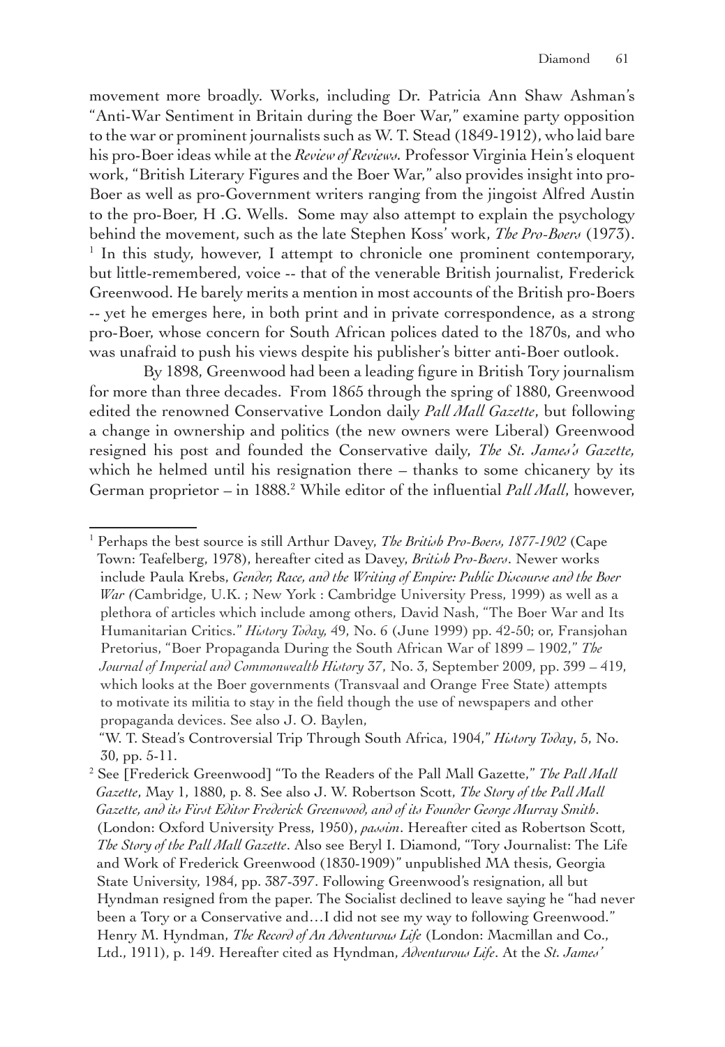movement more broadly. Works, including Dr. Patricia Ann Shaw Ashman's "Anti-War Sentiment in Britain during the Boer War," examine party opposition to the war or prominent journalists such as W. T. Stead (1849-1912), who laid bare his pro-Boer ideas while at the *Review of Reviews*. Professor Virginia Hein's eloquent work, "British Literary Figures and the Boer War," also provides insight into pro-Boer as well as pro-Government writers ranging from the jingoist Alfred Austin to the pro-Boer, H .G. Wells. Some may also attempt to explain the psychology behind the movement, such as the late Stephen Koss' work, *The Pro-Boers* (1973). [1] In this study, however, I attempt to chronicle one prominent contemporary, but little-remembered, voice -- that of the venerable British journalist, Frederick Greenwood. He barely merits a mention in most accounts of the British pro-Boers -- yet he emerges here, in both print and in private correspondence, as a strong pro-Boer, whose concern for South African polices dated to the 1870s, and who was unafraid to push his views despite his publisher's bitter anti-Boer outlook.

By 1898, Greenwood had been a leading figure in British Tory journalism for more than three decades. From 1865 through the spring of 1880, Greenwood edited the renowned Conservative London daily *Pall Mall Gazette*, but following a change in ownership and politics (the new owners were Liberal) Greenwood resigned his post and founded the Conservative daily, *The St. James's Gazette,* which he helmed until his resignation there – thanks to some chicanery by its German proprietor – in 1888.[2] While editor of the influential *Pall Mall*, however,

---

[1] Perhaps the best source is still Arthur Davey, *The British Pro-Boers, 1877-1902* (Cape Town: Teafelberg, 1978), hereafter cited as Davey, *British Pro-Boers*. Newer works include Paula Krebs, *Gender, Race, and the Writing of Empire: Public Discourse and the Boer War (*Cambridge, U.K. ; New York : Cambridge University Press, 1999) as well as a plethora of articles which include among others, David Nash, "The Boer War and Its Humanitarian Critics." *History Today,* 49, No. 6 (June 1999) pp. 42-50; or, Fransjohan Pretorius, "Boer Propaganda During the South African War of 1899 – 1902," *The Journal of Imperial and Commonwealth History* 37, No. 3, September 2009, pp. 399 – 419, which looks at the Boer governments (Transvaal and Orange Free State) attempts to motivate its militia to stay in the field though the use of newspapers and other propaganda devices. See also J. O. Baylen,

"W. T. Stead's Controversial Trip Through South Africa, 1904," *History Today*, 5, No. 30, pp. 5-11.

[2] See [Frederick Greenwood] "To the Readers of the Pall Mall Gazette," *The Pall Mall Gazette*, May 1, 1880, p. 8. See also J. W. Robertson Scott, *The Story of the Pall Mall Gazette, and its First Editor Frederick Greenwood, and of its Founder George Murray Smith*. (London: Oxford University Press, 1950), *passim*. Hereafter cited as Robertson Scott, *The Story of the Pall Mall Gazette*. Also see Beryl I. Diamond, "Tory Journalist: The Life and Work of Frederick Greenwood (1830-1909)" unpublished MA thesis, Georgia State University, 1984, pp. 387-397. Following Greenwood's resignation, all but Hyndman resigned from the paper. The Socialist declined to leave saying he "had never been a Tory or a Conservative and…I did not see my way to following Greenwood." Henry M. Hyndman, *The Record of An Adventurous Life* (London: Macmillan and Co., Ltd., 1911), p. 149. Hereafter cited as Hyndman, *Adventurous Life*. At the *St. James'*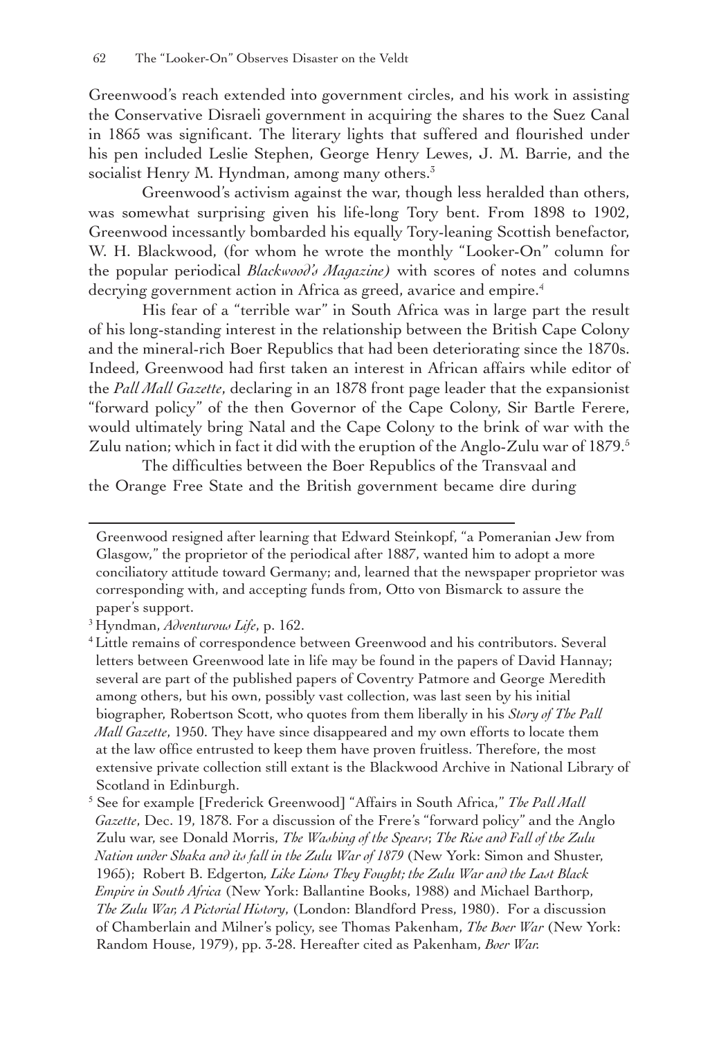Greenwood's reach extended into government circles, and his work in assisting the Conservative Disraeli government in acquiring the shares to the Suez Canal in 1865 was significant. The literary lights that suffered and flourished under his pen included Leslie Stephen, George Henry Lewes, J. M. Barrie, and the socialist Henry M. Hyndman, among many others.[3]

Greenwood's activism against the war, though less heralded than others, was somewhat surprising given his life-long Tory bent. From 1898 to 1902, Greenwood incessantly bombarded his equally Tory-leaning Scottish benefactor, W. H. Blackwood, (for whom he wrote the monthly "Looker-On" column for the popular periodical *Blackwood's Magazine)* with scores of notes and columns decrying government action in Africa as greed, avarice and empire.[4]

His fear of a "terrible war" in South Africa was in large part the result of his long-standing interest in the relationship between the British Cape Colony and the mineral-rich Boer Republics that had been deteriorating since the 1870s. Indeed, Greenwood had first taken an interest in African affairs while editor of the *Pall Mall Gazette*, declaring in an 1878 front page leader that the expansionist "forward policy" of the then Governor of the Cape Colony, Sir Bartle Ferere, would ultimately bring Natal and the Cape Colony to the brink of war with the Zulu nation; which in fact it did with the eruption of the Anglo-Zulu war of 1879.[5]

The difficulties between the Boer Republics of the Transvaal and the Orange Free State and the British government became dire during

---

Greenwood resigned after learning that Edward Steinkopf, "a Pomeranian Jew from Glasgow," the proprietor of the periodical after 1887, wanted him to adopt a more conciliatory attitude toward Germany; and, learned that the newspaper proprietor was corresponding with, and accepting funds from, Otto von Bismarck to assure the paper's support.

[3] Hyndman, *Adventurous Life*, p. 162.

[4] Little remains of correspondence between Greenwood and his contributors. Several letters between Greenwood late in life may be found in the papers of David Hannay; several are part of the published papers of Coventry Patmore and George Meredith among others, but his own, possibly vast collection, was last seen by his initial biographer, Robertson Scott, who quotes from them liberally in his *Story of The Pall Mall Gazette*, 1950. They have since disappeared and my own efforts to locate them at the law office entrusted to keep them have proven fruitless. Therefore, the most extensive private collection still extant is the Blackwood Archive in National Library of Scotland in Edinburgh.

[5] See for example [Frederick Greenwood] "Affairs in South Africa," *The Pall Mall Gazette*, Dec. 19, 1878. For a discussion of the Frere's "forward policy" and the Anglo Zulu war, see Donald Morris, *The Washing of the Spears*; *The Rise and Fall of the Zulu Nation under Shaka and its fall in the Zulu War of 1879* (New York: Simon and Shuster, 1965); Robert B. Edgerton, *Like Lions They Fought; the Zulu War and the Last Black Empire in South Africa* (New York: Ballantine Books, 1988) and Michael Barthorp, *The Zulu War, A Pictorial History*, (London: Blandford Press, 1980). For a discussion of Chamberlain and Milner's policy, see Thomas Pakenham, *The Boer War* (New York: Random House, 1979), pp. 3-28. Hereafter cited as Pakenham, *Boer War*.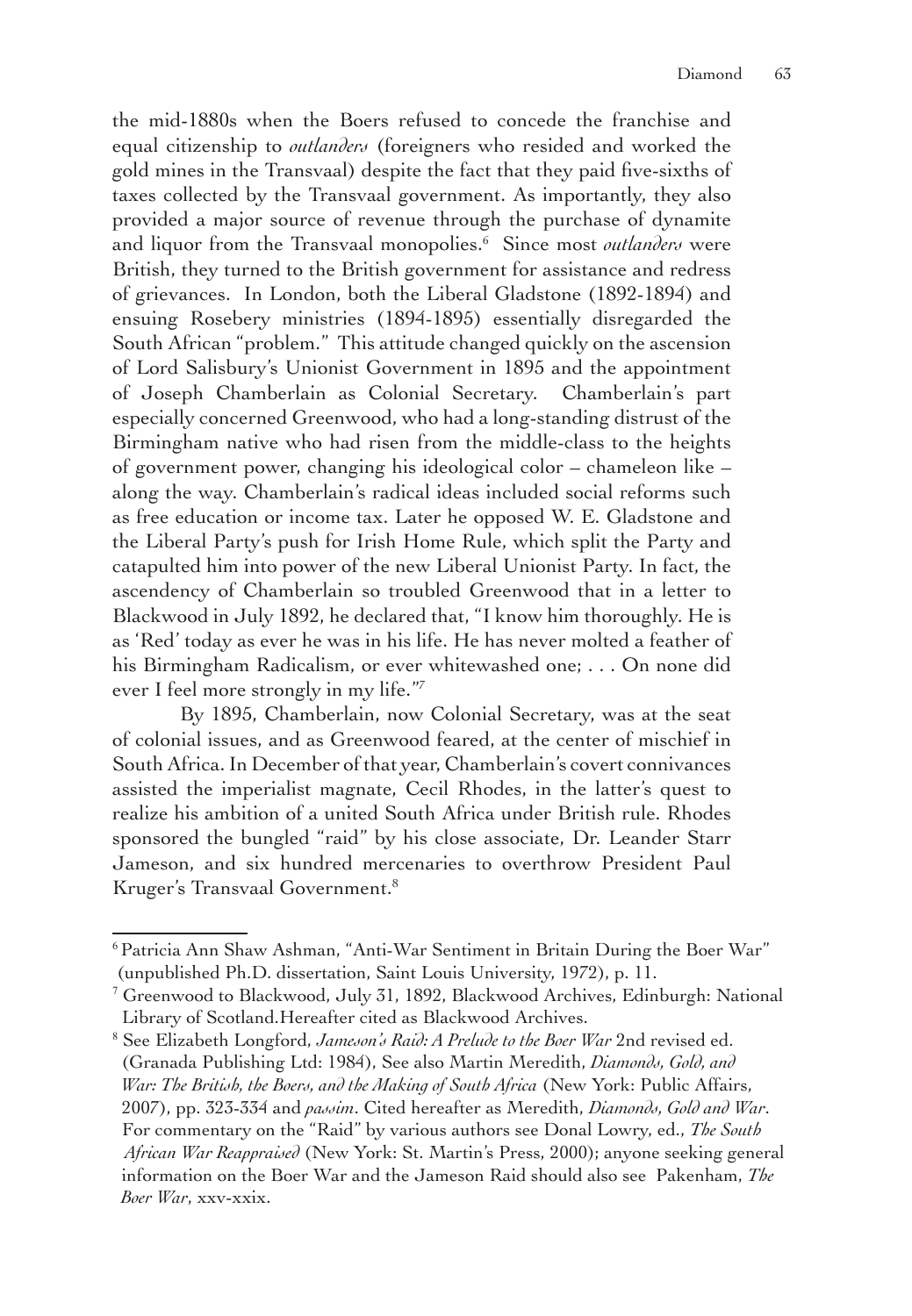the mid-1880s when the Boers refused to concede the franchise and equal citizenship to *outlanders* (foreigners who resided and worked the gold mines in the Transvaal) despite the fact that they paid five-sixths of taxes collected by the Transvaal government. As importantly, they also provided a major source of revenue through the purchase of dynamite and liquor from the Transvaal monopolies.[6] Since most *outlanders* were British, they turned to the British government for assistance and redress of grievances. In London, both the Liberal Gladstone (1892-1894) and ensuing Rosebery ministries (1894-1895) essentially disregarded the South African "problem." This attitude changed quickly on the ascension of Lord Salisbury's Unionist Government in 1895 and the appointment of Joseph Chamberlain as Colonial Secretary. Chamberlain's part especially concerned Greenwood, who had a long-standing distrust of the Birmingham native who had risen from the middle-class to the heights of government power, changing his ideological color – chameleon like – along the way. Chamberlain's radical ideas included social reforms such as free education or income tax. Later he opposed W. E. Gladstone and the Liberal Party's push for Irish Home Rule, which split the Party and catapulted him into power of the new Liberal Unionist Party. In fact, the ascendency of Chamberlain so troubled Greenwood that in a letter to Blackwood in July 1892, he declared that, "I know him thoroughly. He is as 'Red' today as ever he was in his life. He has never molted a feather of his Birmingham Radicalism, or ever whitewashed one; . . . On none did ever I feel more strongly in my life."[7]

By 1895, Chamberlain, now Colonial Secretary, was at the seat of colonial issues, and as Greenwood feared, at the center of mischief in South Africa. In December of that year, Chamberlain's covert connivances assisted the imperialist magnate, Cecil Rhodes, in the latter's quest to realize his ambition of a united South Africa under British rule. Rhodes sponsored the bungled "raid" by his close associate, Dr. Leander Starr Jameson, and six hundred mercenaries to overthrow President Paul Kruger's Transvaal Government.[8]

---

[6] Patricia Ann Shaw Ashman, "Anti-War Sentiment in Britain During the Boer War" (unpublished Ph.D. dissertation, Saint Louis University, 1972), p. 11.

[7] Greenwood to Blackwood, July 31, 1892, Blackwood Archives, Edinburgh: National Library of Scotland.Hereafter cited as Blackwood Archives.

[8] See Elizabeth Longford, *Jameson's Raid: A Prelude to the Boer War* 2nd revised ed. (Granada Publishing Ltd: 1984), See also Martin Meredith, *Diamonds, Gold, and War: The British, the Boers, and the Making of South Africa* (New York: Public Affairs, 2007), pp. 323-334 and *passim*. Cited hereafter as Meredith, *Diamonds, Gold and War*. For commentary on the "Raid" by various authors see Donal Lowry, ed., *The South African War Reappraised* (New York: St. Martin's Press, 2000); anyone seeking general information on the Boer War and the Jameson Raid should also see Pakenham, *The Boer War*, xxv-xxix.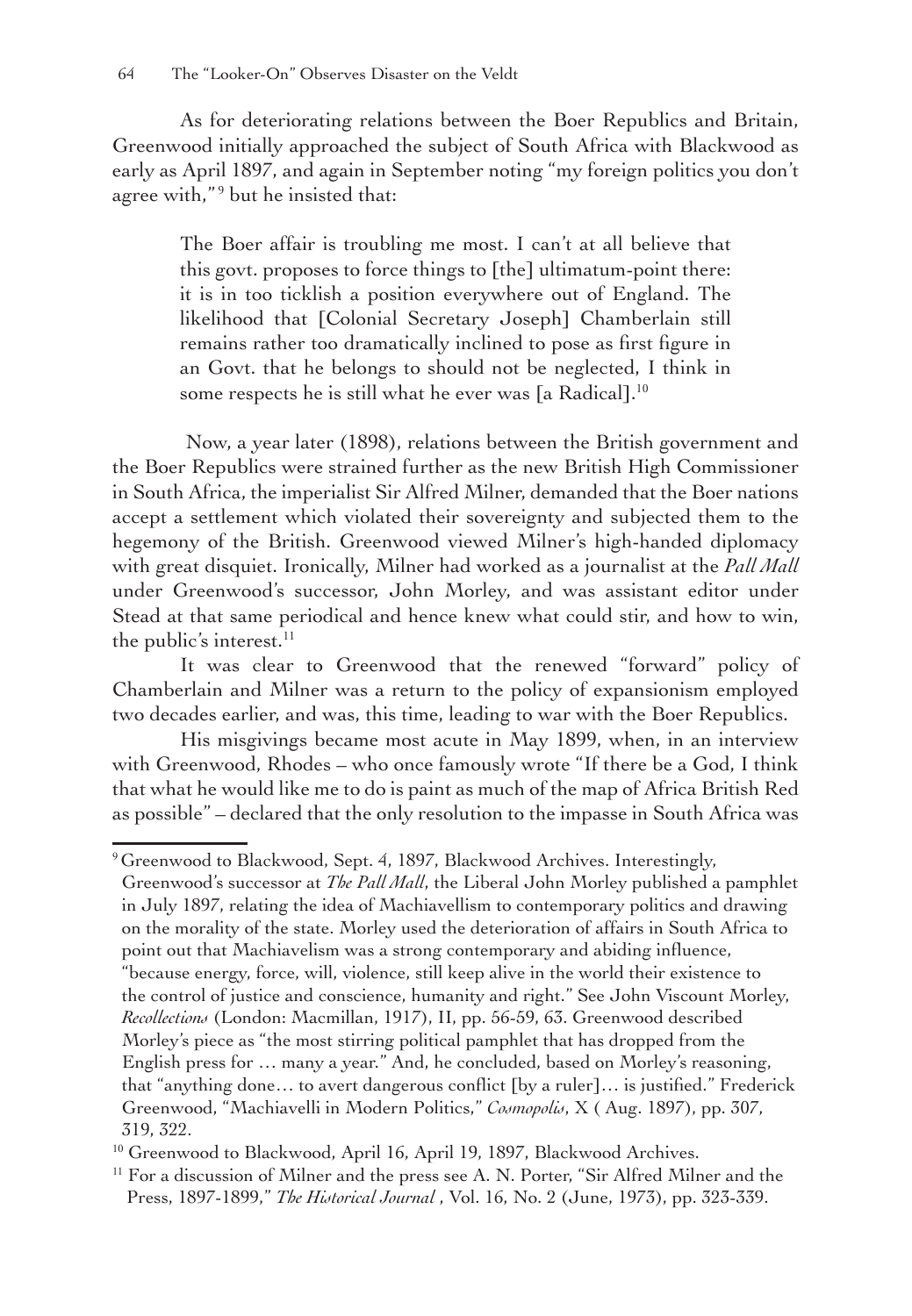As for deteriorating relations between the Boer Republics and Britain, Greenwood initially approached the subject of South Africa with Blackwood as early as April 1897, and again in September noting "my foreign politics you don't agree with," [9] but he insisted that:

> The Boer affair is troubling me most. I can't at all believe that this govt. proposes to force things to [the] ultimatum-point there: it is in too ticklish a position everywhere out of England. The likelihood that [Colonial Secretary Joseph] Chamberlain still remains rather too dramatically inclined to pose as first figure in an Govt. that he belongs to should not be neglected, I think in some respects he is still what he ever was [a Radical].[10]

Now, a year later (1898), relations between the British government and the Boer Republics were strained further as the new British High Commissioner in South Africa, the imperialist Sir Alfred Milner, demanded that the Boer nations accept a settlement which violated their sovereignty and subjected them to the hegemony of the British. Greenwood viewed Milner's high-handed diplomacy with great disquiet. Ironically, Milner had worked as a journalist at the *Pall Mall* under Greenwood's successor, John Morley, and was assistant editor under Stead at that same periodical and hence knew what could stir, and how to win, the public's interest.[11]

It was clear to Greenwood that the renewed "forward" policy of Chamberlain and Milner was a return to the policy of expansionism employed two decades earlier, and was, this time, leading to war with the Boer Republics.

His misgivings became most acute in May 1899, when, in an interview with Greenwood, Rhodes – who once famously wrote "If there be a God, I think that what he would like me to do is paint as much of the map of Africa British Red as possible" – declared that the only resolution to the impasse in South Africa was

---

[9] Greenwood to Blackwood, Sept. 4, 1897, Blackwood Archives. Interestingly, Greenwood's successor at *The Pall Mall*, the Liberal John Morley published a pamphlet in July 1897, relating the idea of Machiavellism to contemporary politics and drawing on the morality of the state. Morley used the deterioration of affairs in South Africa to point out that Machiavelism was a strong contemporary and abiding influence, "because energy, force, will, violence, still keep alive in the world their existence to the control of justice and conscience, humanity and right." See John Viscount Morley, *Recollections* (London: Macmillan, 1917), II, pp. 56-59, 63. Greenwood described Morley's piece as "the most stirring political pamphlet that has dropped from the English press for … many a year." And, he concluded, based on Morley's reasoning, that "anything done… to avert dangerous conflict [by a ruler]… is justified." Frederick Greenwood, "Machiavelli in Modern Politics," *Cosmopolis*, X ( Aug. 1897), pp. 307, 319, 322.

[10] Greenwood to Blackwood, April 16, April 19, 1897, Blackwood Archives.

[11] For a discussion of Milner and the press see A. N. Porter, "Sir Alfred Milner and the Press, 1897-1899," *The Historical Journal* , Vol. 16, No. 2 (June, 1973), pp. 323-339.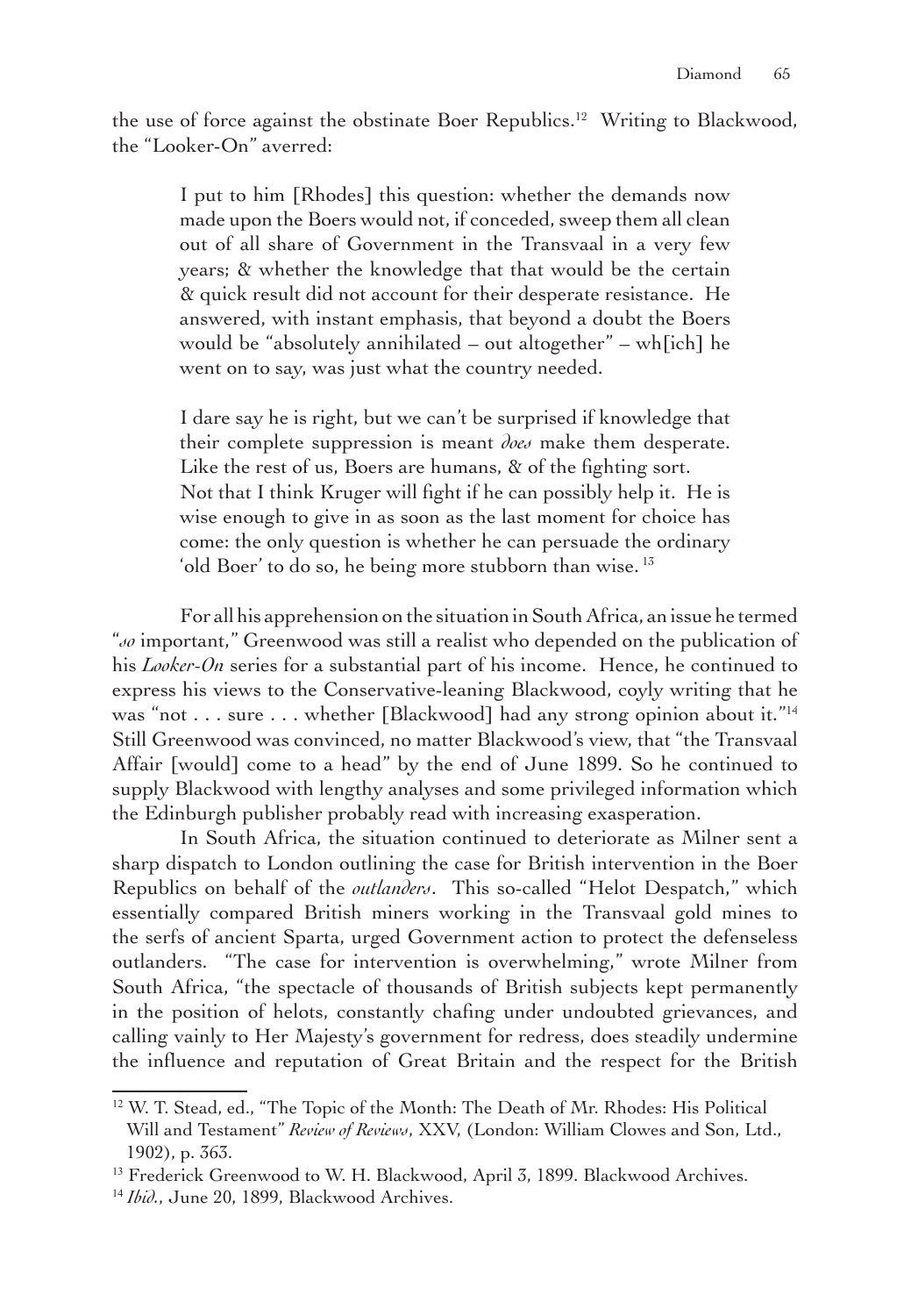the use of force against the obstinate Boer Republics.[12] Writing to Blackwood, the "Looker-On" averred:

> I put to him [Rhodes] this question: whether the demands now made upon the Boers would not, if conceded, sweep them all clean out of all share of Government in the Transvaal in a very few years; & whether the knowledge that that would be the certain & quick result did not account for their desperate resistance. He answered, with instant emphasis, that beyond a doubt the Boers would be "absolutely annihilated – out altogether" – wh[ich] he went on to say, was just what the country needed.
>
> I dare say he is right, but we can't be surprised if knowledge that their complete suppression is meant *does* make them desperate. Like the rest of us, Boers are humans, & of the fighting sort. Not that I think Kruger will fight if he can possibly help it. He is wise enough to give in as soon as the last moment for choice has come: the only question is whether he can persuade the ordinary 'old Boer' to do so, he being more stubborn than wise.[13]

For all his apprehension on the situation in South Africa, an issue he termed "*so* important," Greenwood was still a realist who depended on the publication of his *Looker-On* series for a substantial part of his income. Hence, he continued to express his views to the Conservative-leaning Blackwood, coyly writing that he was "not . . . sure . . . whether [Blackwood] had any strong opinion about it."[14] Still Greenwood was convinced, no matter Blackwood's view, that "the Transvaal Affair [would] come to a head" by the end of June 1899. So he continued to supply Blackwood with lengthy analyses and some privileged information which the Edinburgh publisher probably read with increasing exasperation.

In South Africa, the situation continued to deteriorate as Milner sent a sharp dispatch to London outlining the case for British intervention in the Boer Republics on behalf of the *outlanders*. This so-called "Helot Despatch," which essentially compared British miners working in the Transvaal gold mines to the serfs of ancient Sparta, urged Government action to protect the defenseless outlanders. "The case for intervention is overwhelming," wrote Milner from South Africa, "the spectacle of thousands of British subjects kept permanently in the position of helots, constantly chafing under undoubted grievances, and calling vainly to Her Majesty's government for redress, does steadily undermine the influence and reputation of Great Britain and the respect for the British

---

[12] W. T. Stead, ed., "The Topic of the Month: The Death of Mr. Rhodes: His Political Will and Testament" *Review of Reviews*, XXV, (London: William Clowes and Son, Ltd., 1902), p. 363.

[13] Frederick Greenwood to W. H. Blackwood, April 3, 1899. Blackwood Archives.

[14] *Ibid.*, June 20, 1899, Blackwood Archives.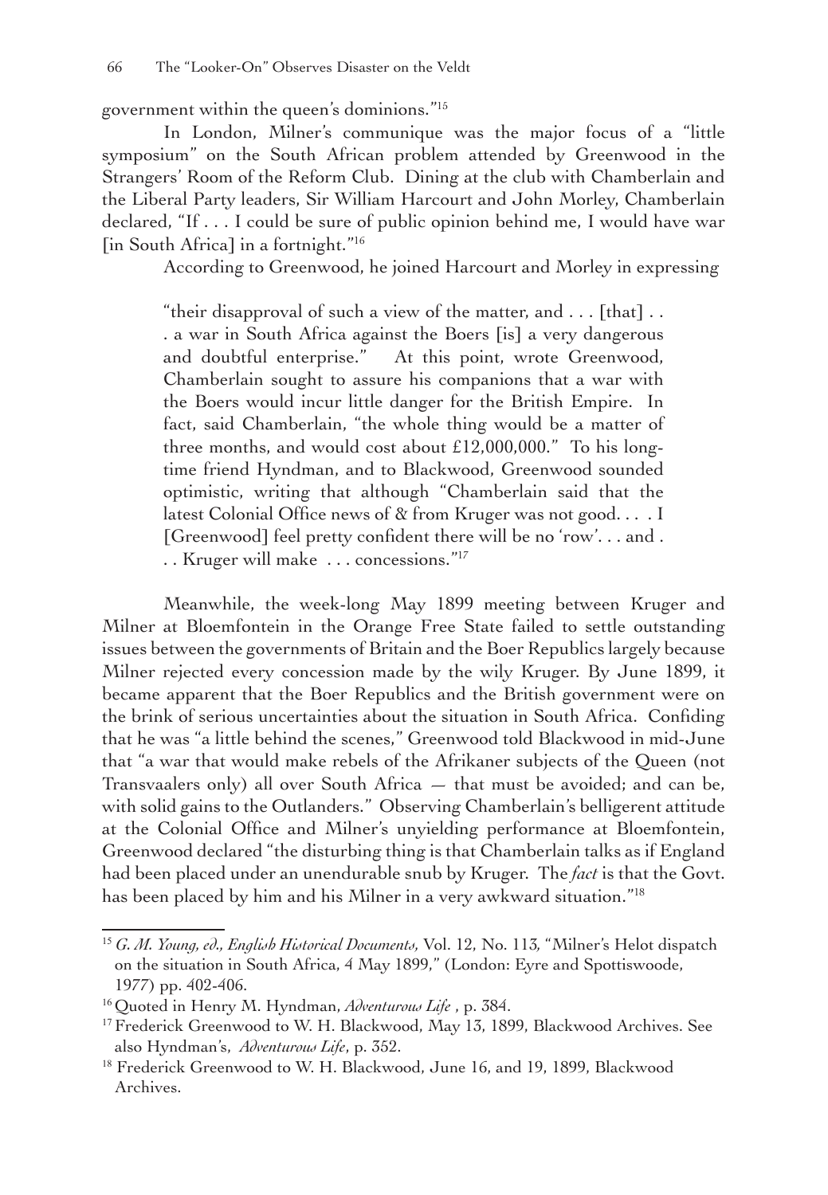government within the queen's dominions."[15]

In London, Milner's communique was the major focus of a "little symposium" on the South African problem attended by Greenwood in the Strangers' Room of the Reform Club. Dining at the club with Chamberlain and the Liberal Party leaders, Sir William Harcourt and John Morley, Chamberlain declared, "If . . . I could be sure of public opinion behind me, I would have war [in South Africa] in a fortnight."[16]

According to Greenwood, he joined Harcourt and Morley in expressing

> "their disapproval of such a view of the matter, and . . . [that] . . . a war in South Africa against the Boers [is] a very dangerous and doubtful enterprise." At this point, wrote Greenwood, Chamberlain sought to assure his companions that a war with the Boers would incur little danger for the British Empire. In fact, said Chamberlain, "the whole thing would be a matter of three months, and would cost about £12,000,000." To his long-time friend Hyndman, and to Blackwood, Greenwood sounded optimistic, writing that although "Chamberlain said that the latest Colonial Office news of & from Kruger was not good. . . . I [Greenwood] feel pretty confident there will be no 'row'. . . and . . . Kruger will make . . . concessions."[17]

Meanwhile, the week-long May 1899 meeting between Kruger and Milner at Bloemfontein in the Orange Free State failed to settle outstanding issues between the governments of Britain and the Boer Republics largely because Milner rejected every concession made by the wily Kruger. By June 1899, it became apparent that the Boer Republics and the British government were on the brink of serious uncertainties about the situation in South Africa. Confiding that he was "a little behind the scenes," Greenwood told Blackwood in mid-June that "a war that would make rebels of the Afrikaner subjects of the Queen (not Transvaalers only) all over South Africa — that must be avoided; and can be, with solid gains to the Outlanders." Observing Chamberlain's belligerent attitude at the Colonial Office and Milner's unyielding performance at Bloemfontein, Greenwood declared "the disturbing thing is that Chamberlain talks as if England had been placed under an unendurable snub by Kruger. The *fact* is that the Govt. has been placed by him and his Milner in a very awkward situation."[18]

---

[15] *G. M. Young, ed., English Historical Documents,* Vol. 12, No. 113*,* "Milner's Helot dispatch on the situation in South Africa, 4 May 1899," (London: Eyre and Spottiswoode, 1977) pp. 402-406.

[16] Quoted in Henry M. Hyndman, *Adventurous Life* , p. 384.

[17] Frederick Greenwood to W. H. Blackwood, May 13, 1899, Blackwood Archives. See also Hyndman's, *Adventurous Life*, p. 352.

[18] Frederick Greenwood to W. H. Blackwood, June 16, and 19, 1899, Blackwood Archives.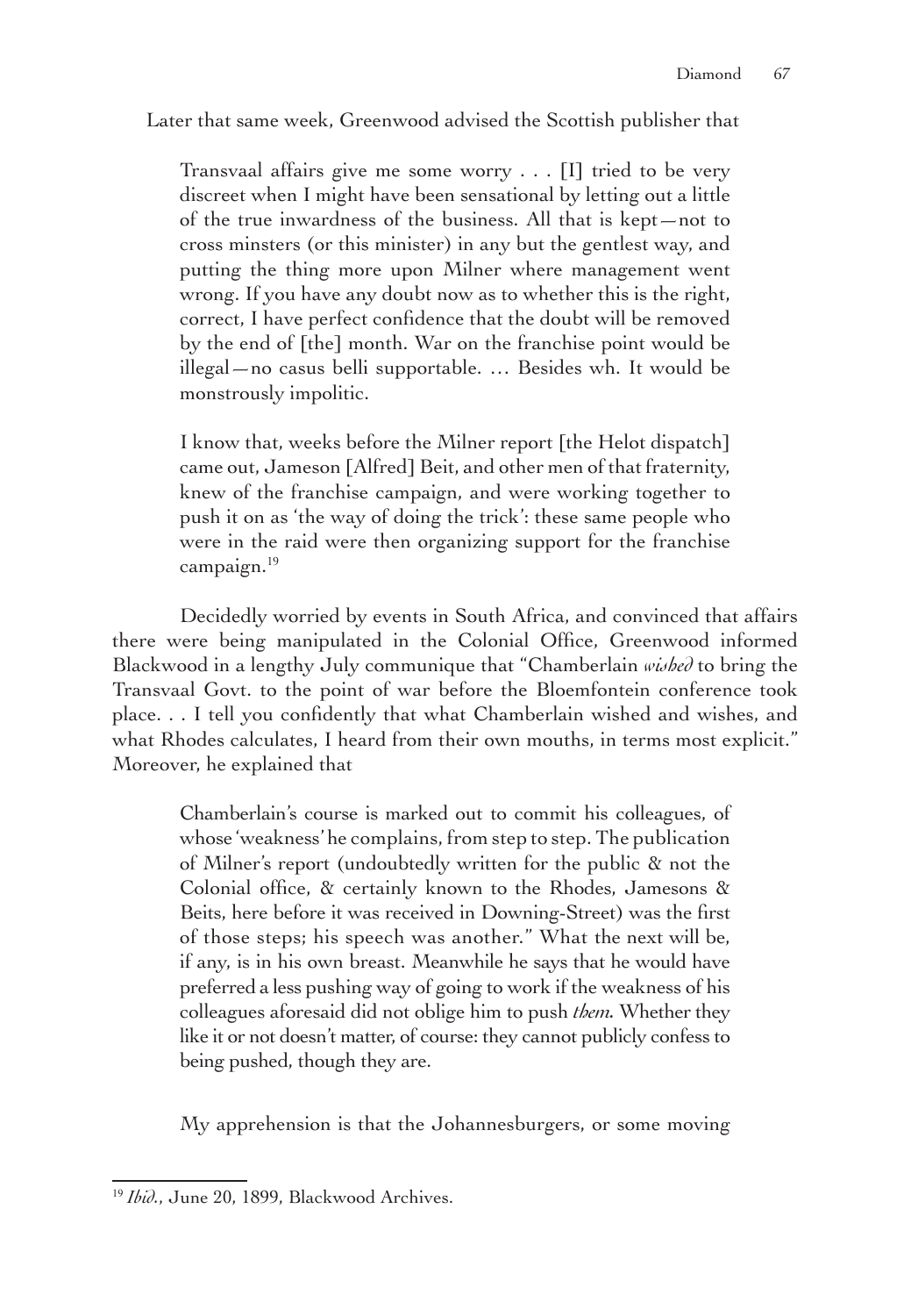Later that same week, Greenwood advised the Scottish publisher that

> Transvaal affairs give me some worry . . . [I] tried to be very discreet when I might have been sensational by letting out a little of the true inwardness of the business. All that is kept—not to cross minsters (or this minister) in any but the gentlest way, and putting the thing more upon Milner where management went wrong. If you have any doubt now as to whether this is the right, correct, I have perfect confidence that the doubt will be removed by the end of [the] month. War on the franchise point would be illegal—no casus belli supportable. … Besides wh. It would be monstrously impolitic.
>
> I know that, weeks before the Milner report [the Helot dispatch] came out, Jameson [Alfred] Beit, and other men of that fraternity, knew of the franchise campaign, and were working together to push it on as 'the way of doing the trick': these same people who were in the raid were then organizing support for the franchise campaign.[19]

Decidedly worried by events in South Africa, and convinced that affairs there were being manipulated in the Colonial Office, Greenwood informed Blackwood in a lengthy July communique that "Chamberlain *wished* to bring the Transvaal Govt. to the point of war before the Bloemfontein conference took place. . . I tell you confidently that what Chamberlain wished and wishes, and what Rhodes calculates, I heard from their own mouths, in terms most explicit." Moreover, he explained that

> Chamberlain's course is marked out to commit his colleagues, of whose 'weakness' he complains, from step to step. The publication of Milner's report (undoubtedly written for the public & not the Colonial office, & certainly known to the Rhodes, Jamesons & Beits, here before it was received in Downing-Street) was the first of those steps; his speech was another." What the next will be, if any, is in his own breast. Meanwhile he says that he would have preferred a less pushing way of going to work if the weakness of his colleagues aforesaid did not oblige him to push *them*. Whether they like it or not doesn't matter, of course: they cannot publicly confess to being pushed, though they are.
>
> My apprehension is that the Johannesburgers, or some moving

---

[19] *Ibid.*, June 20, 1899, Blackwood Archives.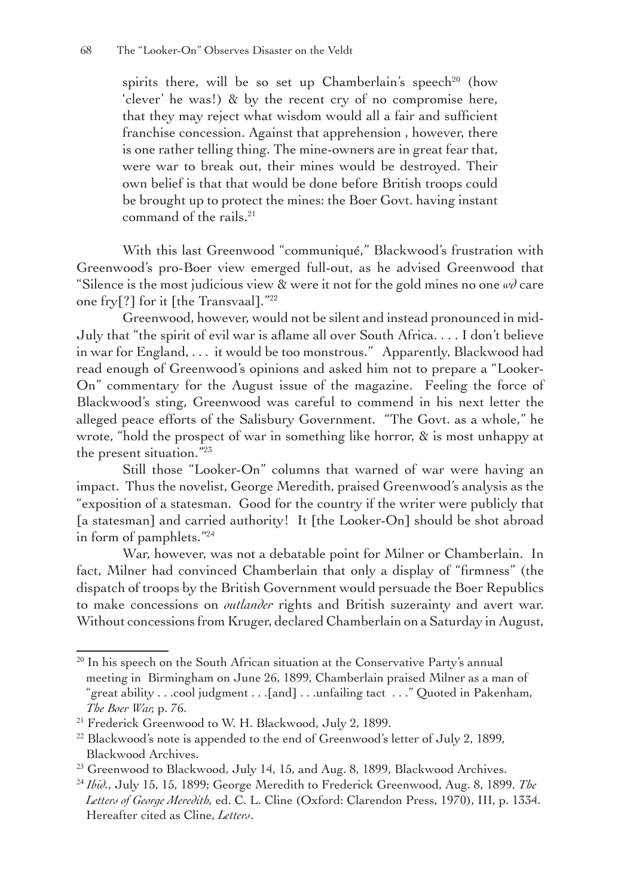spirits there, will be so set up Chamberlain's speech[20] (how 'clever' he was!) & by the recent cry of no compromise here, that they may reject what wisdom would all a fair and sufficient franchise concession. Against that apprehension , however, there is one rather telling thing. The mine-owners are in great fear that, were war to break out, their mines would be destroyed. Their own belief is that that would be done before British troops could be brought up to protect the mines: the Boer Govt. having instant command of the rails.[21]

With this last Greenwood "communiqué," Blackwood's frustration with Greenwood's pro-Boer view emerged full-out, as he advised Greenwood that "Silence is the most judicious view & were it not for the gold mines no one *wd* care one fry[?] for it [the Transvaal]."[22]

Greenwood, however, would not be silent and instead pronounced in mid-July that "the spirit of evil war is aflame all over South Africa. . . . I don't believe in war for England, . . . it would be too monstrous." Apparently, Blackwood had read enough of Greenwood's opinions and asked him not to prepare a "Looker-On" commentary for the August issue of the magazine. Feeling the force of Blackwood's sting, Greenwood was careful to commend in his next letter the alleged peace efforts of the Salisbury Government. "The Govt. as a whole," he wrote, "hold the prospect of war in something like horror, & is most unhappy at the present situation."[23]

Still those "Looker-On" columns that warned of war were having an impact. Thus the novelist, George Meredith, praised Greenwood's analysis as the "exposition of a statesman. Good for the country if the writer were publicly that [a statesman] and carried authority! It [the Looker-On] should be shot abroad in form of pamphlets."[24]

War, however, was not a debatable point for Milner or Chamberlain. In fact, Milner had convinced Chamberlain that only a display of "firmness" (the dispatch of troops by the British Government would persuade the Boer Republics to make concessions on *outlander* rights and British suzerainty and avert war. Without concessions from Kruger, declared Chamberlain on a Saturday in August,

---

[20] In his speech on the South African situation at the Conservative Party's annual meeting in Birmingham on June 26, 1899, Chamberlain praised Milner as a man of "great ability . . .cool judgment . . .[and] . . .unfailing tact . . ." Quoted in Pakenham, *The Boer War,* p. 76.

[21] Frederick Greenwood to W. H. Blackwood, July 2, 1899.

[22] Blackwood's note is appended to the end of Greenwood's letter of July 2, 1899, Blackwood Archives.

[23] Greenwood to Blackwood, July 14, 15, and Aug. 8, 1899, Blackwood Archives.

[24] *Ibid.*, July 15, 15, 1899; George Meredith to Frederick Greenwood, Aug. 8, 1899. *The Letters of George Meredith,* ed. C. L. Cline (Oxford: Clarendon Press, 1970), III, p. 1334. Hereafter cited as Cline, *Letters*.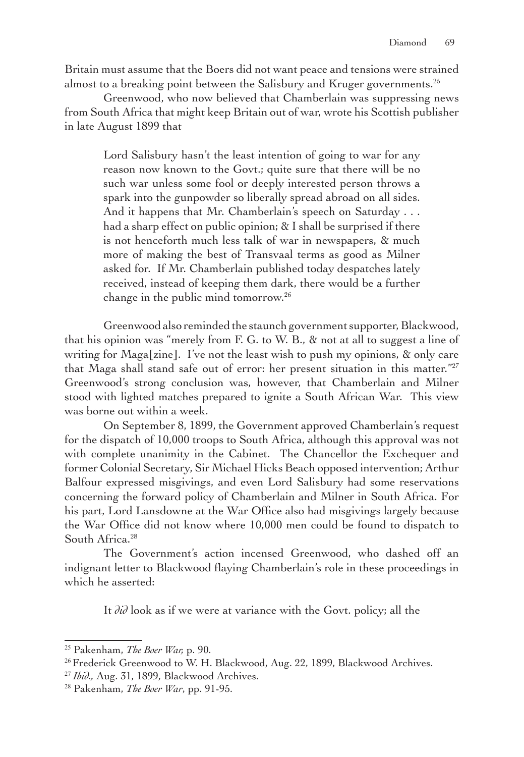Britain must assume that the Boers did not want peace and tensions were strained almost to a breaking point between the Salisbury and Kruger governments.[25]

Greenwood, who now believed that Chamberlain was suppressing news from South Africa that might keep Britain out of war, wrote his Scottish publisher in late August 1899 that

> Lord Salisbury hasn't the least intention of going to war for any reason now known to the Govt.; quite sure that there will be no such war unless some fool or deeply interested person throws a spark into the gunpowder so liberally spread abroad on all sides. And it happens that Mr. Chamberlain's speech on Saturday . . . had a sharp effect on public opinion; & I shall be surprised if there is not henceforth much less talk of war in newspapers, & much more of making the best of Transvaal terms as good as Milner asked for. If Mr. Chamberlain published today despatches lately received, instead of keeping them dark, there would be a further change in the public mind tomorrow.[26]

Greenwood also reminded the staunch government supporter, Blackwood, that his opinion was "merely from F. G. to W. B., & not at all to suggest a line of writing for Maga[zine]. I've not the least wish to push my opinions, & only care that Maga shall stand safe out of error: her present situation in this matter."[27] Greenwood's strong conclusion was, however, that Chamberlain and Milner stood with lighted matches prepared to ignite a South African War. This view was borne out within a week.

On September 8, 1899, the Government approved Chamberlain's request for the dispatch of 10,000 troops to South Africa, although this approval was not with complete unanimity in the Cabinet. The Chancellor the Exchequer and former Colonial Secretary, Sir Michael Hicks Beach opposed intervention; Arthur Balfour expressed misgivings, and even Lord Salisbury had some reservations concerning the forward policy of Chamberlain and Milner in South Africa. For his part, Lord Lansdowne at the War Office also had misgivings largely because the War Office did not know where 10,000 men could be found to dispatch to South Africa.[28]

The Government's action incensed Greenwood, who dashed off an indignant letter to Blackwood flaying Chamberlain's role in these proceedings in which he asserted:

> It *did* look as if we were at variance with the Govt. policy; all the

---

[25] Pakenham, *The Boer War,* p. 90.

[26] Frederick Greenwood to W. H. Blackwood, Aug. 22, 1899, Blackwood Archives.

[27] *Ibid.,* Aug. 31, 1899, Blackwood Archives.

[28] Pakenham, *The Boer War*, pp. 91-95.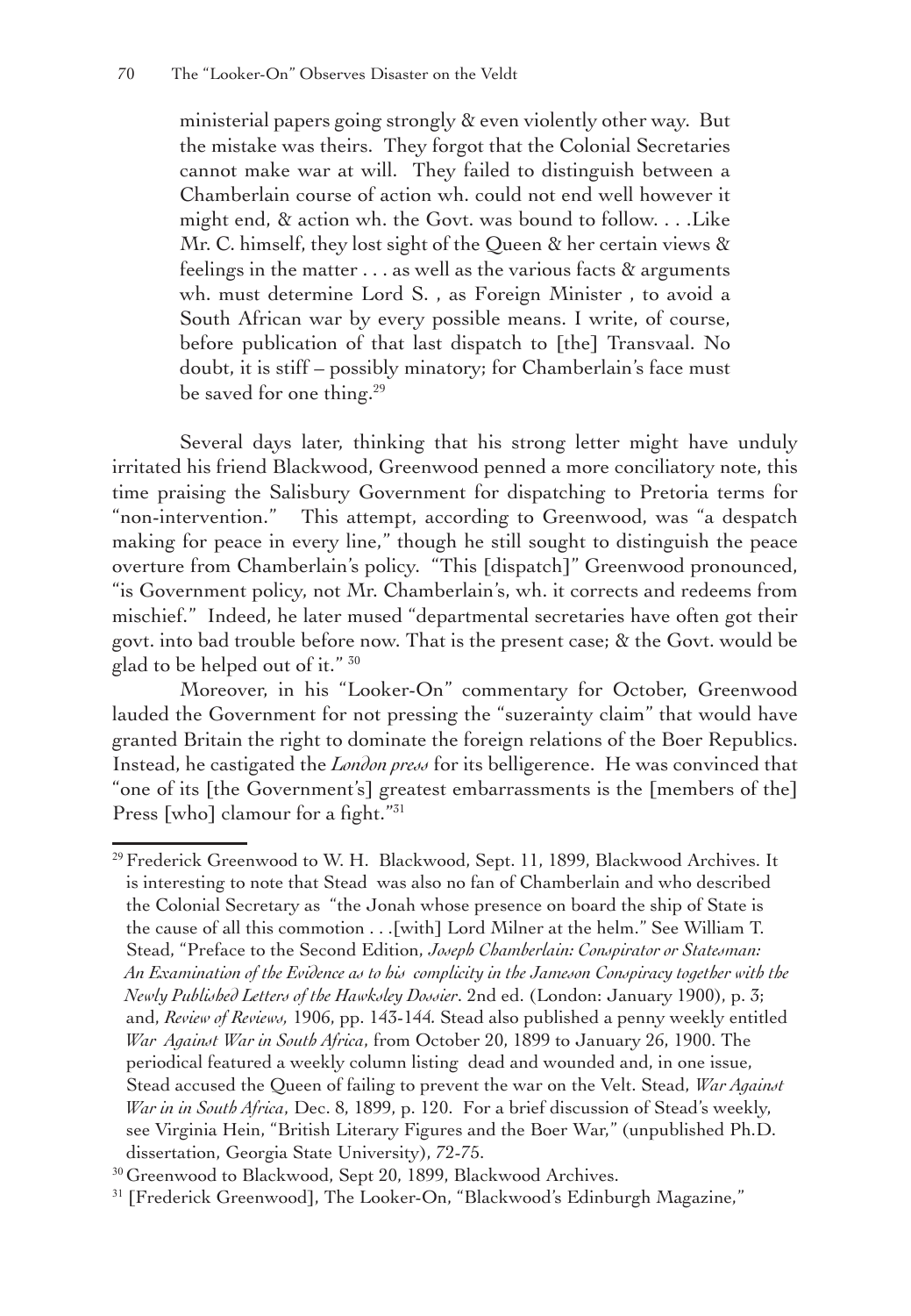ministerial papers going strongly & even violently other way. But the mistake was theirs. They forgot that the Colonial Secretaries cannot make war at will. They failed to distinguish between a Chamberlain course of action wh. could not end well however it might end, & action wh. the Govt. was bound to follow. . . .Like Mr. C. himself, they lost sight of the Queen & her certain views & feelings in the matter . . . as well as the various facts & arguments wh. must determine Lord S. , as Foreign Minister , to avoid a South African war by every possible means. I write, of course, before publication of that last dispatch to [the] Transvaal. No doubt, it is stiff – possibly minatory; for Chamberlain's face must be saved for one thing.[29]

Several days later, thinking that his strong letter might have unduly irritated his friend Blackwood, Greenwood penned a more conciliatory note, this time praising the Salisbury Government for dispatching to Pretoria terms for "non-intervention." This attempt, according to Greenwood, was "a despatch making for peace in every line," though he still sought to distinguish the peace overture from Chamberlain's policy. "This [dispatch]" Greenwood pronounced, "is Government policy, not Mr. Chamberlain's, wh. it corrects and redeems from mischief." Indeed, he later mused "departmental secretaries have often got their govt. into bad trouble before now. That is the present case; & the Govt. would be glad to be helped out of it." [30]

Moreover, in his "Looker-On" commentary for October, Greenwood lauded the Government for not pressing the "suzerainty claim" that would have granted Britain the right to dominate the foreign relations of the Boer Republics. Instead, he castigated the *London press* for its belligerence. He was convinced that "one of its [the Government's] greatest embarrassments is the [members of the] Press [who] clamour for a fight."[31]

---

[29] Frederick Greenwood to W. H. Blackwood, Sept. 11, 1899, Blackwood Archives. It is interesting to note that Stead was also no fan of Chamberlain and who described the Colonial Secretary as "the Jonah whose presence on board the ship of State is the cause of all this commotion . . .[with] Lord Milner at the helm." See William T. Stead, "Preface to the Second Edition, *Joseph Chamberlain: Conspirator or Statesman: An Examination of the Evidence as to his complicity in the Jameson Conspiracy together with the Newly Published Letters of the Hawksley Dossier*. 2nd ed. (London: January 1900), p. 3; and, *Review of Reviews,* 1906, pp. 143-144. Stead also published a penny weekly entitled *War Against War in South Africa*, from October 20, 1899 to January 26, 1900. The periodical featured a weekly column listing dead and wounded and, in one issue, Stead accused the Queen of failing to prevent the war on the Velt. Stead, *War Against War in in South Africa*, Dec. 8, 1899, p. 120. For a brief discussion of Stead's weekly, see Virginia Hein, "British Literary Figures and the Boer War," (unpublished Ph.D. dissertation, Georgia State University), 72-75.

[30] Greenwood to Blackwood, Sept 20, 1899, Blackwood Archives.

[31] [Frederick Greenwood], The Looker-On, "Blackwood's Edinburgh Magazine,"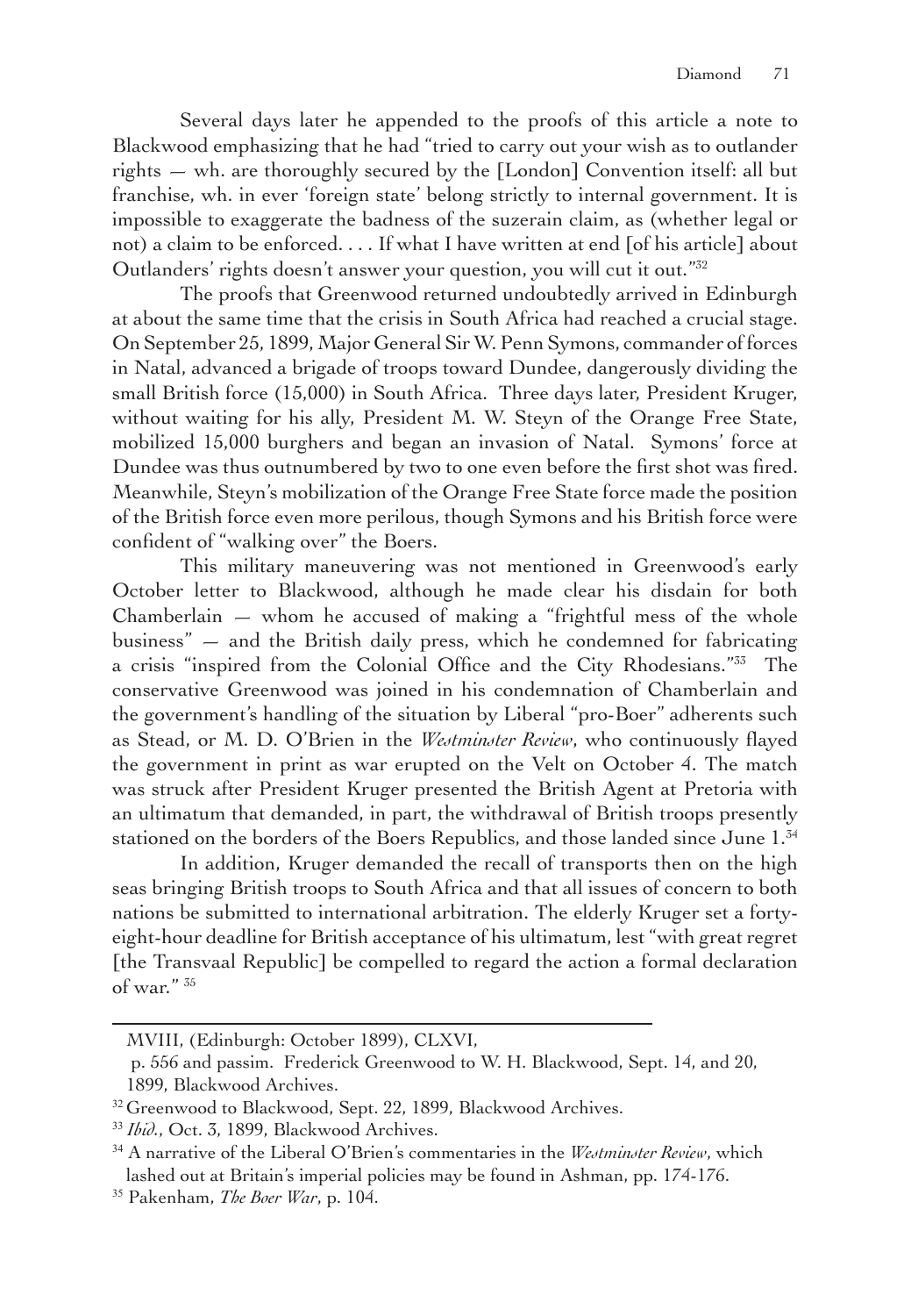Several days later he appended to the proofs of this article a note to Blackwood emphasizing that he had "tried to carry out your wish as to outlander rights — wh. are thoroughly secured by the [London] Convention itself: all but franchise, wh. in ever 'foreign state' belong strictly to internal government. It is impossible to exaggerate the badness of the suzerain claim, as (whether legal or not) a claim to be enforced. . . . If what I have written at end [of his article] about Outlanders' rights doesn't answer your question, you will cut it out."[32]

The proofs that Greenwood returned undoubtedly arrived in Edinburgh at about the same time that the crisis in South Africa had reached a crucial stage. On September 25, 1899, Major General Sir W. Penn Symons, commander of forces in Natal, advanced a brigade of troops toward Dundee, dangerously dividing the small British force (15,000) in South Africa. Three days later, President Kruger, without waiting for his ally, President M. W. Steyn of the Orange Free State, mobilized 15,000 burghers and began an invasion of Natal. Symons' force at Dundee was thus outnumbered by two to one even before the first shot was fired. Meanwhile, Steyn's mobilization of the Orange Free State force made the position of the British force even more perilous, though Symons and his British force were confident of "walking over" the Boers.

This military maneuvering was not mentioned in Greenwood's early October letter to Blackwood, although he made clear his disdain for both Chamberlain — whom he accused of making a "frightful mess of the whole business" — and the British daily press, which he condemned for fabricating a crisis "inspired from the Colonial Office and the City Rhodesians."[33] The conservative Greenwood was joined in his condemnation of Chamberlain and the government's handling of the situation by Liberal "pro-Boer" adherents such as Stead, or M. D. O'Brien in the *Westminster Review*, who continuously flayed the government in print as war erupted on the Velt on October 4. The match was struck after President Kruger presented the British Agent at Pretoria with an ultimatum that demanded, in part, the withdrawal of British troops presently stationed on the borders of the Boers Republics, and those landed since June 1.[34]

In addition, Kruger demanded the recall of transports then on the high seas bringing British troops to South Africa and that all issues of concern to both nations be submitted to international arbitration. The elderly Kruger set a forty-eight-hour deadline for British acceptance of his ultimatum, lest "with great regret [the Transvaal Republic] be compelled to regard the action a formal declaration of war." [35]

---

MVIII, (Edinburgh: October 1899), CLXVI, p. 556 and passim. Frederick Greenwood to W. H. Blackwood, Sept. 14, and 20, 1899, Blackwood Archives.

[32] Greenwood to Blackwood, Sept. 22, 1899, Blackwood Archives.

[33] *Ibid.*, Oct. 3, 1899, Blackwood Archives.

[34] A narrative of the Liberal O'Brien's commentaries in the *Westminster Review*, which lashed out at Britain's imperial policies may be found in Ashman, pp. 174-176.

[35] Pakenham, *The Boer War*, p. 104.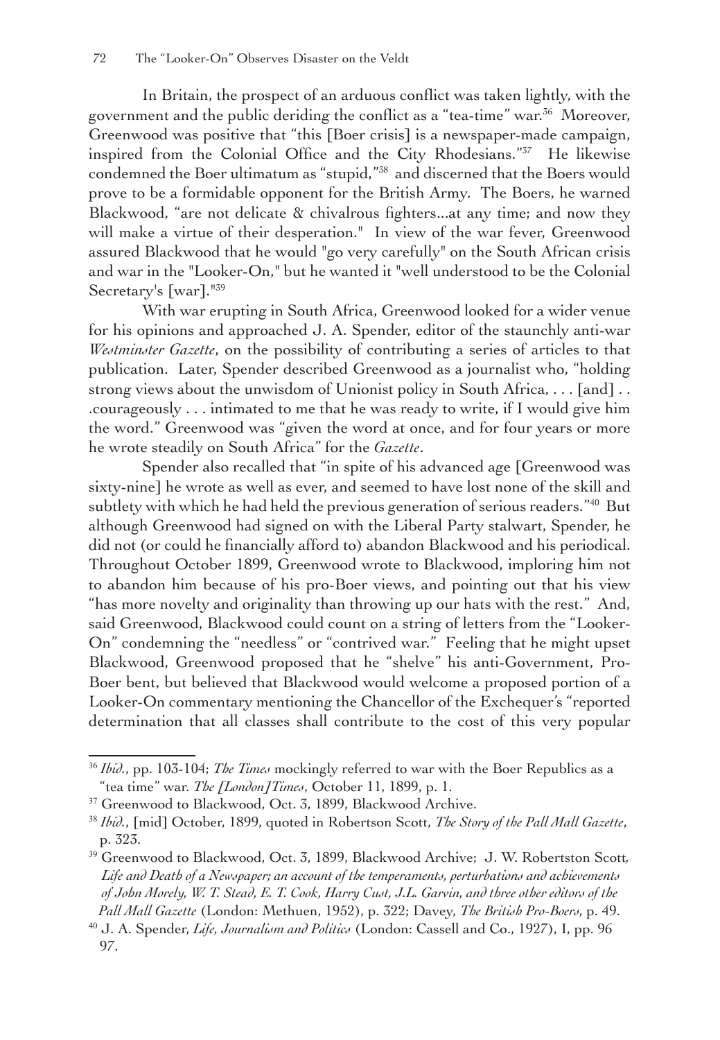In Britain, the prospect of an arduous conflict was taken lightly, with the government and the public deriding the conflict as a "tea-time" war.[36] Moreover, Greenwood was positive that "this [Boer crisis] is a newspaper-made campaign, inspired from the Colonial Office and the City Rhodesians."[37] He likewise condemned the Boer ultimatum as "stupid,"[38] and discerned that the Boers would prove to be a formidable opponent for the British Army. The Boers, he warned Blackwood, "are not delicate & chivalrous fighters...at any time; and now they will make a virtue of their desperation." In view of the war fever, Greenwood assured Blackwood that he would "go very carefully" on the South African crisis and war in the "Looker-On," but he wanted it "well understood to be the Colonial Secretary's [war]."[39]

With war erupting in South Africa, Greenwood looked for a wider venue for his opinions and approached J. A. Spender, editor of the staunchly anti-war *Westminster Gazette*, on the possibility of contributing a series of articles to that publication. Later, Spender described Greenwood as a journalist who, "holding strong views about the unwisdom of Unionist policy in South Africa, . . . [and] . . .courageously . . . intimated to me that he was ready to write, if I would give him the word." Greenwood was "given the word at once, and for four years or more he wrote steadily on South Africa" for the *Gazette*.

Spender also recalled that "in spite of his advanced age [Greenwood was sixty-nine] he wrote as well as ever, and seemed to have lost none of the skill and subtlety with which he had held the previous generation of serious readers."[40] But although Greenwood had signed on with the Liberal Party stalwart, Spender, he did not (or could he financially afford to) abandon Blackwood and his periodical. Throughout October 1899, Greenwood wrote to Blackwood, imploring him not to abandon him because of his pro-Boer views, and pointing out that his view "has more novelty and originality than throwing up our hats with the rest." And, said Greenwood, Blackwood could count on a string of letters from the "Looker-On" condemning the "needless" or "contrived war." Feeling that he might upset Blackwood, Greenwood proposed that he "shelve" his anti-Government, Pro-Boer bent, but believed that Blackwood would welcome a proposed portion of a Looker-On commentary mentioning the Chancellor of the Exchequer's "reported determination that all classes shall contribute to the cost of this very popular

---

[36] *Ibid.*, pp. 103-104; *The Times* mockingly referred to war with the Boer Republics as a "tea time" war. *The [London]Times*, October 11, 1899, p. 1.

[37] Greenwood to Blackwood, Oct. 3, 1899, Blackwood Archive.

[38] *Ibid.*, [mid] October, 1899, quoted in Robertson Scott, *The Story of the Pall Mall Gazette*, p. 323.

[39] Greenwood to Blackwood, Oct. 3, 1899, Blackwood Archive; J. W. Robertston Scott, *Life and Death of a Newspaper; an account of the temperaments, perturbations and achievements of John Morely, W. T. Stead, E. T. Cook, Harry Cust, J.L. Garvin, and three other editors of the Pall Mall Gazette* (London: Methuen, 1952), p. 322; Davey, *The British Pro-Boers*, p. 49.

[40] J. A. Spender, *Life, Journalism and Politics* (London: Cassell and Co., 1927), I, pp. 96 97.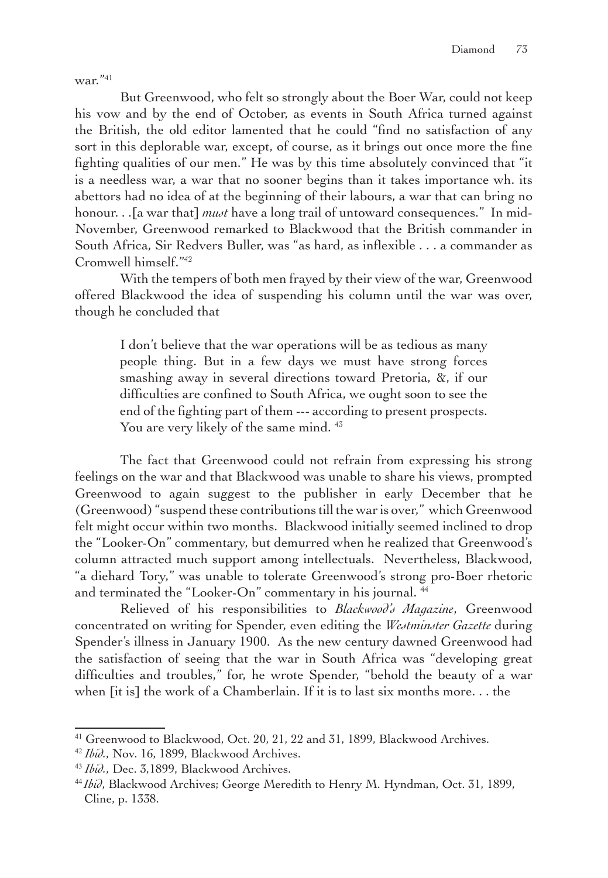war."[41]

But Greenwood, who felt so strongly about the Boer War, could not keep his vow and by the end of October, as events in South Africa turned against the British, the old editor lamented that he could "find no satisfaction of any sort in this deplorable war, except, of course, as it brings out once more the fine fighting qualities of our men." He was by this time absolutely convinced that "it is a needless war, a war that no sooner begins than it takes importance wh. its abettors had no idea of at the beginning of their labours, a war that can bring no honour. . .[a war that] *must* have a long trail of untoward consequences." In mid-November, Greenwood remarked to Blackwood that the British commander in South Africa, Sir Redvers Buller, was "as hard, as inflexible . . . a commander as Cromwell himself."[42]

With the tempers of both men frayed by their view of the war, Greenwood offered Blackwood the idea of suspending his column until the war was over, though he concluded that

> I don't believe that the war operations will be as tedious as many people thing. But in a few days we must have strong forces smashing away in several directions toward Pretoria, &, if our difficulties are confined to South Africa, we ought soon to see the end of the fighting part of them --- according to present prospects. You are very likely of the same mind. [43]

The fact that Greenwood could not refrain from expressing his strong feelings on the war and that Blackwood was unable to share his views, prompted Greenwood to again suggest to the publisher in early December that he (Greenwood) "suspend these contributions till the war is over," which Greenwood felt might occur within two months. Blackwood initially seemed inclined to drop the "Looker-On" commentary, but demurred when he realized that Greenwood's column attracted much support among intellectuals. Nevertheless, Blackwood, "a diehard Tory," was unable to tolerate Greenwood's strong pro-Boer rhetoric and terminated the "Looker-On" commentary in his journal. [44]

Relieved of his responsibilities to *Blackwood's Magazine*, Greenwood concentrated on writing for Spender, even editing the *Westminster Gazette* during Spender's illness in January 1900. As the new century dawned Greenwood had the satisfaction of seeing that the war in South Africa was "developing great difficulties and troubles," for, he wrote Spender, "behold the beauty of a war when [it is] the work of a Chamberlain. If it is to last six months more. . . the

---

[41] Greenwood to Blackwood, Oct. 20, 21, 22 and 31, 1899, Blackwood Archives.

[42] *Ibid.*, Nov. 16, 1899, Blackwood Archives.

[43] *Ibid.*, Dec. 3,1899, Blackwood Archives.

[44] *Ibid*, Blackwood Archives; George Meredith to Henry M. Hyndman, Oct. 31, 1899, Cline, p. 1338.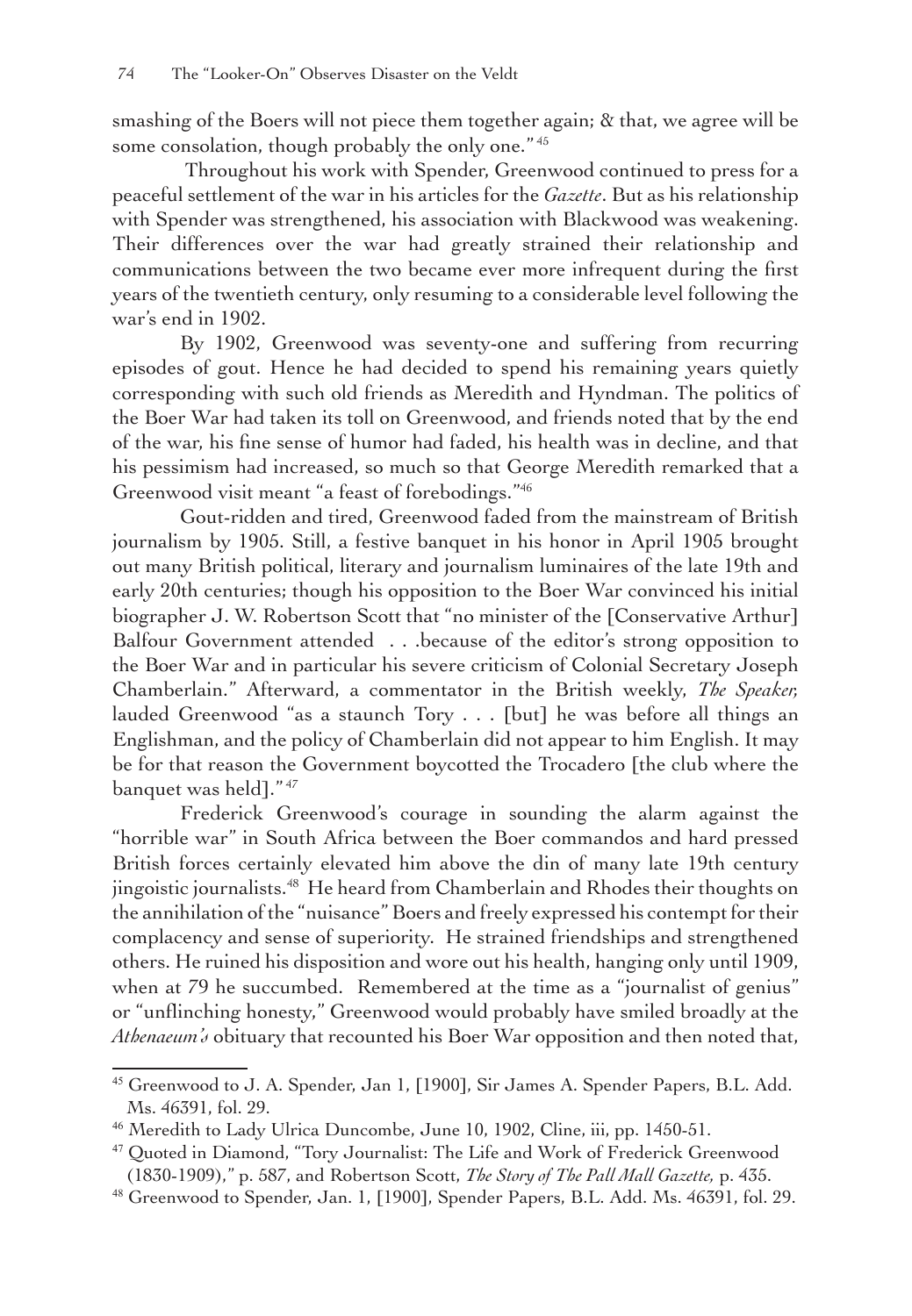smashing of the Boers will not piece them together again; & that, we agree will be some consolation, though probably the only one."[45]

Throughout his work with Spender, Greenwood continued to press for a peaceful settlement of the war in his articles for the *Gazette*. But as his relationship with Spender was strengthened, his association with Blackwood was weakening. Their differences over the war had greatly strained their relationship and communications between the two became ever more infrequent during the first years of the twentieth century, only resuming to a considerable level following the war's end in 1902.

By 1902, Greenwood was seventy-one and suffering from recurring episodes of gout. Hence he had decided to spend his remaining years quietly corresponding with such old friends as Meredith and Hyndman. The politics of the Boer War had taken its toll on Greenwood, and friends noted that by the end of the war, his fine sense of humor had faded, his health was in decline, and that his pessimism had increased, so much so that George Meredith remarked that a Greenwood visit meant "a feast of forebodings."[46]

Gout-ridden and tired, Greenwood faded from the mainstream of British journalism by 1905. Still, a festive banquet in his honor in April 1905 brought out many British political, literary and journalism luminaires of the late 19th and early 20th centuries; though his opposition to the Boer War convinced his initial biographer J. W. Robertson Scott that "no minister of the [Conservative Arthur] Balfour Government attended . . .because of the editor's strong opposition to the Boer War and in particular his severe criticism of Colonial Secretary Joseph Chamberlain." Afterward, a commentator in the British weekly, *The Speaker,* lauded Greenwood "as a staunch Tory . . . [but] he was before all things an Englishman, and the policy of Chamberlain did not appear to him English. It may be for that reason the Government boycotted the Trocadero [the club where the banquet was held]."[47]

Frederick Greenwood's courage in sounding the alarm against the "horrible war" in South Africa between the Boer commandos and hard pressed British forces certainly elevated him above the din of many late 19th century jingoistic journalists.[48] He heard from Chamberlain and Rhodes their thoughts on the annihilation of the "nuisance" Boers and freely expressed his contempt for their complacency and sense of superiority. He strained friendships and strengthened others. He ruined his disposition and wore out his health, hanging only until 1909, when at 79 he succumbed. Remembered at the time as a "journalist of genius" or "unflinching honesty," Greenwood would probably have smiled broadly at the *Athenaeum's* obituary that recounted his Boer War opposition and then noted that,

---

[45] Greenwood to J. A. Spender, Jan 1, [1900], Sir James A. Spender Papers, B.L. Add. Ms. 46391, fol. 29.

[46] Meredith to Lady Ulrica Duncombe, June 10, 1902, Cline, iii, pp. 1450-51.

[47] Quoted in Diamond, "Tory Journalist: The Life and Work of Frederick Greenwood (1830-1909)," p. 587, and Robertson Scott, *The Story of The Pall Mall Gazette,* p. 435.

[48] Greenwood to Spender, Jan. 1, [1900], Spender Papers, B.L. Add. Ms. 46391, fol. 29.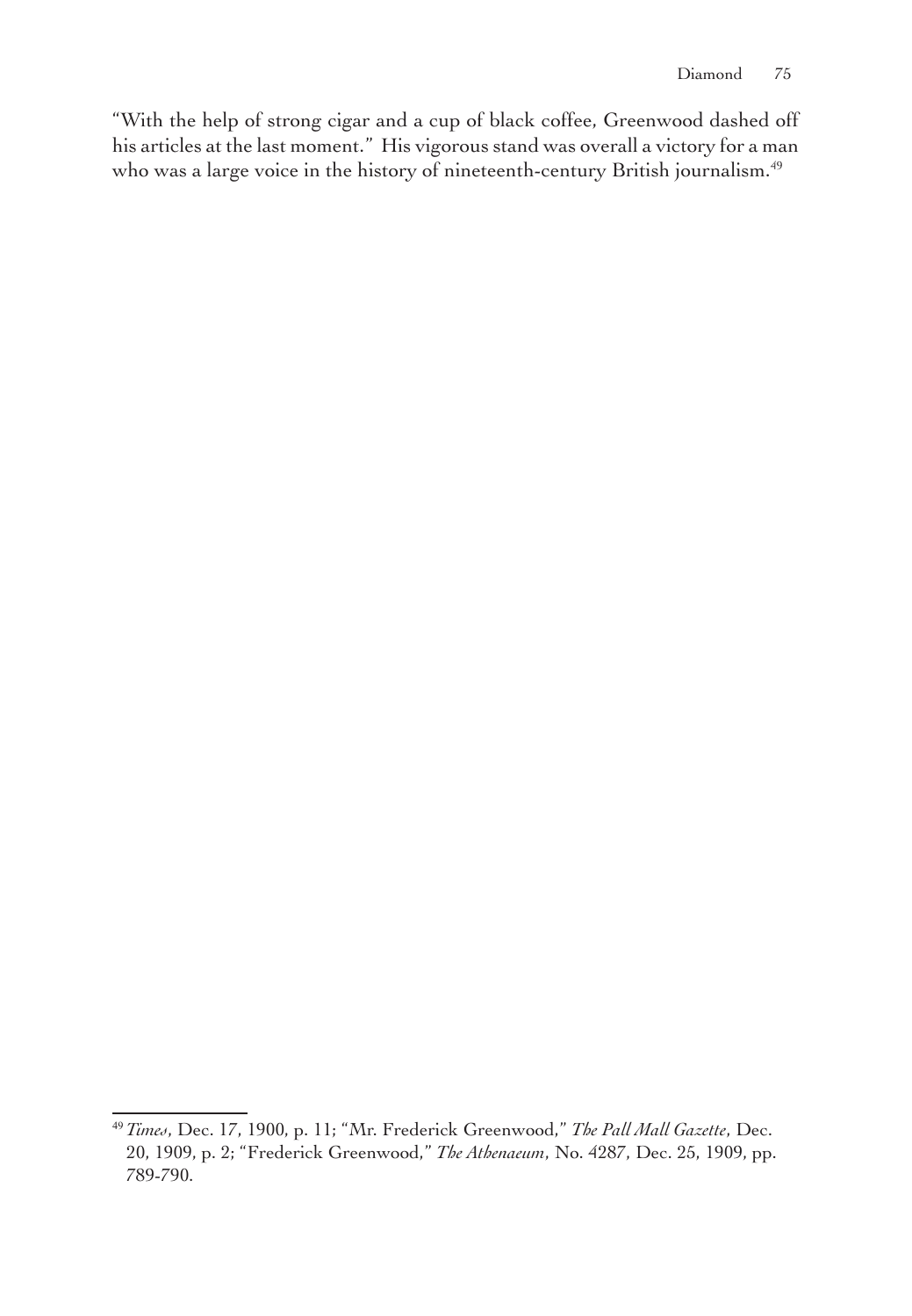"With the help of strong cigar and a cup of black coffee, Greenwood dashed off his articles at the last moment." His vigorous stand was overall a victory for a man who was a large voice in the history of nineteenth-century British journalism.[49]

---

[49] *Times*, Dec. 17, 1900, p. 11; "Mr. Frederick Greenwood," *The Pall Mall Gazette*, Dec. 20, 1909, p. 2; "Frederick Greenwood," *The Athenaeum*, No. 4287, Dec. 25, 1909, pp. 789-790.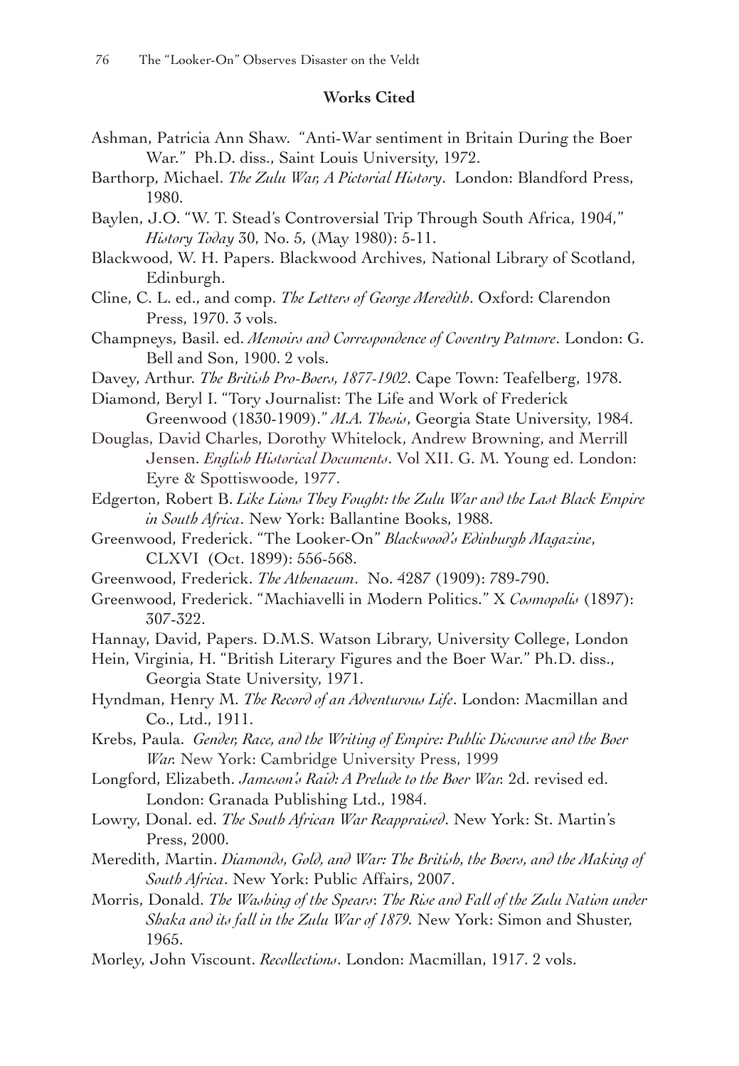## Works Cited

Ashman, Patricia Ann Shaw. "Anti-War sentiment in Britain During the Boer War." Ph.D. diss., Saint Louis University, 1972.

Barthorp, Michael. *The Zulu War, A Pictorial History*. London: Blandford Press, 1980.

Baylen, J.O. "W. T. Stead's Controversial Trip Through South Africa, 1904," *History Today* 30, No. 5, (May 1980): 5-11.

Blackwood, W. H. Papers. Blackwood Archives, National Library of Scotland, Edinburgh.

Cline, C. L. ed., and comp. *The Letters of George Meredith*. Oxford: Clarendon Press, 1970. 3 vols.

Champneys, Basil. ed. *Memoirs and Correspondence of Coventry Patmore*. London: G. Bell and Son, 1900. 2 vols.

Davey, Arthur. *The British Pro-Boers, 1877-1902*. Cape Town: Teafelberg, 1978.

Diamond, Beryl I. "Tory Journalist: The Life and Work of Frederick Greenwood (1830-1909)." *M.A. Thesis*, Georgia State University, 1984.

Douglas, David Charles, Dorothy Whitelock, Andrew Browning, and Merrill Jensen. *English Historical Documents*. Vol XII. G. M. Young ed. London: Eyre & Spottiswoode, 1977.

Edgerton, Robert B. *Like Lions They Fought: the Zulu War and the Last Black Empire in South Africa*. New York: Ballantine Books, 1988.

Greenwood, Frederick. "The Looker-On" *Blackwood's Edinburgh Magazine*, CLXVI (Oct. 1899): 556-568.

Greenwood, Frederick. *The Athenaeum*. No. 4287 (1909): 789-790.

Greenwood, Frederick. "Machiavelli in Modern Politics." X *Cosmopolis* (1897): 307-322.

Hannay, David, Papers. D.M.S. Watson Library, University College, London

Hein, Virginia, H. "British Literary Figures and the Boer War." Ph.D. diss., Georgia State University, 1971.

Hyndman, Henry M. *The Record of an Adventurous Life*. London: Macmillan and Co., Ltd., 1911.

Krebs, Paula. *Gender, Race, and the Writing of Empire: Public Discourse and the Boer War*. New York: Cambridge University Press, 1999

Longford, Elizabeth. *Jameson's Raid: A Prelude to the Boer War*. 2d. revised ed. London: Granada Publishing Ltd., 1984.

Lowry, Donal. ed. *The South African War Reappraised*. New York: St. Martin's Press, 2000.

Meredith, Martin. *Diamonds, Gold, and War: The British, the Boers, and the Making of South Africa*. New York: Public Affairs, 2007.

Morris, Donald. *The Washing of the Spears: The Rise and Fall of the Zulu Nation under Shaka and its fall in the Zulu War of 1879.* New York: Simon and Shuster, 1965.

Morley, John Viscount. *Recollections*. London: Macmillan, 1917. 2 vols.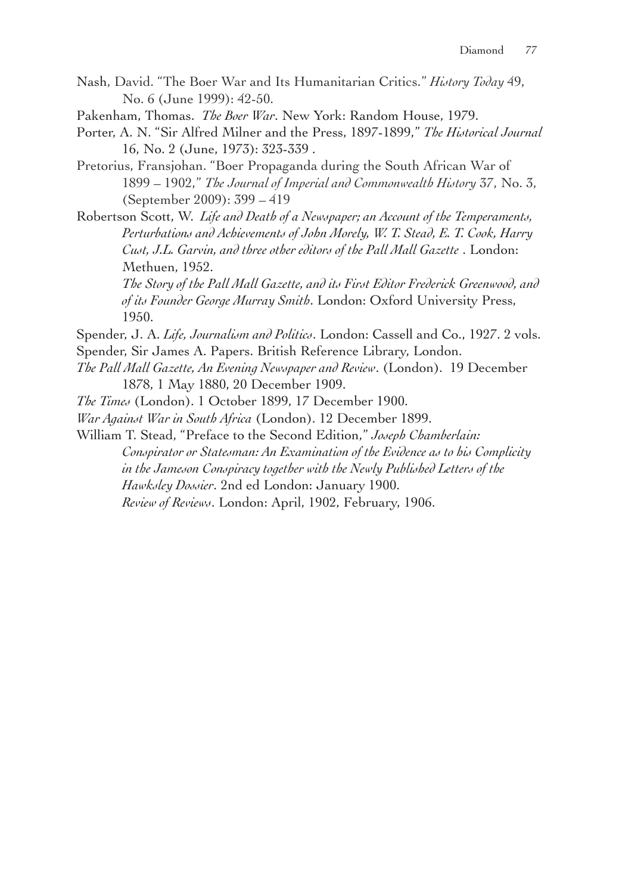Nash, David. "The Boer War and Its Humanitarian Critics." *History Today* 49, No. 6 (June 1999): 42-50.

Pakenham, Thomas. *The Boer War*. New York: Random House, 1979.

Porter, A. N. "Sir Alfred Milner and the Press, 1897-1899," *The Historical Journal* 16, No. 2 (June, 1973): 323-339 .

Pretorius, Fransjohan. "Boer Propaganda during the South African War of 1899 – 1902," *The Journal of Imperial and Commonwealth History* 37, No. 3, (September 2009): 399 – 419

Robertson Scott, W. *Life and Death of a Newspaper; an Account of the Temperaments, Perturbations and Achievements of John Morely, W. T. Stead, E. T. Cook, Harry Cust, J.L. Garvin, and three other editors of the Pall Mall Gazette* . London: Methuen, 1952.

*The Story of the Pall Mall Gazette, and its First Editor Frederick Greenwood, and of its Founder George Murray Smith*. London: Oxford University Press, 1950.

Spender, J. A. *Life, Journalism and Politics*. London: Cassell and Co., 1927. 2 vols.

Spender, Sir James A. Papers. British Reference Library, London.

*The Pall Mall Gazette, An Evening Newspaper and Review*. (London). 19 December 1878, 1 May 1880, 20 December 1909.

*The Times* (London). 1 October 1899, 17 December 1900.

*War Against War in South Africa* (London). 12 December 1899.

William T. Stead, "Preface to the Second Edition," *Joseph Chamberlain: Conspirator or Statesman: An Examination of the Evidence as to his Complicity in the Jameson Conspiracy together with the Newly Published Letters of the Hawksley Dossier*. 2nd ed London: January 1900.

*Review of Reviews*. London: April, 1902, February, 1906.